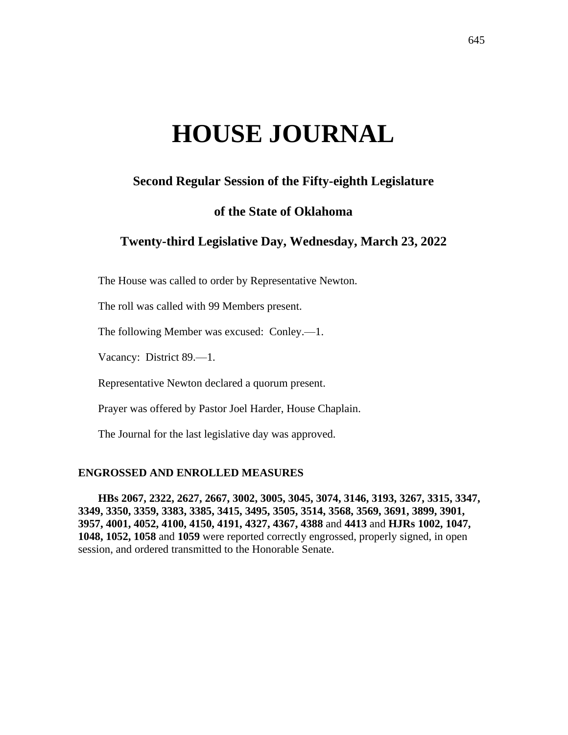# HOUSE JOURNAL

## Second Regular Session of the Fifty-eighth Legislature

## of the State of Oklahoma

## Twenty-third Legislative Day, Wednesday, March 23, 2022

The House was called to order by Representative Newton.

The roll was called with 99 Members present.

The following Member was excused: Conley.—1.

Vacancy: District 89.—1.

Representative Newton declared a quorum present.

Prayer was offered by Pastor Joel Harder, House Chaplain.

The Journal for the last legislative day was approved.

### ENGROSSED AND ENROLLED MEASURES

**HBs 2067, 2322, 2627, 2667, 3002, 3005, 3045, 3074, 3146, 3193, 3267, 3315, 3347, 3349, 3350, 3359, 3383, 3385, 3415, 3495, 3505, 3514, 3568, 3569, 3691, 3899, 3901, 3957, 4001, 4052, 4100, 4150, 4191, 4327, 4367, 4388** and **4413** and **HJRs 1002, 1047, 1048, 1052, 1058** and **1059** were reported correctly engrossed, properly signed, in open session, and ordered transmitted to the Honorable Senate.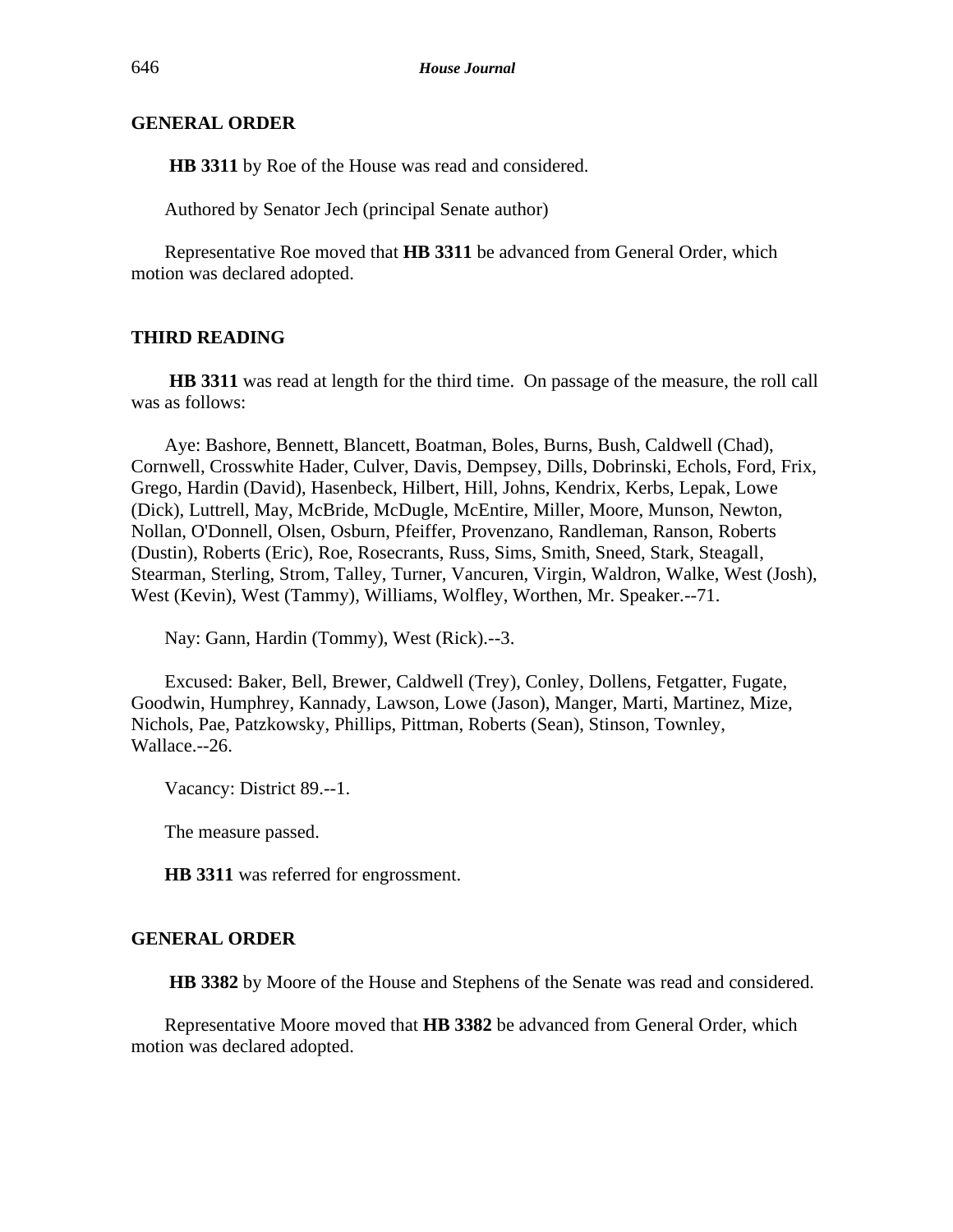**GENERAL ORDER**

**HB 3311** by Roe of the House was read and considered.

Authored by Senator Jech (principal Senate author)

Representative Roe moved that **HB 3311** be advanced from General Order, which motion was declared adopted.

**THIRD READING**

**HB 3311** was read at length for the third time. On passage of the measure, the roll call was as follows:

Aye: Bashore, Bennett, Blancett, Boatman, Boles, Burns, Bush, Caldwell (Chad), Cornwell, Crosswhite Hader, Culver, Davis, Dempsey, Dills, Dobrinski, Echols, Ford, Frix, Grego, Hardin (David), Hasenbeck, Hilbert, Hill, Johns, Kendrix, Kerbs, Lepak, Lowe (Dick), Luttrell, May, McBride, McDugle, McEntire, Miller, Moore, Munson, Newton, Nollan, O'Donnell, Olsen, Osburn, Pfeiffer, Provenzano, Randleman, Ranson, Roberts (Dustin), Roberts (Eric), Roe, Rosecrants, Russ, Sims, Smith, Sneed, Stark, Steagall, Stearman, Sterling, Strom, Talley, Turner, Vancuren, Virgin, Waldron, Walke, West (Josh), West (Kevin), West (Tammy), Williams, Wolfley, Worthen, Mr. Speaker.--71.

Nay: Gann, Hardin (Tommy), West (Rick).--3.

Excused: Baker, Bell, Brewer, Caldwell (Trey), Conley, Dollens, Fetgatter, Fugate, Goodwin, Humphrey, Kannady, Lawson, Lowe (Jason), Manger, Marti, Martinez, Mize, Nichols, Pae, Patzkowsky, Phillips, Pittman, Roberts (Sean), Stinson, Townley, Wallace.--26.

Vacancy: District 89.--1.

The measure passed.

**HB 3311** was referred for engrossment.

**GENERAL ORDER**

**HB 3382** by Moore of the House and Stephens of the Senate was read and considered.

Representative Moore moved that **HB 3382** be advanced from General Order, which motion was declared adopted.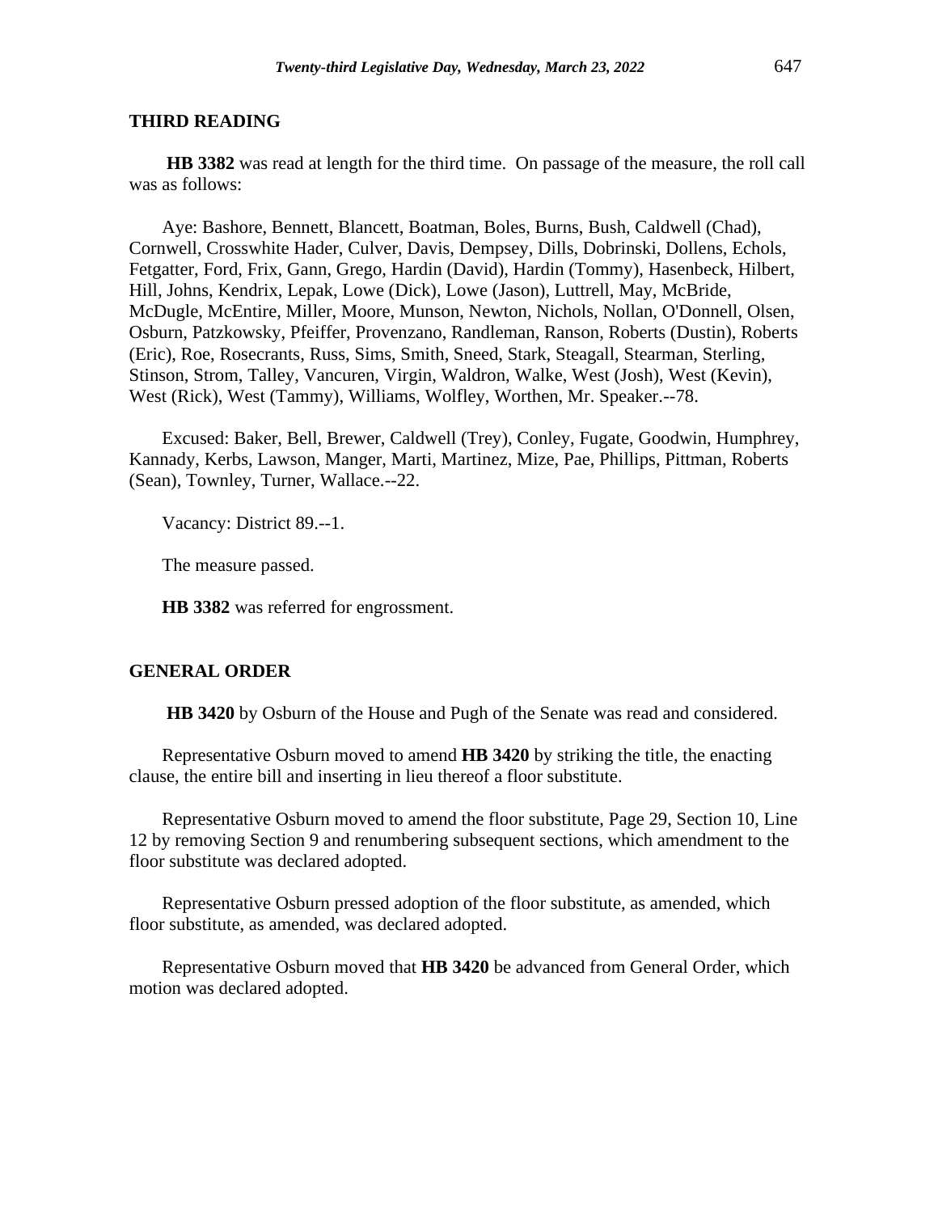## THIRD READING

**HB 3382** was read at length for the third time. On passage of the measure, the roll call was as follows:

Aye: Bashore, Bennett, Blancett, Boatman, Boles, Burns, Bush, Caldwell (Chad), Cornwell, Crosswhite Hader, Culver, Davis, Dempsey, Dills, Dobrinski, Dollens, Echols, Fetgatter, Ford, Frix, Gann, Grego, Hardin (David), Hardin (Tommy), Hasenbeck, Hilbert, Hill, Johns, Kendrix, Lepak, Lowe (Dick), Lowe (Jason), Luttrell, May, McBride, McDugle, McEntire, Miller, Moore, Munson, Newton, Nichols, Nollan, O'Donnell, Olsen, Osburn, Patzkowsky, Pfeiffer, Provenzano, Randleman, Ranson, Roberts (Dustin), Roberts (Eric), Roe, Rosecrants, Russ, Sims, Smith, Sneed, Stark, Steagall, Stearman, Sterling, Stinson, Strom, Talley, Vancuren, Virgin, Waldron, Walke, West (Josh), West (Kevin), West (Rick), West (Tammy), Williams, Wolfley, Worthen, Mr. Speaker.--78.

Excused: Baker, Bell, Brewer, Caldwell (Trey), Conley, Fugate, Goodwin, Humphrey, Kannady, Kerbs, Lawson, Manger, Marti, Martinez, Mize, Pae, Phillips, Pittman, Roberts (Sean), Townley, Turner, Wallace.--22.

Vacancy: District 89.--1.

The measure passed.

**HB 3382** was referred for engrossment.

## GENERAL ORDER

**HB 3420** by Osburn of the House and Pugh of the Senate was read and considered.

Representative Osburn moved to amend **HB 3420** by striking the title, the enacting clause, the entire bill and inserting in lieu thereof a floor substitute.

Representative Osburn moved to amend the floor substitute, Page 29, Section 10, Line 12 by removing Section 9 and renumbering subsequent sections, which amendment to the floor substitute was declared adopted.

Representative Osburn pressed adoption of the floor substitute, as amended, which floor substitute, as amended, was declared adopted.

Representative Osburn moved that **HB 3420** be advanced from General Order, which motion was declared adopted.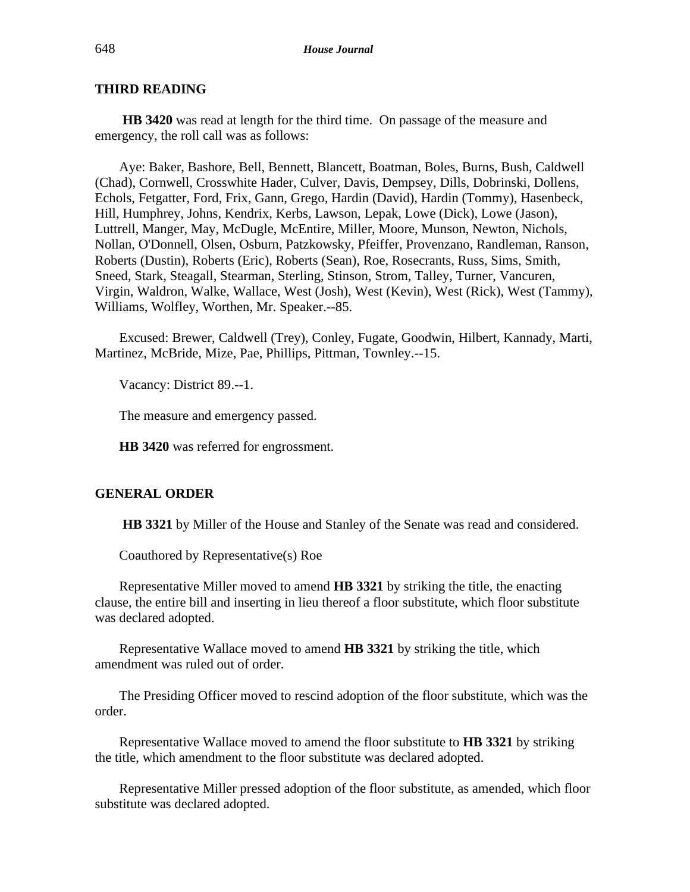## THIRD READING

**HB 3420** was read at length for the third time. On passage of the measure and emergency, the roll call was as follows:

Aye: Baker, Bashore, Bell, Bennett, Blancett, Boatman, Boles, Burns, Bush, Caldwell (Chad), Cornwell, Crosswhite Hader, Culver, Davis, Dempsey, Dills, Dobrinski, Dollens, Echols, Fetgatter, Ford, Frix, Gann, Grego, Hardin (David), Hardin (Tommy), Hasenbeck, Hill, Humphrey, Johns, Kendrix, Kerbs, Lawson, Lepak, Lowe (Dick), Lowe (Jason), Luttrell, Manger, May, McDugle, McEntire, Miller, Moore, Munson, Newton, Nichols, Nollan, O'Donnell, Olsen, Osburn, Patzkowsky, Pfeiffer, Provenzano, Randleman, Ranson, Roberts (Dustin), Roberts (Eric), Roberts (Sean), Roe, Rosecrants, Russ, Sims, Smith, Sneed, Stark, Steagall, Stearman, Sterling, Stinson, Strom, Talley, Turner, Vancuren, Virgin, Waldron, Walke, Wallace, West (Josh), West (Kevin), West (Rick), West (Tammy), Williams, Wolfley, Worthen, Mr. Speaker.--85.

Excused: Brewer, Caldwell (Trey), Conley, Fugate, Goodwin, Hilbert, Kannady, Marti, Martinez, McBride, Mize, Pae, Phillips, Pittman, Townley.--15.

Vacancy: District 89.--1.

The measure and emergency passed.

**HB 3420** was referred for engrossment.

## GENERAL ORDER

**HB 3321** by Miller of the House and Stanley of the Senate was read and considered.

Coauthored by Representative(s) Roe

Representative Miller moved to amend **HB 3321** by striking the title, the enacting clause, the entire bill and inserting in lieu thereof a floor substitute, which floor substitute was declared adopted.

Representative Wallace moved to amend **HB 3321** by striking the title, which amendment was ruled out of order.

The Presiding Officer moved to rescind adoption of the floor substitute, which was the order.

Representative Wallace moved to amend the floor substitute to **HB 3321** by striking the title, which amendment to the floor substitute was declared adopted.

Representative Miller pressed adoption of the floor substitute, as amended, which floor substitute was declared adopted.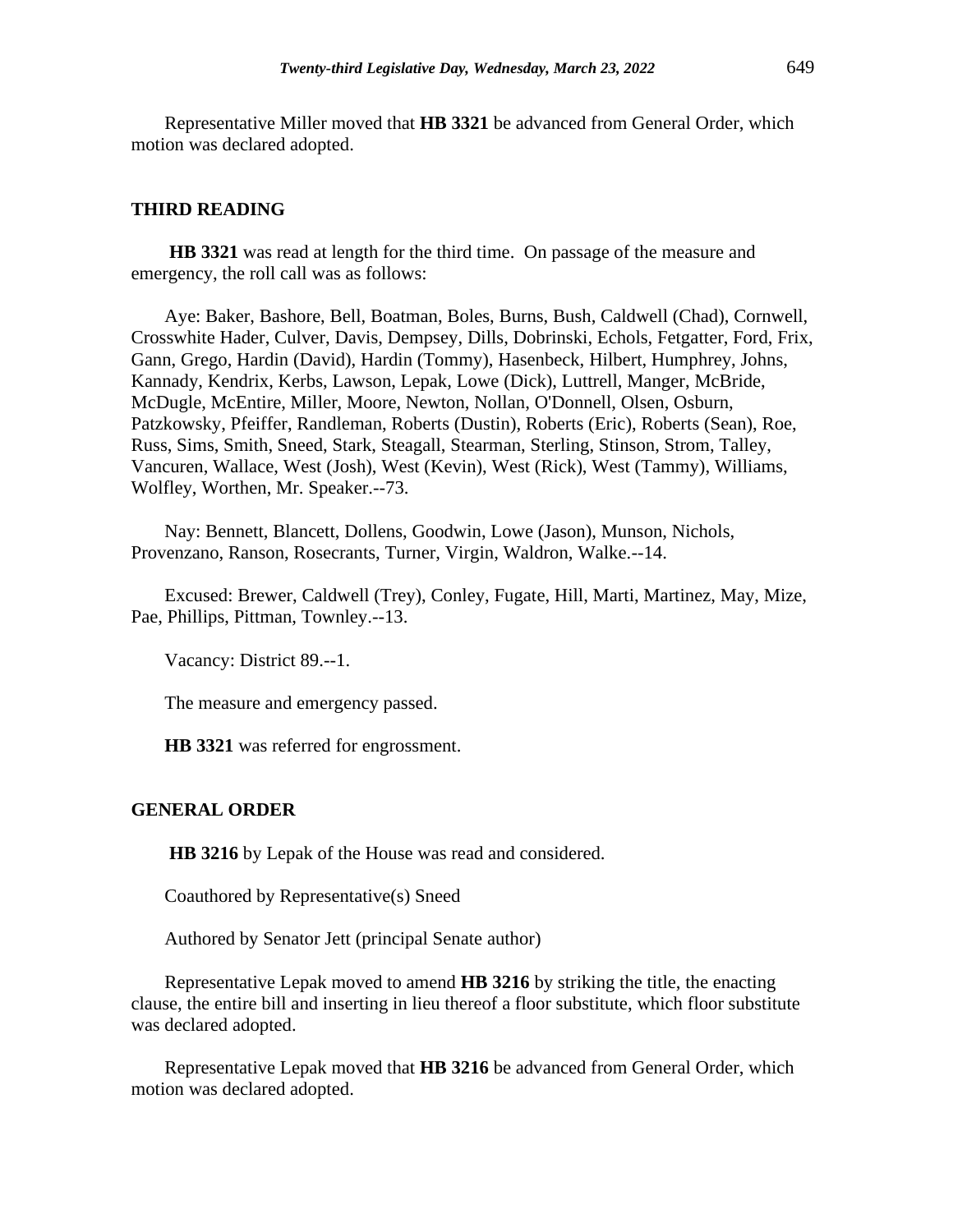Representative Miller moved that **HB 3321** be advanced from General Order, which motion was declared adopted.

## THIRD READING

**HB 3321** was read at length for the third time. On passage of the measure and emergency, the roll call was as follows:

Aye: Baker, Bashore, Bell, Boatman, Boles, Burns, Bush, Caldwell (Chad), Cornwell, Crosswhite Hader, Culver, Davis, Dempsey, Dills, Dobrinski, Echols, Fetgatter, Ford, Frix, Gann, Grego, Hardin (David), Hardin (Tommy), Hasenbeck, Hilbert, Humphrey, Johns, Kannady, Kendrix, Kerbs, Lawson, Lepak, Lowe (Dick), Luttrell, Manger, McBride, McDugle, McEntire, Miller, Moore, Newton, Nollan, O'Donnell, Olsen, Osburn, Patzkowsky, Pfeiffer, Randleman, Roberts (Dustin), Roberts (Eric), Roberts (Sean), Roe, Russ, Sims, Smith, Sneed, Stark, Steagall, Stearman, Sterling, Stinson, Strom, Talley, Vancuren, Wallace, West (Josh), West (Kevin), West (Rick), West (Tammy), Williams, Wolfley, Worthen, Mr. Speaker.--73.

Nay: Bennett, Blancett, Dollens, Goodwin, Lowe (Jason), Munson, Nichols, Provenzano, Ranson, Rosecrants, Turner, Virgin, Waldron, Walke.--14.

Excused: Brewer, Caldwell (Trey), Conley, Fugate, Hill, Marti, Martinez, May, Mize, Pae, Phillips, Pittman, Townley.--13.

Vacancy: District 89.--1.

The measure and emergency passed.

**HB 3321** was referred for engrossment.

## GENERAL ORDER

**HB 3216** by Lepak of the House was read and considered.

Coauthored by Representative(s) Sneed

Authored by Senator Jett (principal Senate author)

Representative Lepak moved to amend **HB 3216** by striking the title, the enacting clause, the entire bill and inserting in lieu thereof a floor substitute, which floor substitute was declared adopted.

Representative Lepak moved that **HB 3216** be advanced from General Order, which motion was declared adopted.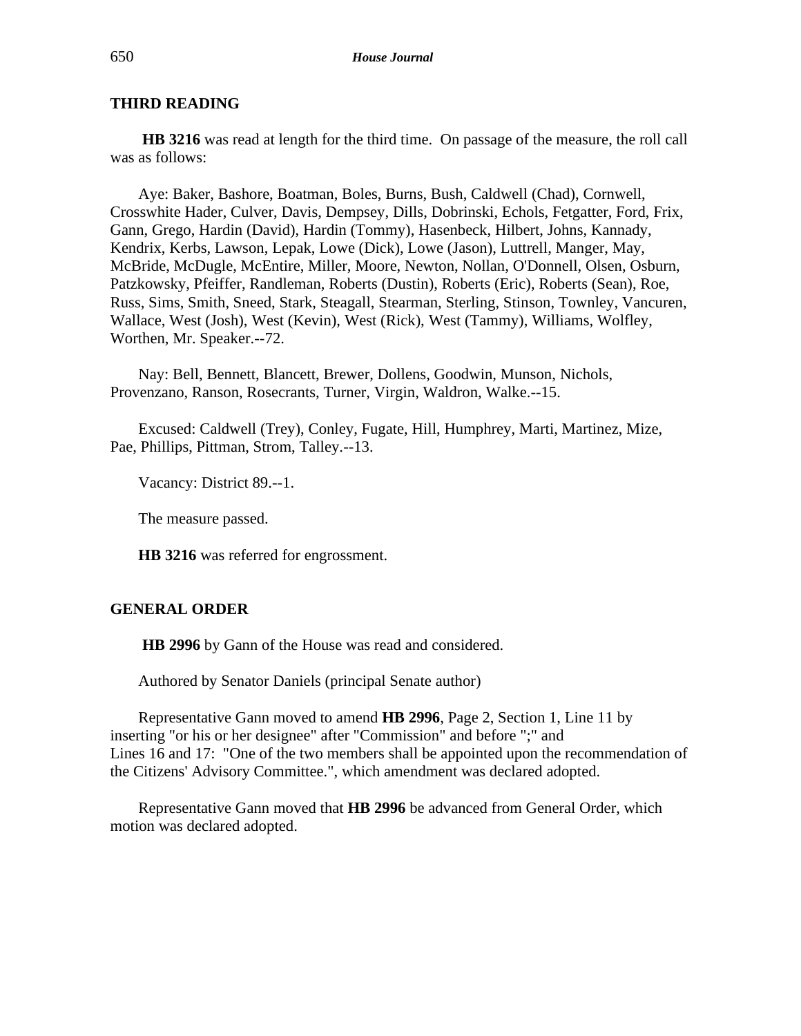**THIRD READING**

**HB 3216** was read at length for the third time. On passage of the measure, the roll call was as follows:

Aye: Baker, Bashore, Boatman, Boles, Burns, Bush, Caldwell (Chad), Cornwell, Crosswhite Hader, Culver, Davis, Dempsey, Dills, Dobrinski, Echols, Fetgatter, Ford, Frix, Gann, Grego, Hardin (David), Hardin (Tommy), Hasenbeck, Hilbert, Johns, Kannady, Kendrix, Kerbs, Lawson, Lepak, Lowe (Dick), Lowe (Jason), Luttrell, Manger, May, McBride, McDugle, McEntire, Miller, Moore, Newton, Nollan, O'Donnell, Olsen, Osburn, Patzkowsky, Pfeiffer, Randleman, Roberts (Dustin), Roberts (Eric), Roberts (Sean), Roe, Russ, Sims, Smith, Sneed, Stark, Steagall, Stearman, Sterling, Stinson, Townley, Vancuren, Wallace, West (Josh), West (Kevin), West (Rick), West (Tammy), Williams, Wolfley, Worthen, Mr. Speaker.--72.

Nay: Bell, Bennett, Blancett, Brewer, Dollens, Goodwin, Munson, Nichols, Provenzano, Ranson, Rosecrants, Turner, Virgin, Waldron, Walke.--15.

Excused: Caldwell (Trey), Conley, Fugate, Hill, Humphrey, Marti, Martinez, Mize, Pae, Phillips, Pittman, Strom, Talley.--13.

Vacancy: District 89.--1.

The measure passed.

**HB 3216** was referred for engrossment.

**GENERAL ORDER**

**HB 2996** by Gann of the House was read and considered.

Authored by Senator Daniels (principal Senate author)

Representative Gann moved to amend **HB 2996**, Page 2, Section 1, Line 11 by inserting "or his or her designee" after "Commission" and before ";" and Lines 16 and 17: "One of the two members shall be appointed upon the recommendation of the Citizens' Advisory Committee.", which amendment was declared adopted.

Representative Gann moved that **HB 2996** be advanced from General Order, which motion was declared adopted.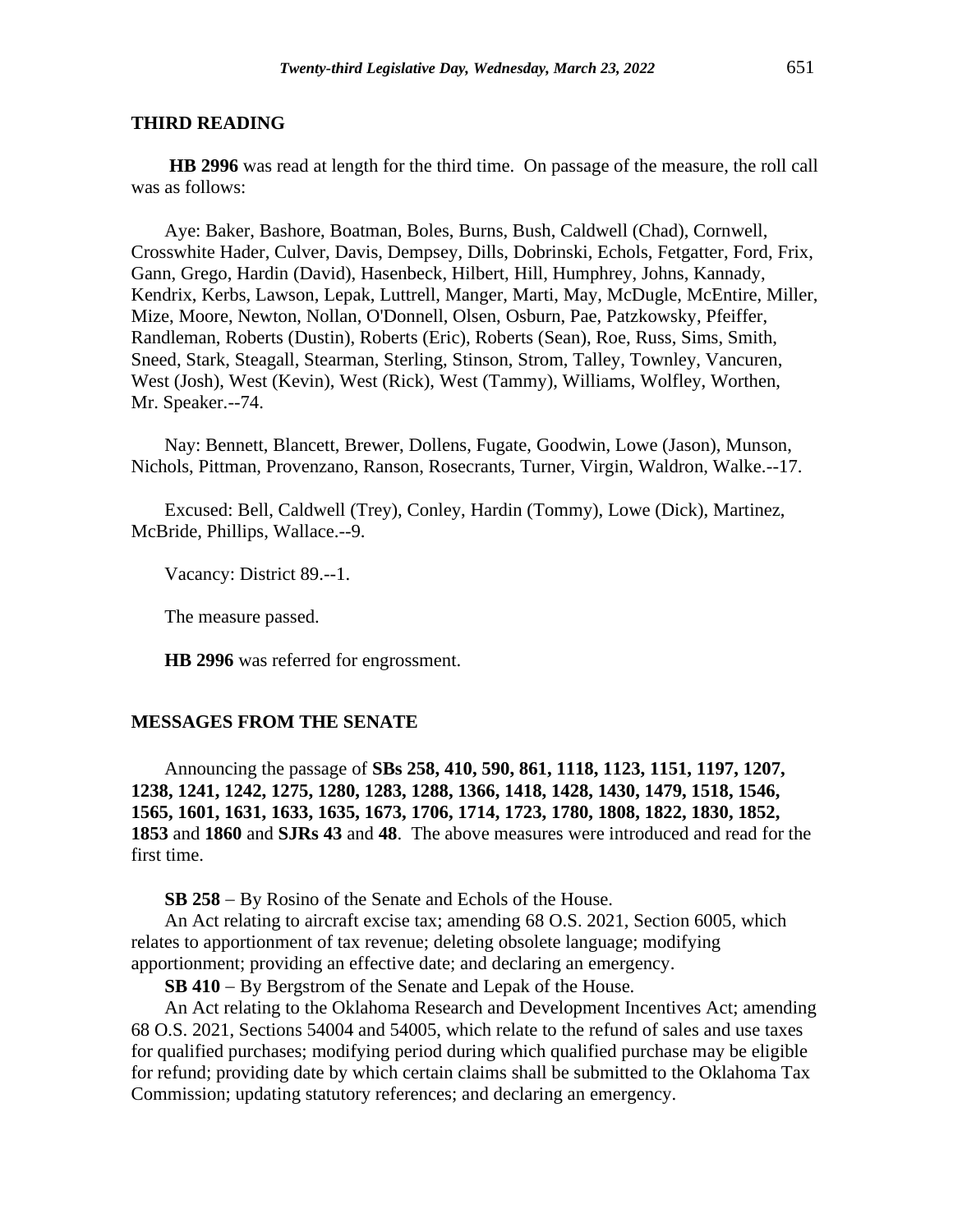## THIRD READING

**HB 2996** was read at length for the third time. On passage of the measure, the roll call was as follows:

Aye: Baker, Bashore, Boatman, Boles, Burns, Bush, Caldwell (Chad), Cornwell, Crosswhite Hader, Culver, Davis, Dempsey, Dills, Dobrinski, Echols, Fetgatter, Ford, Frix, Gann, Grego, Hardin (David), Hasenbeck, Hilbert, Hill, Humphrey, Johns, Kannady, Kendrix, Kerbs, Lawson, Lepak, Luttrell, Manger, Marti, May, McDugle, McEntire, Miller, Mize, Moore, Newton, Nollan, O'Donnell, Olsen, Osburn, Pae, Patzkowsky, Pfeiffer, Randleman, Roberts (Dustin), Roberts (Eric), Roberts (Sean), Roe, Russ, Sims, Smith, Sneed, Stark, Steagall, Stearman, Sterling, Stinson, Strom, Talley, Townley, Vancuren, West (Josh), West (Kevin), West (Rick), West (Tammy), Williams, Wolfley, Worthen, Mr. Speaker.--74.

Nay: Bennett, Blancett, Brewer, Dollens, Fugate, Goodwin, Lowe (Jason), Munson, Nichols, Pittman, Provenzano, Ranson, Rosecrants, Turner, Virgin, Waldron, Walke.--17.

Excused: Bell, Caldwell (Trey), Conley, Hardin (Tommy), Lowe (Dick), Martinez, McBride, Phillips, Wallace.--9.

Vacancy: District 89.--1.

The measure passed.

**HB 2996** was referred for engrossment.

## MESSAGES FROM THE SENATE

Announcing the passage of **SBs 258, 410, 590, 861, 1118, 1123, 1151, 1197, 1207, 1238, 1241, 1242, 1275, 1280, 1283, 1288, 1366, 1418, 1428, 1430, 1479, 1518, 1546, 1565, 1601, 1631, 1633, 1635, 1673, 1706, 1714, 1723, 1780, 1808, 1822, 1830, 1852, 1853** and **1860** and **SJRs 43** and **48**. The above measures were introduced and read for the first time.

**SB 258** – By Rosino of the Senate and Echols of the House.

An Act relating to aircraft excise tax; amending 68 O.S. 2021, Section 6005, which relates to apportionment of tax revenue; deleting obsolete language; modifying apportionment; providing an effective date; and declaring an emergency.

**SB 410** – By Bergstrom of the Senate and Lepak of the House.

An Act relating to the Oklahoma Research and Development Incentives Act; amending 68 O.S. 2021, Sections 54004 and 54005, which relate to the refund of sales and use taxes for qualified purchases; modifying period during which qualified purchase may be eligible for refund; providing date by which certain claims shall be submitted to the Oklahoma Tax Commission; updating statutory references; and declaring an emergency.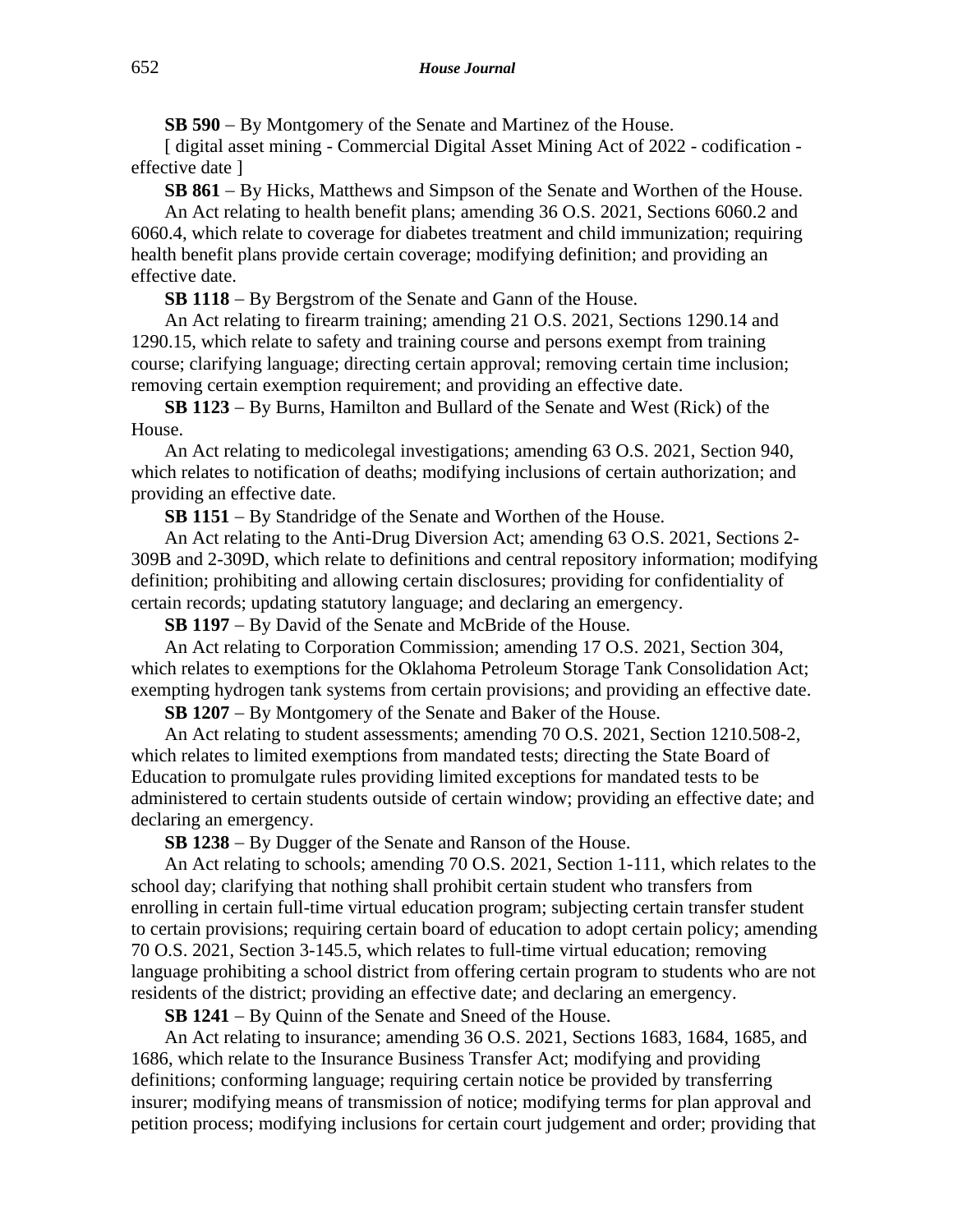**SB 590** − By Montgomery of the Senate and Martinez of the House.

[ digital asset mining - Commercial Digital Asset Mining Act of 2022 - codification - effective date ]

**SB 861** − By Hicks, Matthews and Simpson of the Senate and Worthen of the House.

An Act relating to health benefit plans; amending 36 O.S. 2021, Sections 6060.2 and 6060.4, which relate to coverage for diabetes treatment and child immunization; requiring health benefit plans provide certain coverage; modifying definition; and providing an effective date.

**SB 1118** − By Bergstrom of the Senate and Gann of the House.

An Act relating to firearm training; amending 21 O.S. 2021, Sections 1290.14 and 1290.15, which relate to safety and training course and persons exempt from training course; clarifying language; directing certain approval; removing certain time inclusion; removing certain exemption requirement; and providing an effective date.

**SB 1123** − By Burns, Hamilton and Bullard of the Senate and West (Rick) of the House.

An Act relating to medicolegal investigations; amending 63 O.S. 2021, Section 940, which relates to notification of deaths; modifying inclusions of certain authorization; and providing an effective date.

**SB 1151** − By Standridge of the Senate and Worthen of the House.

An Act relating to the Anti-Drug Diversion Act; amending 63 O.S. 2021, Sections 2-309B and 2-309D, which relate to definitions and central repository information; modifying definition; prohibiting and allowing certain disclosures; providing for confidentiality of certain records; updating statutory language; and declaring an emergency.

**SB 1197** − By David of the Senate and McBride of the House.

An Act relating to Corporation Commission; amending 17 O.S. 2021, Section 304, which relates to exemptions for the Oklahoma Petroleum Storage Tank Consolidation Act; exempting hydrogen tank systems from certain provisions; and providing an effective date.

**SB 1207** − By Montgomery of the Senate and Baker of the House.

An Act relating to student assessments; amending 70 O.S. 2021, Section 1210.508-2, which relates to limited exemptions from mandated tests; directing the State Board of Education to promulgate rules providing limited exceptions for mandated tests to be administered to certain students outside of certain window; providing an effective date; and declaring an emergency.

**SB 1238** − By Dugger of the Senate and Ranson of the House.

An Act relating to schools; amending 70 O.S. 2021, Section 1-111, which relates to the school day; clarifying that nothing shall prohibit certain student who transfers from enrolling in certain full-time virtual education program; subjecting certain transfer student to certain provisions; requiring certain board of education to adopt certain policy; amending 70 O.S. 2021, Section 3-145.5, which relates to full-time virtual education; removing language prohibiting a school district from offering certain program to students who are not residents of the district; providing an effective date; and declaring an emergency.

**SB 1241** − By Quinn of the Senate and Sneed of the House.

An Act relating to insurance; amending 36 O.S. 2021, Sections 1683, 1684, 1685, and 1686, which relate to the Insurance Business Transfer Act; modifying and providing definitions; conforming language; requiring certain notice be provided by transferring insurer; modifying means of transmission of notice; modifying terms for plan approval and petition process; modifying inclusions for certain court judgement and order; providing that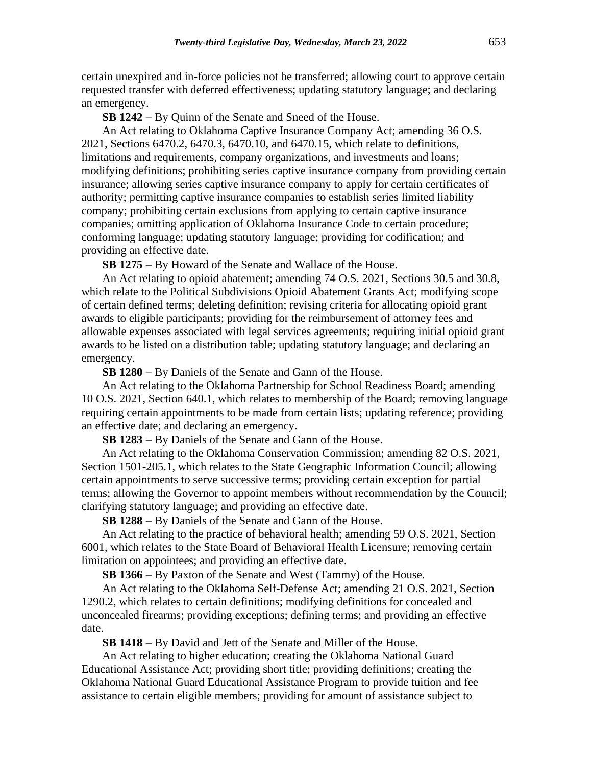certain unexpired and in-force policies not be transferred; allowing court to approve certain requested transfer with deferred effectiveness; updating statutory language; and declaring an emergency.

**SB 1242** − By Quinn of the Senate and Sneed of the House.

An Act relating to Oklahoma Captive Insurance Company Act; amending 36 O.S. 2021, Sections 6470.2, 6470.3, 6470.10, and 6470.15, which relate to definitions, limitations and requirements, company organizations, and investments and loans; modifying definitions; prohibiting series captive insurance company from providing certain insurance; allowing series captive insurance company to apply for certain certificates of authority; permitting captive insurance companies to establish series limited liability company; prohibiting certain exclusions from applying to certain captive insurance companies; omitting application of Oklahoma Insurance Code to certain procedure; conforming language; updating statutory language; providing for codification; and providing an effective date.

**SB 1275** − By Howard of the Senate and Wallace of the House.

An Act relating to opioid abatement; amending 74 O.S. 2021, Sections 30.5 and 30.8, which relate to the Political Subdivisions Opioid Abatement Grants Act; modifying scope of certain defined terms; deleting definition; revising criteria for allocating opioid grant awards to eligible participants; providing for the reimbursement of attorney fees and allowable expenses associated with legal services agreements; requiring initial opioid grant awards to be listed on a distribution table; updating statutory language; and declaring an emergency.

**SB 1280** − By Daniels of the Senate and Gann of the House.

An Act relating to the Oklahoma Partnership for School Readiness Board; amending 10 O.S. 2021, Section 640.1, which relates to membership of the Board; removing language requiring certain appointments to be made from certain lists; updating reference; providing an effective date; and declaring an emergency.

**SB 1283** − By Daniels of the Senate and Gann of the House.

An Act relating to the Oklahoma Conservation Commission; amending 82 O.S. 2021, Section 1501-205.1, which relates to the State Geographic Information Council; allowing certain appointments to serve successive terms; providing certain exception for partial terms; allowing the Governor to appoint members without recommendation by the Council; clarifying statutory language; and providing an effective date.

**SB 1288** − By Daniels of the Senate and Gann of the House.

An Act relating to the practice of behavioral health; amending 59 O.S. 2021, Section 6001, which relates to the State Board of Behavioral Health Licensure; removing certain limitation on appointees; and providing an effective date.

**SB 1366** − By Paxton of the Senate and West (Tammy) of the House.

An Act relating to the Oklahoma Self-Defense Act; amending 21 O.S. 2021, Section 1290.2, which relates to certain definitions; modifying definitions for concealed and unconcealed firearms; providing exceptions; defining terms; and providing an effective date.

**SB 1418** − By David and Jett of the Senate and Miller of the House.

An Act relating to higher education; creating the Oklahoma National Guard Educational Assistance Act; providing short title; providing definitions; creating the Oklahoma National Guard Educational Assistance Program to provide tuition and fee assistance to certain eligible members; providing for amount of assistance subject to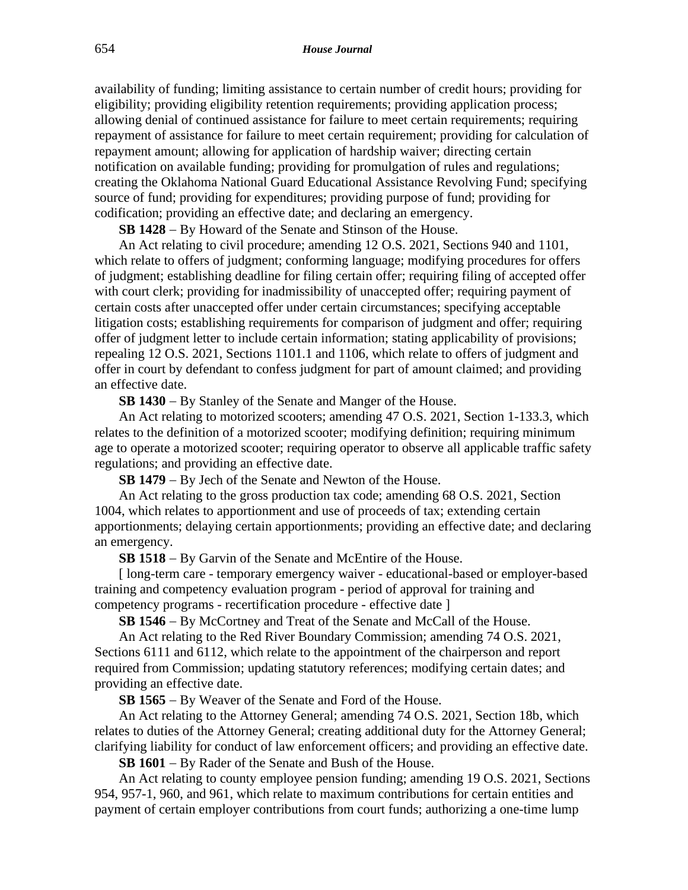availability of funding; limiting assistance to certain number of credit hours; providing for eligibility; providing eligibility retention requirements; providing application process; allowing denial of continued assistance for failure to meet certain requirements; requiring repayment of assistance for failure to meet certain requirement; providing for calculation of repayment amount; allowing for application of hardship waiver; directing certain notification on available funding; providing for promulgation of rules and regulations; creating the Oklahoma National Guard Educational Assistance Revolving Fund; specifying source of fund; providing for expenditures; providing purpose of fund; providing for codification; providing an effective date; and declaring an emergency.

**SB 1428** − By Howard of the Senate and Stinson of the House.

An Act relating to civil procedure; amending 12 O.S. 2021, Sections 940 and 1101, which relate to offers of judgment; conforming language; modifying procedures for offers of judgment; establishing deadline for filing certain offer; requiring filing of accepted offer with court clerk; providing for inadmissibility of unaccepted offer; requiring payment of certain costs after unaccepted offer under certain circumstances; specifying acceptable litigation costs; establishing requirements for comparison of judgment and offer; requiring offer of judgment letter to include certain information; stating applicability of provisions; repealing 12 O.S. 2021, Sections 1101.1 and 1106, which relate to offers of judgment and offer in court by defendant to confess judgment for part of amount claimed; and providing an effective date.

**SB 1430** − By Stanley of the Senate and Manger of the House.

An Act relating to motorized scooters; amending 47 O.S. 2021, Section 1-133.3, which relates to the definition of a motorized scooter; modifying definition; requiring minimum age to operate a motorized scooter; requiring operator to observe all applicable traffic safety regulations; and providing an effective date.

**SB 1479** − By Jech of the Senate and Newton of the House.

An Act relating to the gross production tax code; amending 68 O.S. 2021, Section 1004, which relates to apportionment and use of proceeds of tax; extending certain apportionments; delaying certain apportionments; providing an effective date; and declaring an emergency.

**SB 1518** − By Garvin of the Senate and McEntire of the House.

[ long-term care - temporary emergency waiver - educational-based or employer-based training and competency evaluation program - period of approval for training and competency programs - recertification procedure - effective date ]

**SB 1546** − By McCortney and Treat of the Senate and McCall of the House.

An Act relating to the Red River Boundary Commission; amending 74 O.S. 2021, Sections 6111 and 6112, which relate to the appointment of the chairperson and report required from Commission; updating statutory references; modifying certain dates; and providing an effective date.

**SB 1565** − By Weaver of the Senate and Ford of the House.

An Act relating to the Attorney General; amending 74 O.S. 2021, Section 18b, which relates to duties of the Attorney General; creating additional duty for the Attorney General; clarifying liability for conduct of law enforcement officers; and providing an effective date.

**SB 1601** − By Rader of the Senate and Bush of the House.

An Act relating to county employee pension funding; amending 19 O.S. 2021, Sections 954, 957-1, 960, and 961, which relate to maximum contributions for certain entities and payment of certain employer contributions from court funds; authorizing a one-time lump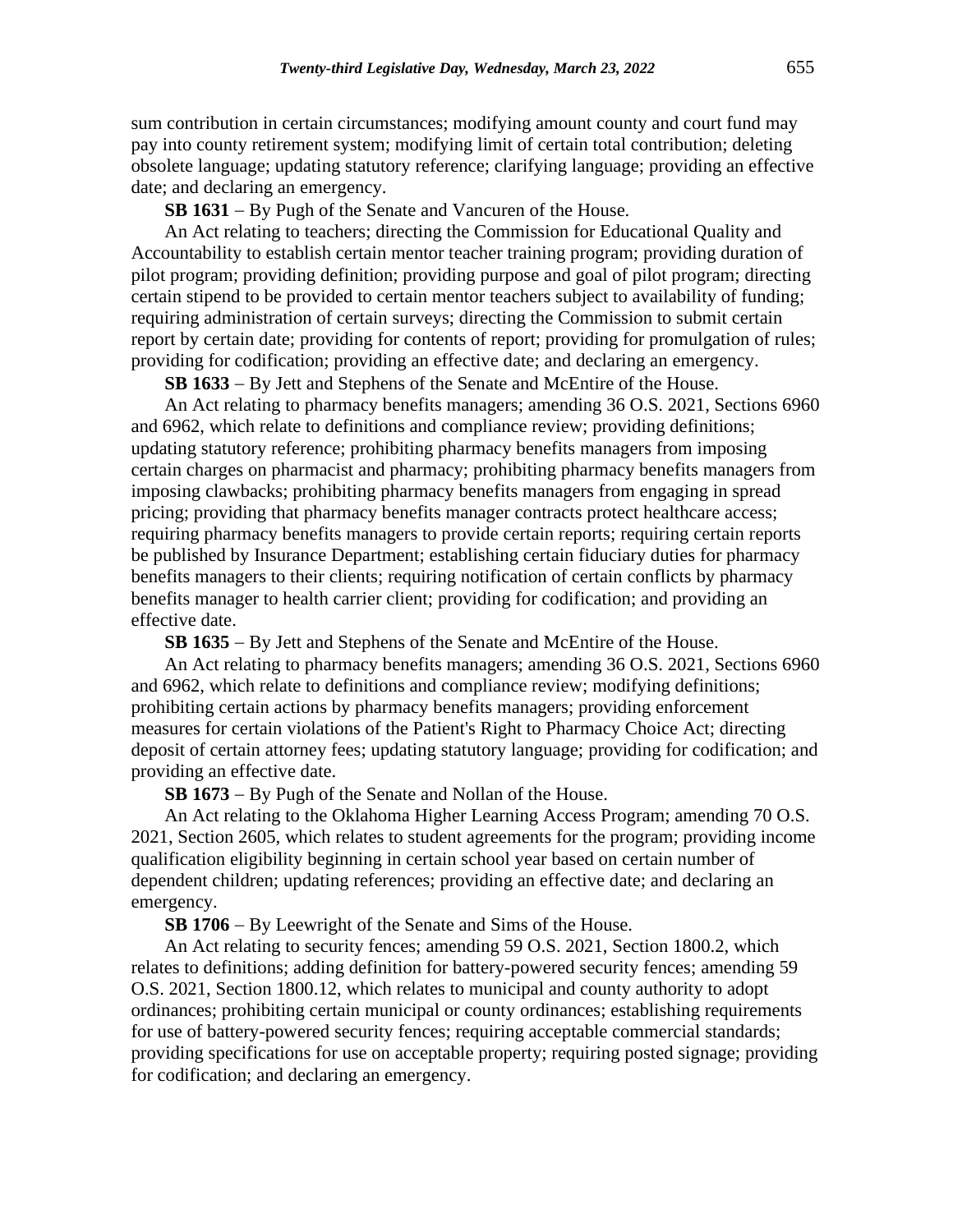sum contribution in certain circumstances; modifying amount county and court fund may pay into county retirement system; modifying limit of certain total contribution; deleting obsolete language; updating statutory reference; clarifying language; providing an effective date; and declaring an emergency.

**SB 1631** – By Pugh of the Senate and Vancuren of the House.

An Act relating to teachers; directing the Commission for Educational Quality and Accountability to establish certain mentor teacher training program; providing duration of pilot program; providing definition; providing purpose and goal of pilot program; directing certain stipend to be provided to certain mentor teachers subject to availability of funding; requiring administration of certain surveys; directing the Commission to submit certain report by certain date; providing for contents of report; providing for promulgation of rules; providing for codification; providing an effective date; and declaring an emergency.

**SB 1633** – By Jett and Stephens of the Senate and McEntire of the House.

An Act relating to pharmacy benefits managers; amending 36 O.S. 2021, Sections 6960 and 6962, which relate to definitions and compliance review; providing definitions; updating statutory reference; prohibiting pharmacy benefits managers from imposing certain charges on pharmacist and pharmacy; prohibiting pharmacy benefits managers from imposing clawbacks; prohibiting pharmacy benefits managers from engaging in spread pricing; providing that pharmacy benefits manager contracts protect healthcare access; requiring pharmacy benefits managers to provide certain reports; requiring certain reports be published by Insurance Department; establishing certain fiduciary duties for pharmacy benefits managers to their clients; requiring notification of certain conflicts by pharmacy benefits manager to health carrier client; providing for codification; and providing an effective date.

**SB 1635** – By Jett and Stephens of the Senate and McEntire of the House.

An Act relating to pharmacy benefits managers; amending 36 O.S. 2021, Sections 6960 and 6962, which relate to definitions and compliance review; modifying definitions; prohibiting certain actions by pharmacy benefits managers; providing enforcement measures for certain violations of the Patient's Right to Pharmacy Choice Act; directing deposit of certain attorney fees; updating statutory language; providing for codification; and providing an effective date.

**SB 1673** – By Pugh of the Senate and Nollan of the House.

An Act relating to the Oklahoma Higher Learning Access Program; amending 70 O.S. 2021, Section 2605, which relates to student agreements for the program; providing income qualification eligibility beginning in certain school year based on certain number of dependent children; updating references; providing an effective date; and declaring an emergency.

**SB 1706** – By Leewright of the Senate and Sims of the House.

An Act relating to security fences; amending 59 O.S. 2021, Section 1800.2, which relates to definitions; adding definition for battery-powered security fences; amending 59 O.S. 2021, Section 1800.12, which relates to municipal and county authority to adopt ordinances; prohibiting certain municipal or county ordinances; establishing requirements for use of battery-powered security fences; requiring acceptable commercial standards; providing specifications for use on acceptable property; requiring posted signage; providing for codification; and declaring an emergency.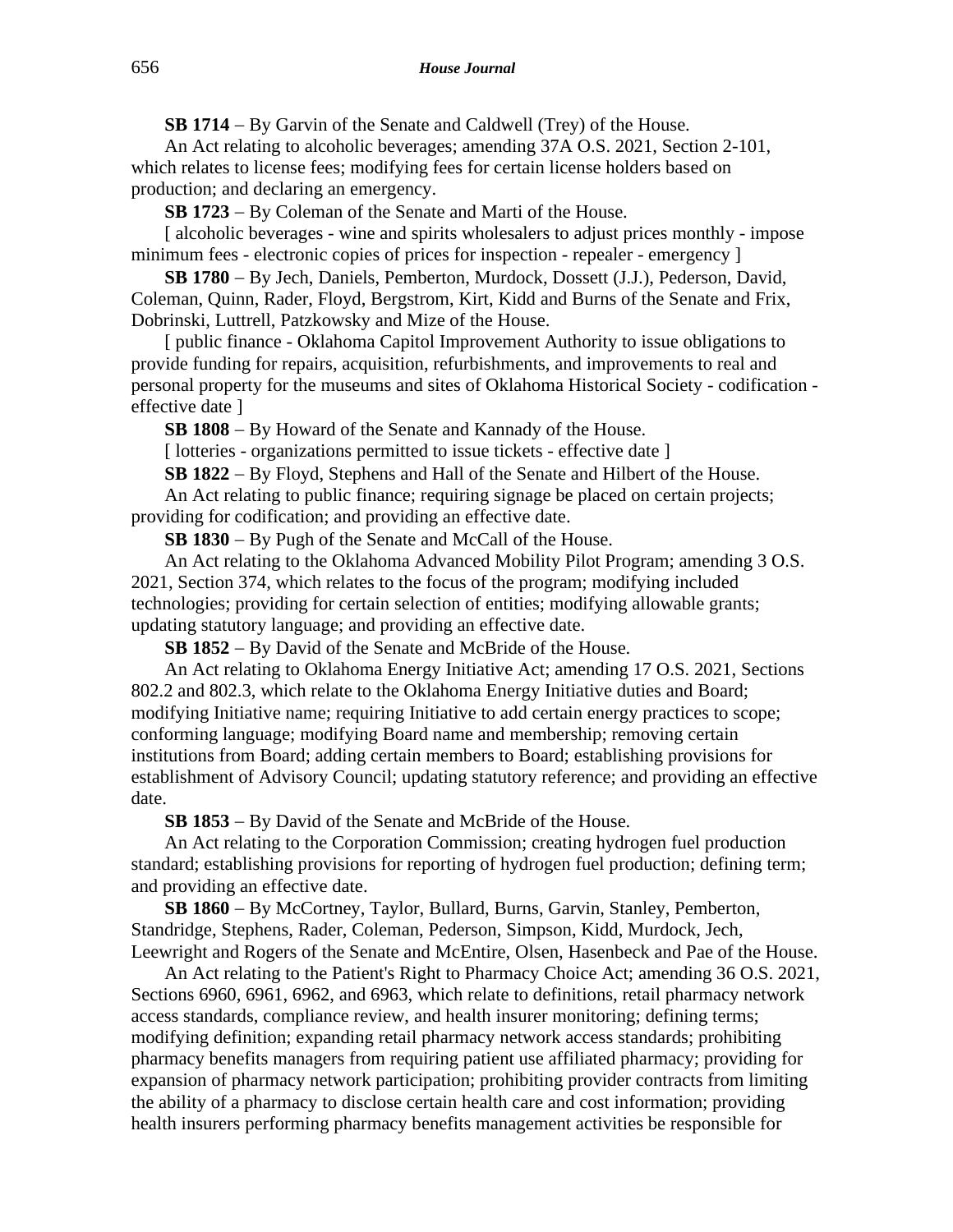**SB 1714** − By Garvin of the Senate and Caldwell (Trey) of the House.

An Act relating to alcoholic beverages; amending 37A O.S. 2021, Section 2-101, which relates to license fees; modifying fees for certain license holders based on production; and declaring an emergency.

**SB 1723** − By Coleman of the Senate and Marti of the House.

[ alcoholic beverages - wine and spirits wholesalers to adjust prices monthly - impose minimum fees - electronic copies of prices for inspection - repealer - emergency ]

**SB 1780** − By Jech, Daniels, Pemberton, Murdock, Dossett (J.J.), Pederson, David, Coleman, Quinn, Rader, Floyd, Bergstrom, Kirt, Kidd and Burns of the Senate and Frix, Dobrinski, Luttrell, Patzkowsky and Mize of the House.

[ public finance - Oklahoma Capitol Improvement Authority to issue obligations to provide funding for repairs, acquisition, refurbishments, and improvements to real and personal property for the museums and sites of Oklahoma Historical Society - codification - effective date ]

**SB 1808** − By Howard of the Senate and Kannady of the House.

[ lotteries - organizations permitted to issue tickets - effective date ]

**SB 1822** − By Floyd, Stephens and Hall of the Senate and Hilbert of the House.

An Act relating to public finance; requiring signage be placed on certain projects; providing for codification; and providing an effective date.

**SB 1830** − By Pugh of the Senate and McCall of the House.

An Act relating to the Oklahoma Advanced Mobility Pilot Program; amending 3 O.S. 2021, Section 374, which relates to the focus of the program; modifying included technologies; providing for certain selection of entities; modifying allowable grants; updating statutory language; and providing an effective date.

**SB 1852** − By David of the Senate and McBride of the House.

An Act relating to Oklahoma Energy Initiative Act; amending 17 O.S. 2021, Sections 802.2 and 802.3, which relate to the Oklahoma Energy Initiative duties and Board; modifying Initiative name; requiring Initiative to add certain energy practices to scope; conforming language; modifying Board name and membership; removing certain institutions from Board; adding certain members to Board; establishing provisions for establishment of Advisory Council; updating statutory reference; and providing an effective date.

**SB 1853** − By David of the Senate and McBride of the House.

An Act relating to the Corporation Commission; creating hydrogen fuel production standard; establishing provisions for reporting of hydrogen fuel production; defining term; and providing an effective date.

**SB 1860** − By McCortney, Taylor, Bullard, Burns, Garvin, Stanley, Pemberton, Standridge, Stephens, Rader, Coleman, Pederson, Simpson, Kidd, Murdock, Jech, Leewright and Rogers of the Senate and McEntire, Olsen, Hasenbeck and Pae of the House.

An Act relating to the Patient's Right to Pharmacy Choice Act; amending 36 O.S. 2021, Sections 6960, 6961, 6962, and 6963, which relate to definitions, retail pharmacy network access standards, compliance review, and health insurer monitoring; defining terms; modifying definition; expanding retail pharmacy network access standards; prohibiting pharmacy benefits managers from requiring patient use affiliated pharmacy; providing for expansion of pharmacy network participation; prohibiting provider contracts from limiting the ability of a pharmacy to disclose certain health care and cost information; providing health insurers performing pharmacy benefits management activities be responsible for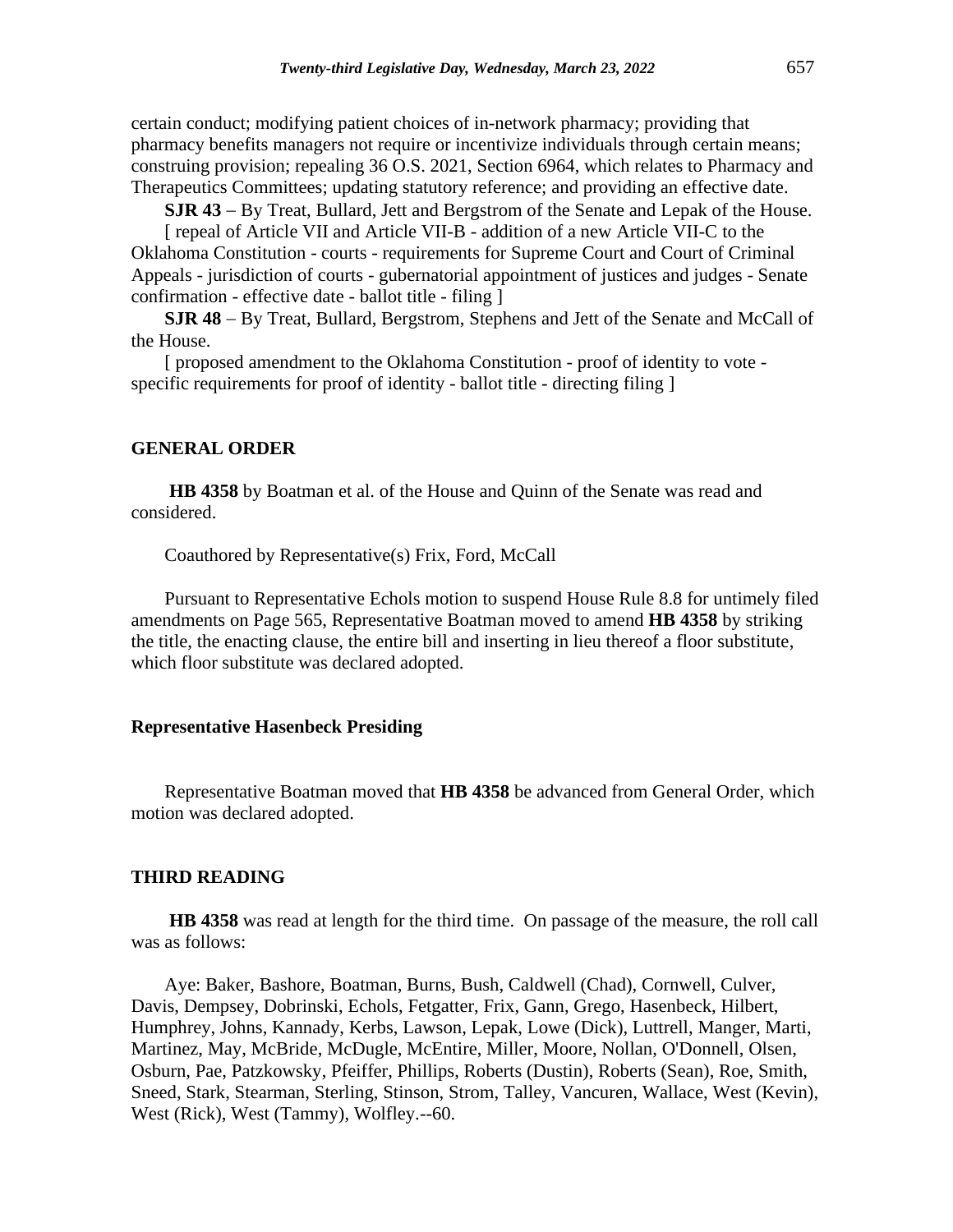certain conduct; modifying patient choices of in-network pharmacy; providing that pharmacy benefits managers not require or incentivize individuals through certain means; construing provision; repealing 36 O.S. 2021, Section 6964, which relates to Pharmacy and Therapeutics Committees; updating statutory reference; and providing an effective date.

**SJR 43** – By Treat, Bullard, Jett and Bergstrom of the Senate and Lepak of the House.

[ repeal of Article VII and Article VII-B - addition of a new Article VII-C to the Oklahoma Constitution - courts - requirements for Supreme Court and Court of Criminal Appeals - jurisdiction of courts - gubernatorial appointment of justices and judges - Senate confirmation - effective date - ballot title - filing ]

**SJR 48** – By Treat, Bullard, Bergstrom, Stephens and Jett of the Senate and McCall of the House.

[ proposed amendment to the Oklahoma Constitution - proof of identity to vote - specific requirements for proof of identity - ballot title - directing filing ]

## GENERAL ORDER

**HB 4358** by Boatman et al. of the House and Quinn of the Senate was read and considered.

Coauthored by Representative(s) Frix, Ford, McCall

Pursuant to Representative Echols motion to suspend House Rule 8.8 for untimely filed amendments on Page 565, Representative Boatman moved to amend **HB 4358** by striking the title, the enacting clause, the entire bill and inserting in lieu thereof a floor substitute, which floor substitute was declared adopted.

### Representative Hasenbeck Presiding

Representative Boatman moved that **HB 4358** be advanced from General Order, which motion was declared adopted.

## THIRD READING

**HB 4358** was read at length for the third time. On passage of the measure, the roll call was as follows:

Aye: Baker, Bashore, Boatman, Burns, Bush, Caldwell (Chad), Cornwell, Culver, Davis, Dempsey, Dobrinski, Echols, Fetgatter, Frix, Gann, Grego, Hasenbeck, Hilbert, Humphrey, Johns, Kannady, Kerbs, Lawson, Lepak, Lowe (Dick), Luttrell, Manger, Marti, Martinez, May, McBride, McDugle, McEntire, Miller, Moore, Nollan, O'Donnell, Olsen, Osburn, Pae, Patzkowsky, Pfeiffer, Phillips, Roberts (Dustin), Roberts (Sean), Roe, Smith, Sneed, Stark, Stearman, Sterling, Stinson, Strom, Talley, Vancuren, Wallace, West (Kevin), West (Rick), West (Tammy), Wolfley.--60.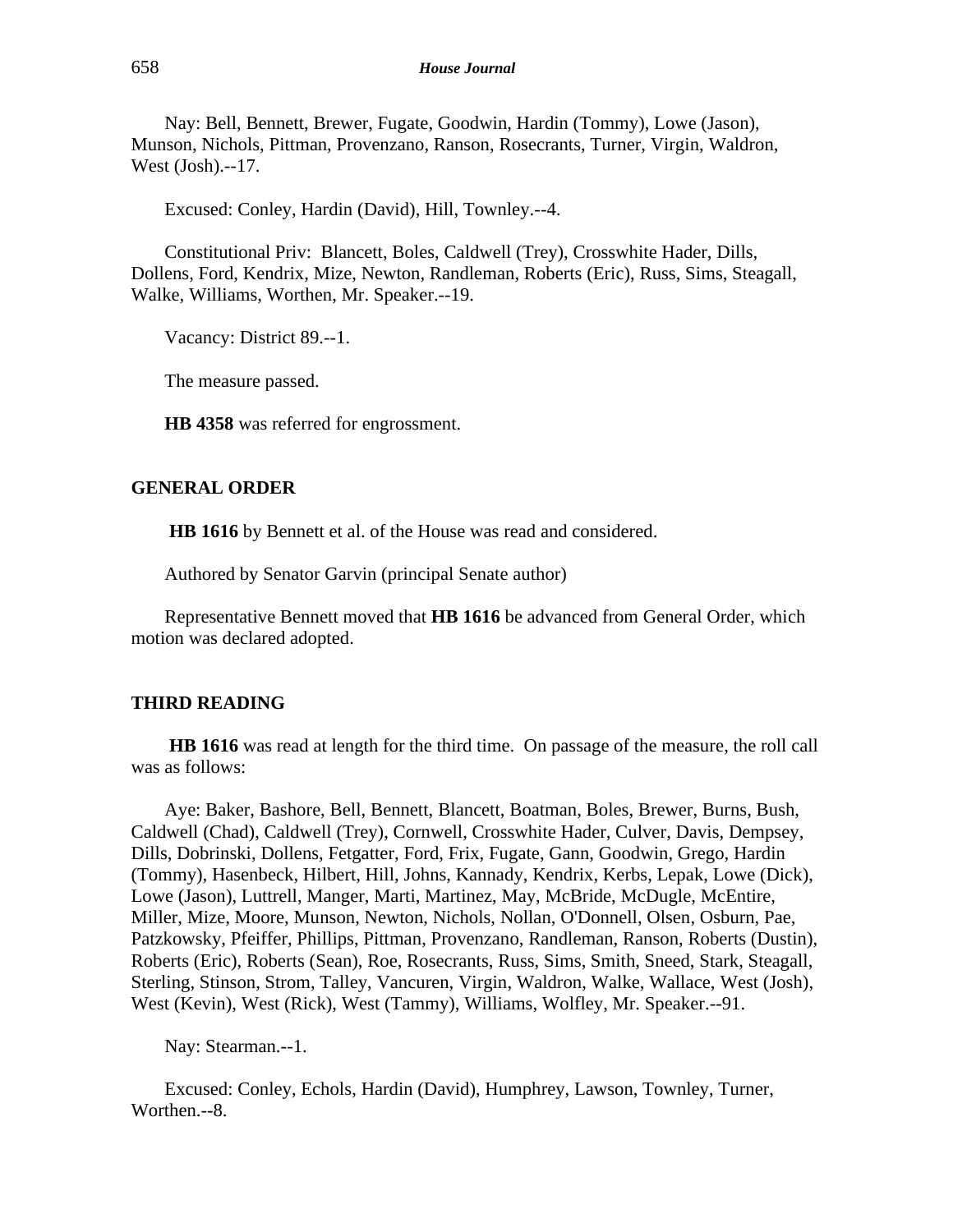Nay: Bell, Bennett, Brewer, Fugate, Goodwin, Hardin (Tommy), Lowe (Jason), Munson, Nichols, Pittman, Provenzano, Ranson, Rosecrants, Turner, Virgin, Waldron, West (Josh).--17.

Excused: Conley, Hardin (David), Hill, Townley.--4.

Constitutional Priv: Blancett, Boles, Caldwell (Trey), Crosswhite Hader, Dills, Dollens, Ford, Kendrix, Mize, Newton, Randleman, Roberts (Eric), Russ, Sims, Steagall, Walke, Williams, Worthen, Mr. Speaker.--19.

Vacancy: District 89.--1.

The measure passed.

**HB 4358** was referred for engrossment.

## GENERAL ORDER

**HB 1616** by Bennett et al. of the House was read and considered.

Authored by Senator Garvin (principal Senate author)

Representative Bennett moved that **HB 1616** be advanced from General Order, which motion was declared adopted.

## THIRD READING

**HB 1616** was read at length for the third time. On passage of the measure, the roll call was as follows:

Aye: Baker, Bashore, Bell, Bennett, Blancett, Boatman, Boles, Brewer, Burns, Bush, Caldwell (Chad), Caldwell (Trey), Cornwell, Crosswhite Hader, Culver, Davis, Dempsey, Dills, Dobrinski, Dollens, Fetgatter, Ford, Frix, Fugate, Gann, Goodwin, Grego, Hardin (Tommy), Hasenbeck, Hilbert, Hill, Johns, Kannady, Kendrix, Kerbs, Lepak, Lowe (Dick), Lowe (Jason), Luttrell, Manger, Marti, Martinez, May, McBride, McDugle, McEntire, Miller, Mize, Moore, Munson, Newton, Nichols, Nollan, O'Donnell, Olsen, Osburn, Pae, Patzkowsky, Pfeiffer, Phillips, Pittman, Provenzano, Randleman, Ranson, Roberts (Dustin), Roberts (Eric), Roberts (Sean), Roe, Rosecrants, Russ, Sims, Smith, Sneed, Stark, Steagall, Sterling, Stinson, Strom, Talley, Vancuren, Virgin, Waldron, Walke, Wallace, West (Josh), West (Kevin), West (Rick), West (Tammy), Williams, Wolfley, Mr. Speaker.--91.

Nay: Stearman.--1.

Excused: Conley, Echols, Hardin (David), Humphrey, Lawson, Townley, Turner, Worthen.--8.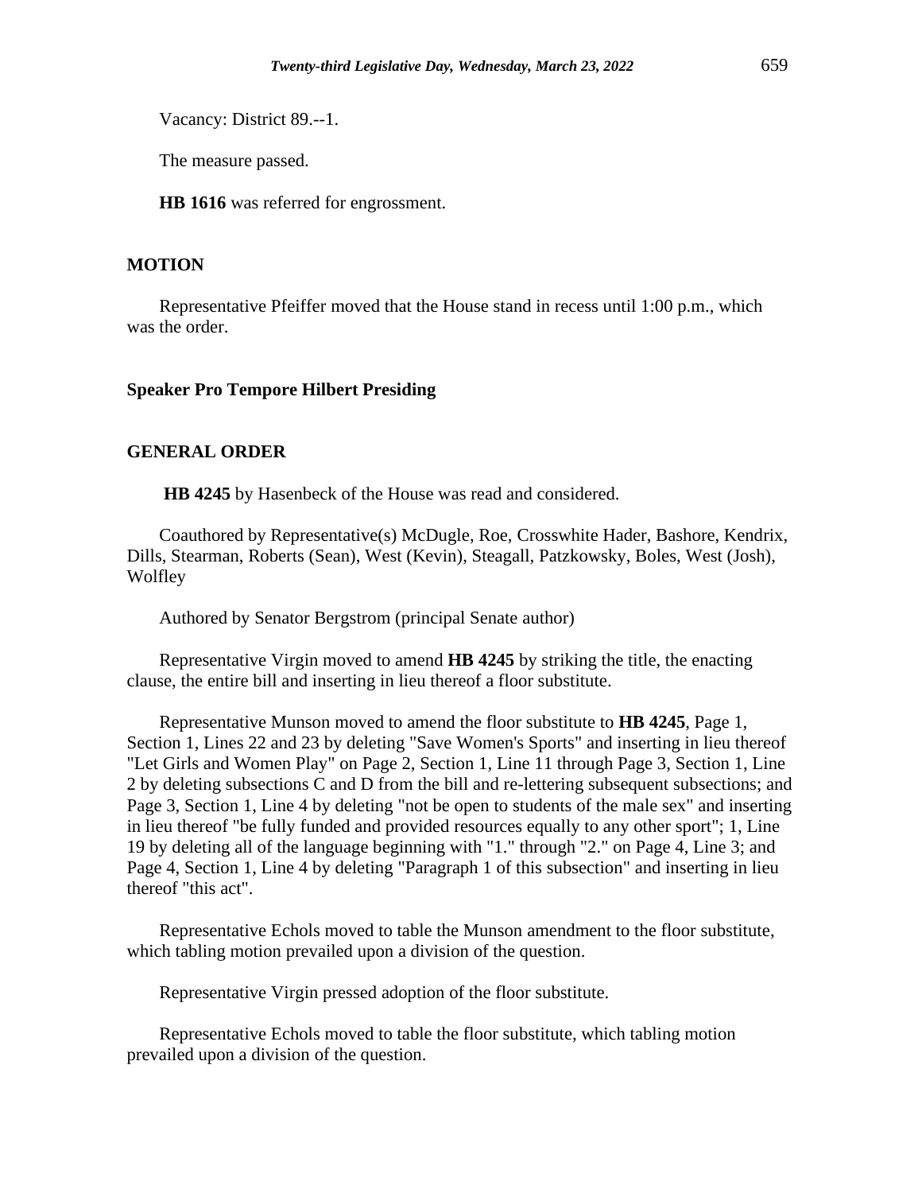Vacancy: District 89.--1.

The measure passed.

**HB 1616** was referred for engrossment.

## MOTION

Representative Pfeiffer moved that the House stand in recess until 1:00 p.m., which was the order.

## Speaker Pro Tempore Hilbert Presiding

## GENERAL ORDER

**HB 4245** by Hasenbeck of the House was read and considered.

Coauthored by Representative(s) McDugle, Roe, Crosswhite Hader, Bashore, Kendrix, Dills, Stearman, Roberts (Sean), West (Kevin), Steagall, Patzkowsky, Boles, West (Josh), Wolfley

Authored by Senator Bergstrom (principal Senate author)

Representative Virgin moved to amend **HB 4245** by striking the title, the enacting clause, the entire bill and inserting in lieu thereof a floor substitute.

Representative Munson moved to amend the floor substitute to **HB 4245**, Page 1, Section 1, Lines 22 and 23 by deleting "Save Women's Sports" and inserting in lieu thereof "Let Girls and Women Play" on Page 2, Section 1, Line 11 through Page 3, Section 1, Line 2 by deleting subsections C and D from the bill and re-lettering subsequent subsections; and Page 3, Section 1, Line 4 by deleting "not be open to students of the male sex" and inserting in lieu thereof "be fully funded and provided resources equally to any other sport"; 1, Line 19 by deleting all of the language beginning with "1." through "2." on Page 4, Line 3; and Page 4, Section 1, Line 4 by deleting "Paragraph 1 of this subsection" and inserting in lieu thereof "this act".

Representative Echols moved to table the Munson amendment to the floor substitute, which tabling motion prevailed upon a division of the question.

Representative Virgin pressed adoption of the floor substitute.

Representative Echols moved to table the floor substitute, which tabling motion prevailed upon a division of the question.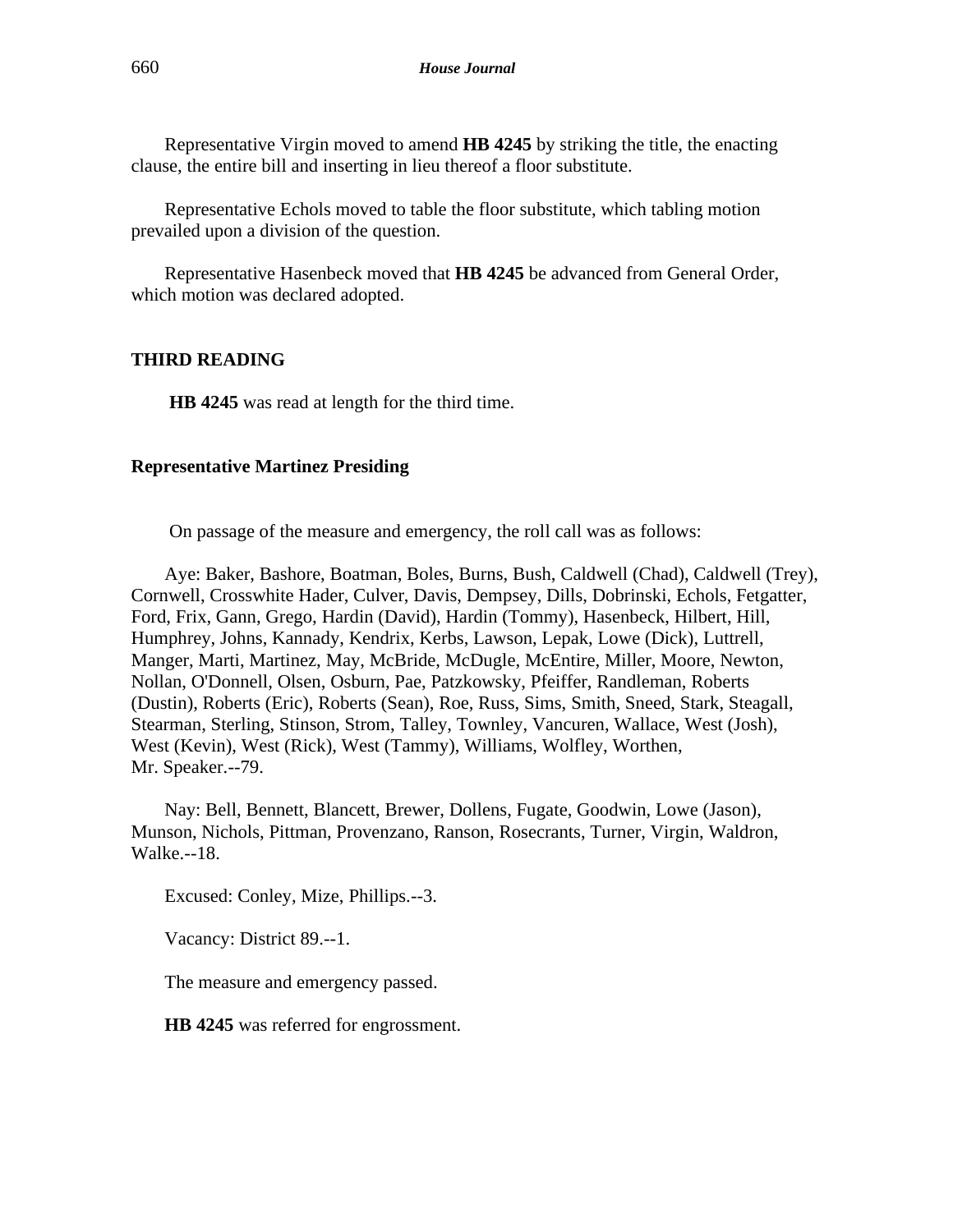Representative Virgin moved to amend **HB 4245** by striking the title, the enacting clause, the entire bill and inserting in lieu thereof a floor substitute.

Representative Echols moved to table the floor substitute, which tabling motion prevailed upon a division of the question.

Representative Hasenbeck moved that **HB 4245** be advanced from General Order, which motion was declared adopted.

**THIRD READING**

**HB 4245** was read at length for the third time.

**Representative Martinez Presiding**

On passage of the measure and emergency, the roll call was as follows:

Aye: Baker, Bashore, Boatman, Boles, Burns, Bush, Caldwell (Chad), Caldwell (Trey), Cornwell, Crosswhite Hader, Culver, Davis, Dempsey, Dills, Dobrinski, Echols, Fetgatter, Ford, Frix, Gann, Grego, Hardin (David), Hardin (Tommy), Hasenbeck, Hilbert, Hill, Humphrey, Johns, Kannady, Kendrix, Kerbs, Lawson, Lepak, Lowe (Dick), Luttrell, Manger, Marti, Martinez, May, McBride, McDugle, McEntire, Miller, Moore, Newton, Nollan, O'Donnell, Olsen, Osburn, Pae, Patzkowsky, Pfeiffer, Randleman, Roberts (Dustin), Roberts (Eric), Roberts (Sean), Roe, Russ, Sims, Smith, Sneed, Stark, Steagall, Stearman, Sterling, Stinson, Strom, Talley, Townley, Vancuren, Wallace, West (Josh), West (Kevin), West (Rick), West (Tammy), Williams, Wolfley, Worthen, Mr. Speaker.--79.

Nay: Bell, Bennett, Blancett, Brewer, Dollens, Fugate, Goodwin, Lowe (Jason), Munson, Nichols, Pittman, Provenzano, Ranson, Rosecrants, Turner, Virgin, Waldron, Walke.--18.

Excused: Conley, Mize, Phillips.--3.

Vacancy: District 89.--1.

The measure and emergency passed.

**HB 4245** was referred for engrossment.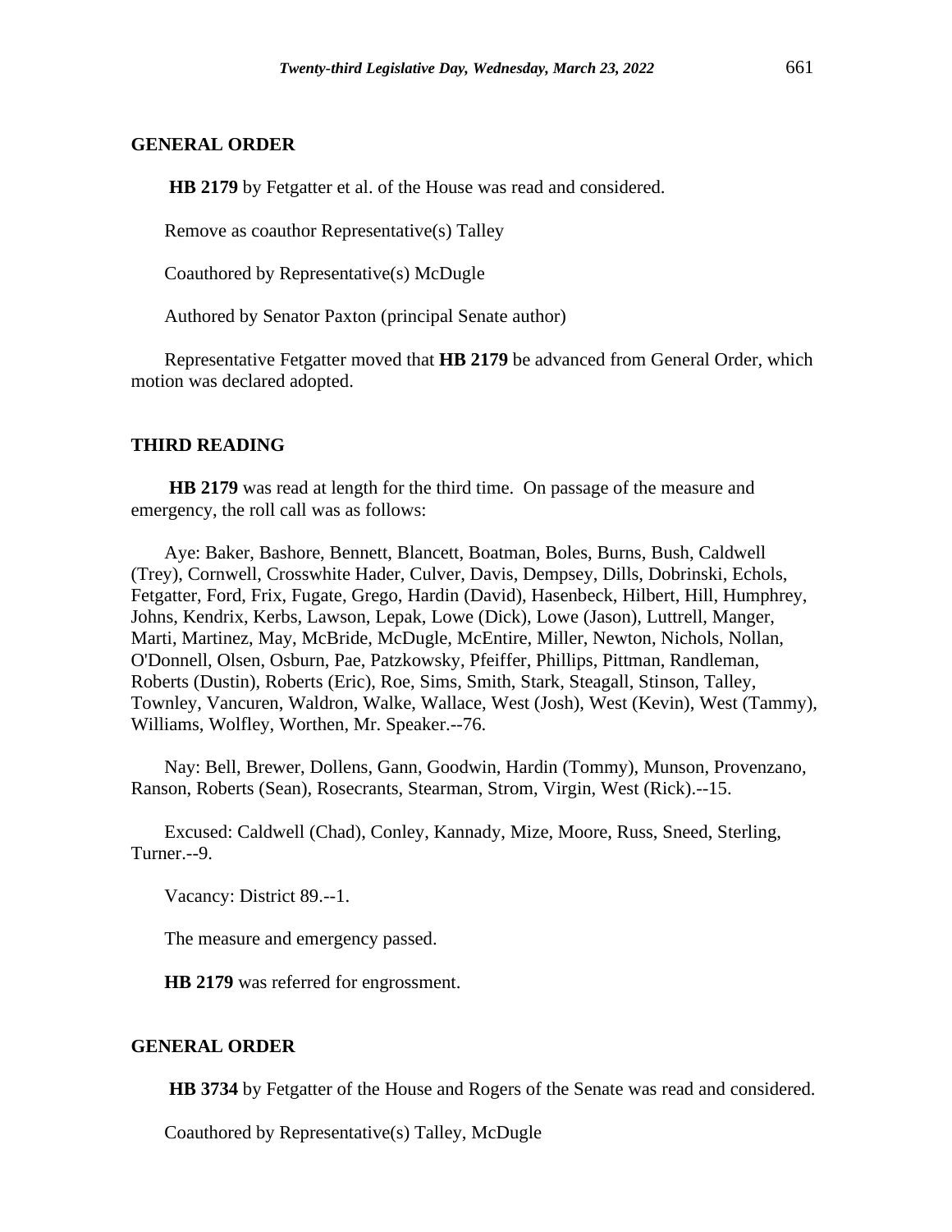## GENERAL ORDER

**HB 2179** by Fetgatter et al. of the House was read and considered.

Remove as coauthor Representative(s) Talley

Coauthored by Representative(s) McDugle

Authored by Senator Paxton (principal Senate author)

Representative Fetgatter moved that **HB 2179** be advanced from General Order, which motion was declared adopted.

## THIRD READING

**HB 2179** was read at length for the third time. On passage of the measure and emergency, the roll call was as follows:

Aye: Baker, Bashore, Bennett, Blancett, Boatman, Boles, Burns, Bush, Caldwell (Trey), Cornwell, Crosswhite Hader, Culver, Davis, Dempsey, Dills, Dobrinski, Echols, Fetgatter, Ford, Frix, Fugate, Grego, Hardin (David), Hasenbeck, Hilbert, Hill, Humphrey, Johns, Kendrix, Kerbs, Lawson, Lepak, Lowe (Dick), Lowe (Jason), Luttrell, Manger, Marti, Martinez, May, McBride, McDugle, McEntire, Miller, Newton, Nichols, Nollan, O'Donnell, Olsen, Osburn, Pae, Patzkowsky, Pfeiffer, Phillips, Pittman, Randleman, Roberts (Dustin), Roberts (Eric), Roe, Sims, Smith, Stark, Steagall, Stinson, Talley, Townley, Vancuren, Waldron, Walke, Wallace, West (Josh), West (Kevin), West (Tammy), Williams, Wolfley, Worthen, Mr. Speaker.--76.

Nay: Bell, Brewer, Dollens, Gann, Goodwin, Hardin (Tommy), Munson, Provenzano, Ranson, Roberts (Sean), Rosecrants, Stearman, Strom, Virgin, West (Rick).--15.

Excused: Caldwell (Chad), Conley, Kannady, Mize, Moore, Russ, Sneed, Sterling, Turner.--9.

Vacancy: District 89.--1.

The measure and emergency passed.

**HB 2179** was referred for engrossment.

## GENERAL ORDER

**HB 3734** by Fetgatter of the House and Rogers of the Senate was read and considered.

Coauthored by Representative(s) Talley, McDugle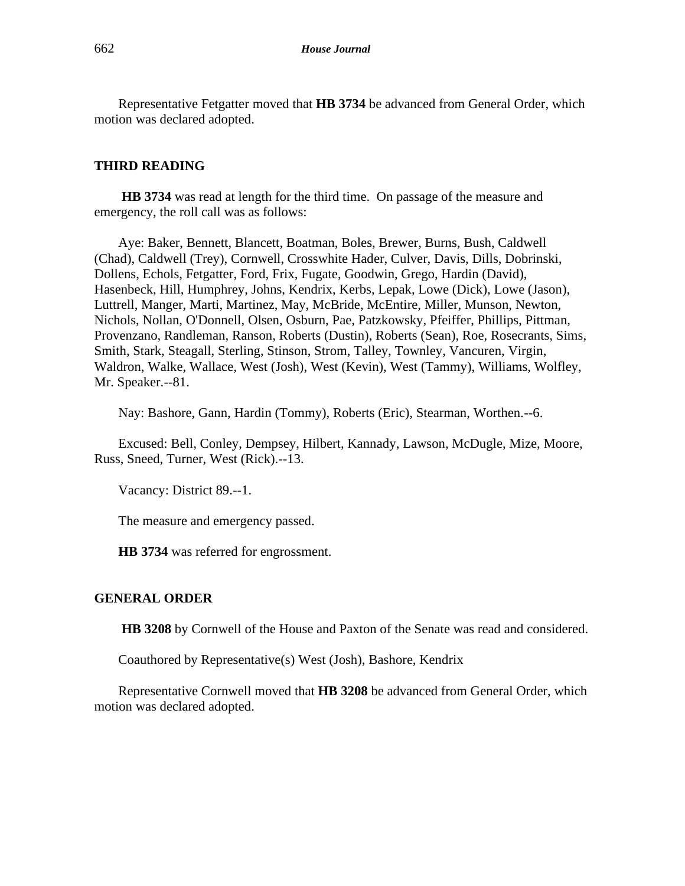Representative Fetgatter moved that **HB 3734** be advanced from General Order, which motion was declared adopted.

## THIRD READING

**HB 3734** was read at length for the third time. On passage of the measure and emergency, the roll call was as follows:

Aye: Baker, Bennett, Blancett, Boatman, Boles, Brewer, Burns, Bush, Caldwell (Chad), Caldwell (Trey), Cornwell, Crosswhite Hader, Culver, Davis, Dills, Dobrinski, Dollens, Echols, Fetgatter, Ford, Frix, Fugate, Goodwin, Grego, Hardin (David), Hasenbeck, Hill, Humphrey, Johns, Kendrix, Kerbs, Lepak, Lowe (Dick), Lowe (Jason), Luttrell, Manger, Marti, Martinez, May, McBride, McEntire, Miller, Munson, Newton, Nichols, Nollan, O'Donnell, Olsen, Osburn, Pae, Patzkowsky, Pfeiffer, Phillips, Pittman, Provenzano, Randleman, Ranson, Roberts (Dustin), Roberts (Sean), Roe, Rosecrants, Sims, Smith, Stark, Steagall, Sterling, Stinson, Strom, Talley, Townley, Vancuren, Virgin, Waldron, Walke, Wallace, West (Josh), West (Kevin), West (Tammy), Williams, Wolfley, Mr. Speaker.--81.

Nay: Bashore, Gann, Hardin (Tommy), Roberts (Eric), Stearman, Worthen.--6.

Excused: Bell, Conley, Dempsey, Hilbert, Kannady, Lawson, McDugle, Mize, Moore, Russ, Sneed, Turner, West (Rick).--13.

Vacancy: District 89.--1.

The measure and emergency passed.

**HB 3734** was referred for engrossment.

## GENERAL ORDER

**HB 3208** by Cornwell of the House and Paxton of the Senate was read and considered.

Coauthored by Representative(s) West (Josh), Bashore, Kendrix

Representative Cornwell moved that **HB 3208** be advanced from General Order, which motion was declared adopted.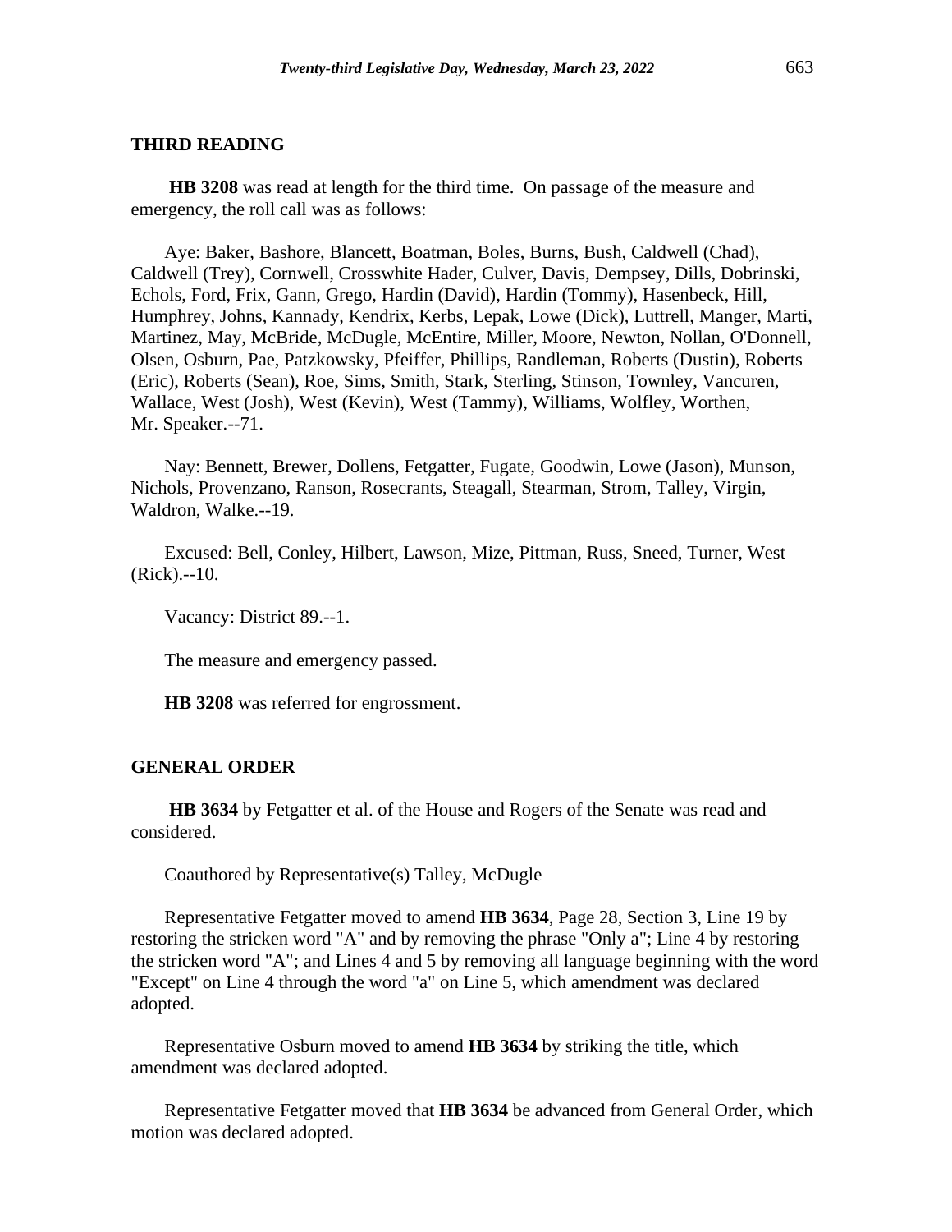## THIRD READING

**HB 3208** was read at length for the third time. On passage of the measure and emergency, the roll call was as follows:

Aye: Baker, Bashore, Blancett, Boatman, Boles, Burns, Bush, Caldwell (Chad), Caldwell (Trey), Cornwell, Crosswhite Hader, Culver, Davis, Dempsey, Dills, Dobrinski, Echols, Ford, Frix, Gann, Grego, Hardin (David), Hardin (Tommy), Hasenbeck, Hill, Humphrey, Johns, Kannady, Kendrix, Kerbs, Lepak, Lowe (Dick), Luttrell, Manger, Marti, Martinez, May, McBride, McDugle, McEntire, Miller, Moore, Newton, Nollan, O'Donnell, Olsen, Osburn, Pae, Patzkowsky, Pfeiffer, Phillips, Randleman, Roberts (Dustin), Roberts (Eric), Roberts (Sean), Roe, Sims, Smith, Stark, Sterling, Stinson, Townley, Vancuren, Wallace, West (Josh), West (Kevin), West (Tammy), Williams, Wolfley, Worthen, Mr. Speaker.--71.

Nay: Bennett, Brewer, Dollens, Fetgatter, Fugate, Goodwin, Lowe (Jason), Munson, Nichols, Provenzano, Ranson, Rosecrants, Steagall, Stearman, Strom, Talley, Virgin, Waldron, Walke.--19.

Excused: Bell, Conley, Hilbert, Lawson, Mize, Pittman, Russ, Sneed, Turner, West (Rick).--10.

Vacancy: District 89.--1.

The measure and emergency passed.

**HB 3208** was referred for engrossment.

## GENERAL ORDER

**HB 3634** by Fetgatter et al. of the House and Rogers of the Senate was read and considered.

Coauthored by Representative(s) Talley, McDugle

Representative Fetgatter moved to amend **HB 3634**, Page 28, Section 3, Line 19 by restoring the stricken word "A" and by removing the phrase "Only a"; Line 4 by restoring the stricken word "A"; and Lines 4 and 5 by removing all language beginning with the word "Except" on Line 4 through the word "a" on Line 5, which amendment was declared adopted.

Representative Osburn moved to amend **HB 3634** by striking the title, which amendment was declared adopted.

Representative Fetgatter moved that **HB 3634** be advanced from General Order, which motion was declared adopted.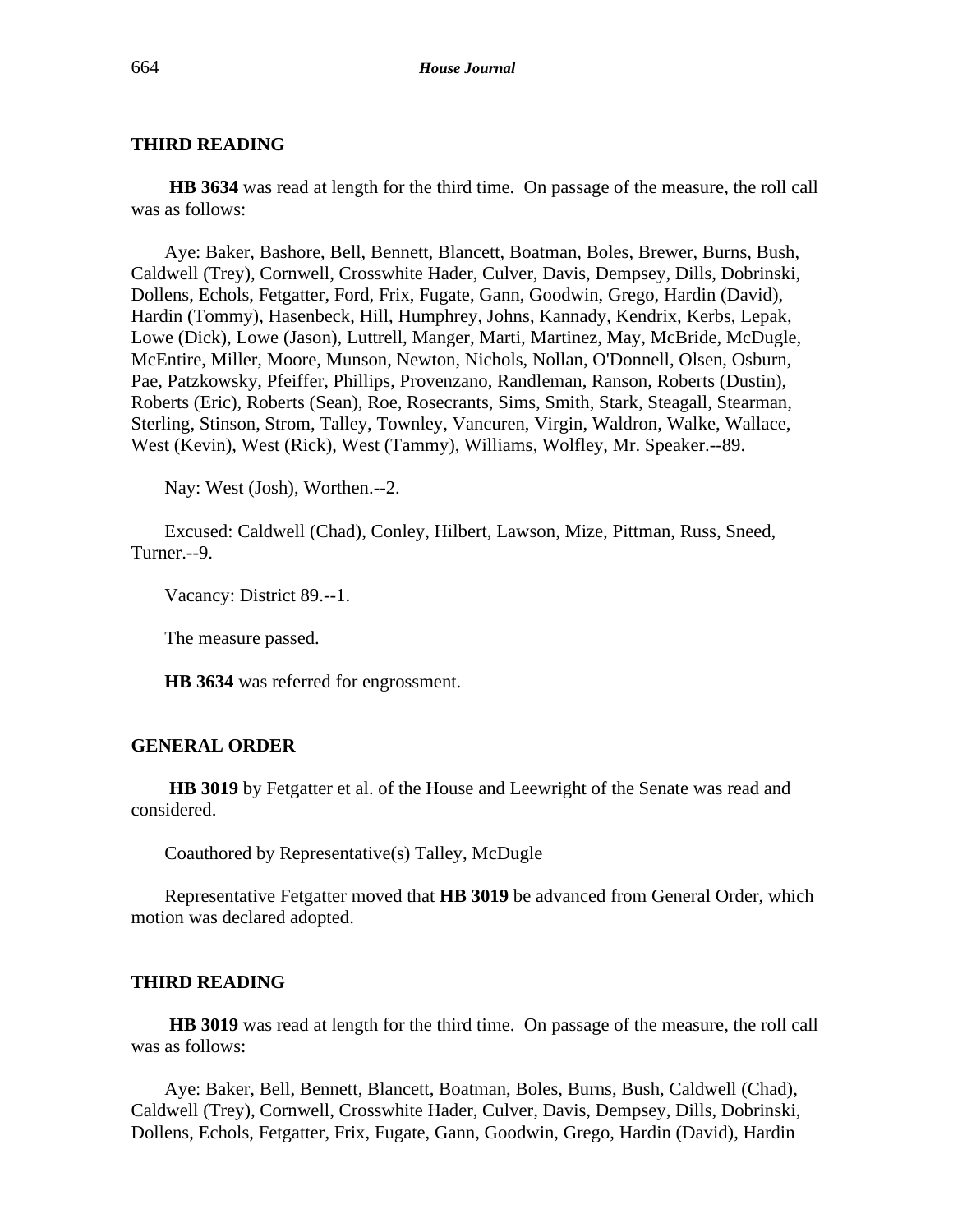**THIRD READING**

**HB 3634** was read at length for the third time. On passage of the measure, the roll call was as follows:

Aye: Baker, Bashore, Bell, Bennett, Blancett, Boatman, Boles, Brewer, Burns, Bush, Caldwell (Trey), Cornwell, Crosswhite Hader, Culver, Davis, Dempsey, Dills, Dobrinski, Dollens, Echols, Fetgatter, Ford, Frix, Fugate, Gann, Goodwin, Grego, Hardin (David), Hardin (Tommy), Hasenbeck, Hill, Humphrey, Johns, Kannady, Kendrix, Kerbs, Lepak, Lowe (Dick), Lowe (Jason), Luttrell, Manger, Marti, Martinez, May, McBride, McDugle, McEntire, Miller, Moore, Munson, Newton, Nichols, Nollan, O'Donnell, Olsen, Osburn, Pae, Patzkowsky, Pfeiffer, Phillips, Provenzano, Randleman, Ranson, Roberts (Dustin), Roberts (Eric), Roberts (Sean), Roe, Rosecrants, Sims, Smith, Stark, Steagall, Stearman, Sterling, Stinson, Strom, Talley, Townley, Vancuren, Virgin, Waldron, Walke, Wallace, West (Kevin), West (Rick), West (Tammy), Williams, Wolfley, Mr. Speaker.--89.

Nay: West (Josh), Worthen.--2.

Excused: Caldwell (Chad), Conley, Hilbert, Lawson, Mize, Pittman, Russ, Sneed, Turner.--9.

Vacancy: District 89.--1.

The measure passed.

**HB 3634** was referred for engrossment.

**GENERAL ORDER**

**HB 3019** by Fetgatter et al. of the House and Leewright of the Senate was read and considered.

Coauthored by Representative(s) Talley, McDugle

Representative Fetgatter moved that **HB 3019** be advanced from General Order, which motion was declared adopted.

**THIRD READING**

**HB 3019** was read at length for the third time. On passage of the measure, the roll call was as follows:

Aye: Baker, Bell, Bennett, Blancett, Boatman, Boles, Burns, Bush, Caldwell (Chad), Caldwell (Trey), Cornwell, Crosswhite Hader, Culver, Davis, Dempsey, Dills, Dobrinski, Dollens, Echols, Fetgatter, Frix, Fugate, Gann, Goodwin, Grego, Hardin (David), Hardin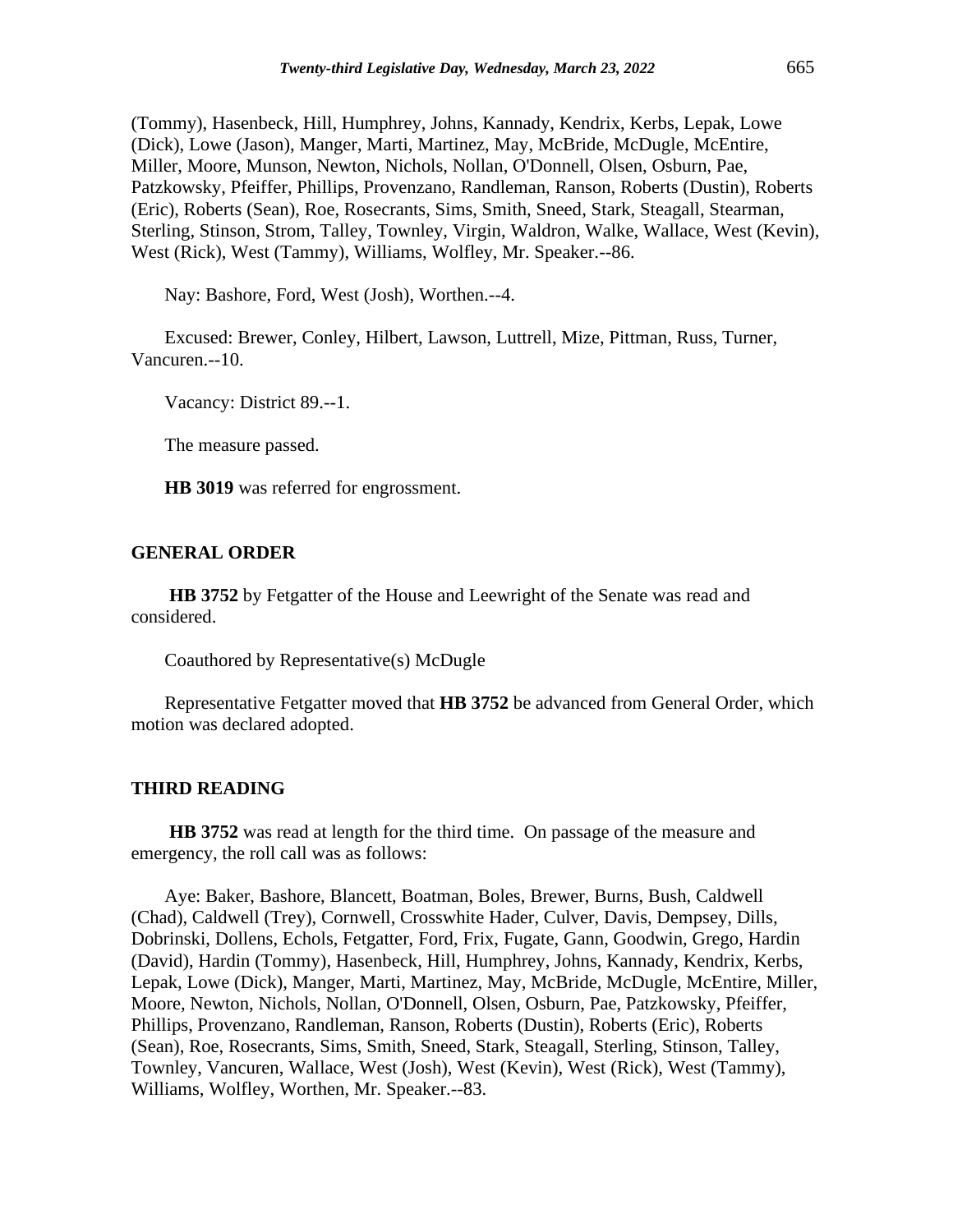(Tommy), Hasenbeck, Hill, Humphrey, Johns, Kannady, Kendrix, Kerbs, Lepak, Lowe (Dick), Lowe (Jason), Manger, Marti, Martinez, May, McBride, McDugle, McEntire, Miller, Moore, Munson, Newton, Nichols, Nollan, O'Donnell, Olsen, Osburn, Pae, Patzkowsky, Pfeiffer, Phillips, Provenzano, Randleman, Ranson, Roberts (Dustin), Roberts (Eric), Roberts (Sean), Roe, Rosecrants, Sims, Smith, Sneed, Stark, Steagall, Stearman, Sterling, Stinson, Strom, Talley, Townley, Virgin, Waldron, Walke, Wallace, West (Kevin), West (Rick), West (Tammy), Williams, Wolfley, Mr. Speaker.--86.

Nay: Bashore, Ford, West (Josh), Worthen.--4.

Excused: Brewer, Conley, Hilbert, Lawson, Luttrell, Mize, Pittman, Russ, Turner, Vancuren.--10.

Vacancy: District 89.--1.

The measure passed.

**HB 3019** was referred for engrossment.

## GENERAL ORDER

**HB 3752** by Fetgatter of the House and Leewright of the Senate was read and considered.

Coauthored by Representative(s) McDugle

Representative Fetgatter moved that **HB 3752** be advanced from General Order, which motion was declared adopted.

## THIRD READING

**HB 3752** was read at length for the third time. On passage of the measure and emergency, the roll call was as follows:

Aye: Baker, Bashore, Blancett, Boatman, Boles, Brewer, Burns, Bush, Caldwell (Chad), Caldwell (Trey), Cornwell, Crosswhite Hader, Culver, Davis, Dempsey, Dills, Dobrinski, Dollens, Echols, Fetgatter, Ford, Frix, Fugate, Gann, Goodwin, Grego, Hardin (David), Hardin (Tommy), Hasenbeck, Hill, Humphrey, Johns, Kannady, Kendrix, Kerbs, Lepak, Lowe (Dick), Manger, Marti, Martinez, May, McBride, McDugle, McEntire, Miller, Moore, Newton, Nichols, Nollan, O'Donnell, Olsen, Osburn, Pae, Patzkowsky, Pfeiffer, Phillips, Provenzano, Randleman, Ranson, Roberts (Dustin), Roberts (Eric), Roberts (Sean), Roe, Rosecrants, Sims, Smith, Sneed, Stark, Steagall, Sterling, Stinson, Talley, Townley, Vancuren, Wallace, West (Josh), West (Kevin), West (Rick), West (Tammy), Williams, Wolfley, Worthen, Mr. Speaker.--83.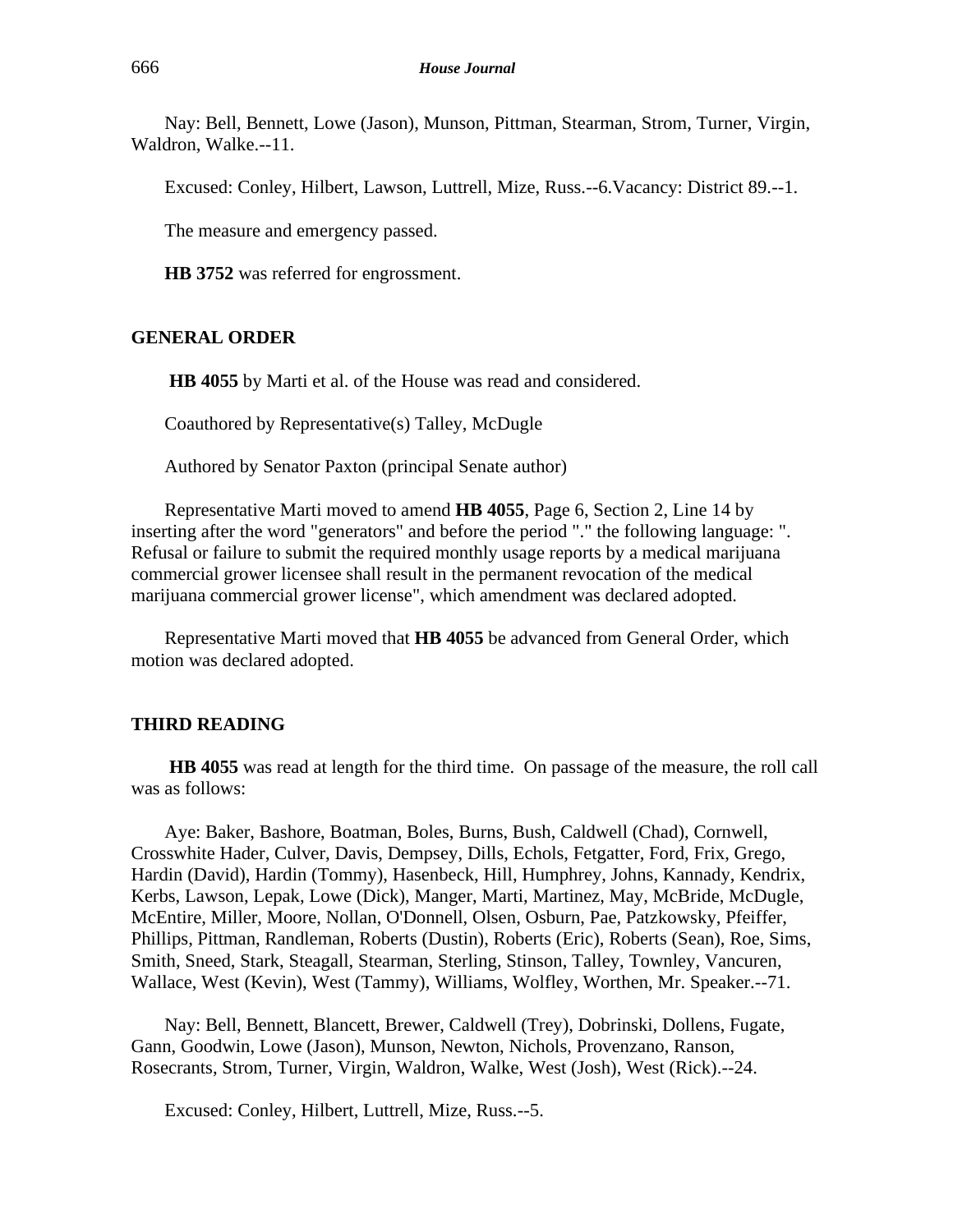Nay: Bell, Bennett, Lowe (Jason), Munson, Pittman, Stearman, Strom, Turner, Virgin, Waldron, Walke.--11.

Excused: Conley, Hilbert, Lawson, Luttrell, Mize, Russ.--6.Vacancy: District 89.--1.

The measure and emergency passed.

**HB 3752** was referred for engrossment.

## GENERAL ORDER

**HB 4055** by Marti et al. of the House was read and considered.

Coauthored by Representative(s) Talley, McDugle

Authored by Senator Paxton (principal Senate author)

Representative Marti moved to amend **HB 4055**, Page 6, Section 2, Line 14 by inserting after the word "generators" and before the period "." the following language: ". Refusal or failure to submit the required monthly usage reports by a medical marijuana commercial grower licensee shall result in the permanent revocation of the medical marijuana commercial grower license", which amendment was declared adopted.

Representative Marti moved that **HB 4055** be advanced from General Order, which motion was declared adopted.

## THIRD READING

**HB 4055** was read at length for the third time. On passage of the measure, the roll call was as follows:

Aye: Baker, Bashore, Boatman, Boles, Burns, Bush, Caldwell (Chad), Cornwell, Crosswhite Hader, Culver, Davis, Dempsey, Dills, Echols, Fetgatter, Ford, Frix, Grego, Hardin (David), Hardin (Tommy), Hasenbeck, Hill, Humphrey, Johns, Kannady, Kendrix, Kerbs, Lawson, Lepak, Lowe (Dick), Manger, Marti, Martinez, May, McBride, McDugle, McEntire, Miller, Moore, Nollan, O'Donnell, Olsen, Osburn, Pae, Patzkowsky, Pfeiffer, Phillips, Pittman, Randleman, Roberts (Dustin), Roberts (Eric), Roberts (Sean), Roe, Sims, Smith, Sneed, Stark, Steagall, Stearman, Sterling, Stinson, Talley, Townley, Vancuren, Wallace, West (Kevin), West (Tammy), Williams, Wolfley, Worthen, Mr. Speaker.--71.

Nay: Bell, Bennett, Blancett, Brewer, Caldwell (Trey), Dobrinski, Dollens, Fugate, Gann, Goodwin, Lowe (Jason), Munson, Newton, Nichols, Provenzano, Ranson, Rosecrants, Strom, Turner, Virgin, Waldron, Walke, West (Josh), West (Rick).--24.

Excused: Conley, Hilbert, Luttrell, Mize, Russ.--5.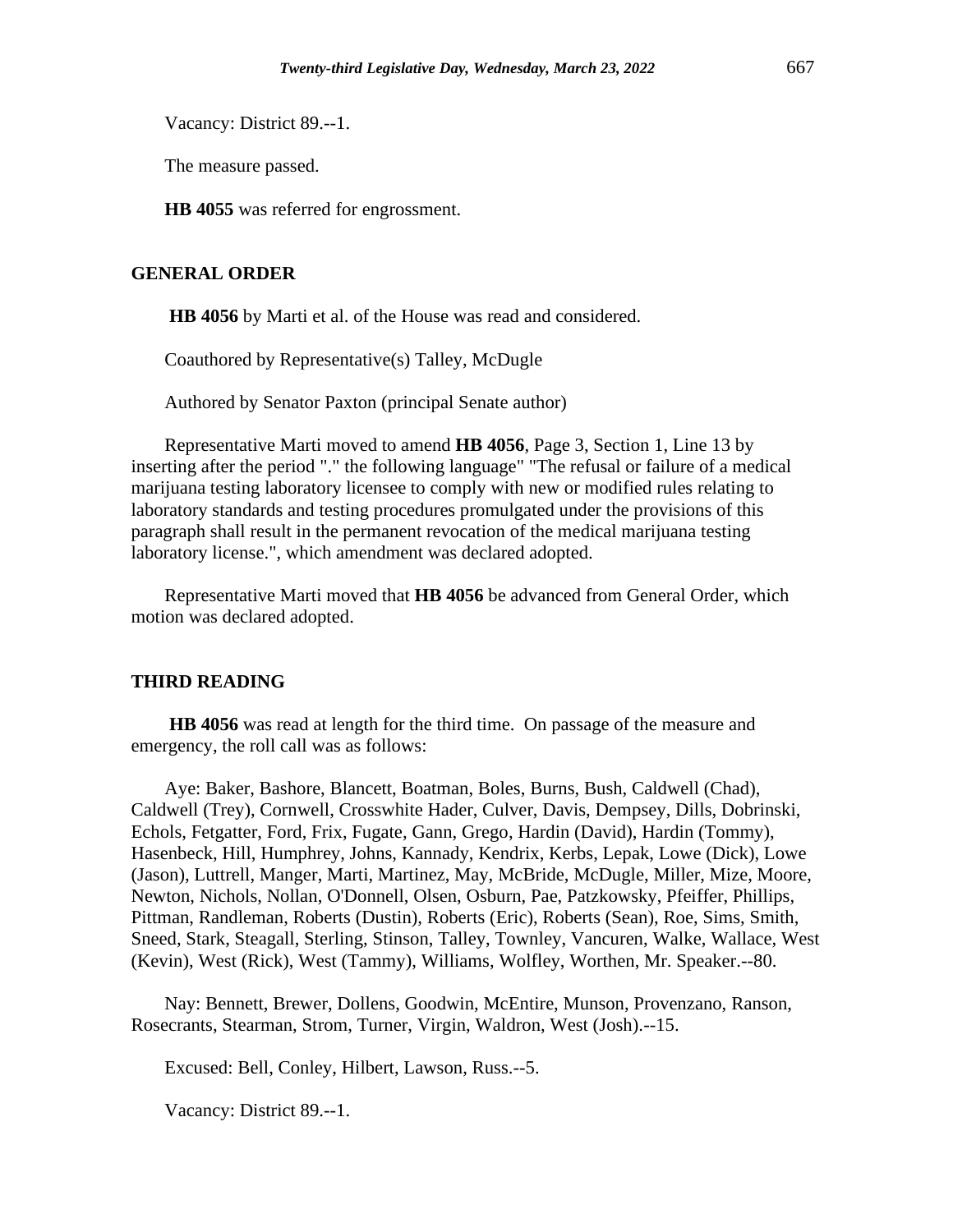Vacancy: District 89.--1.

The measure passed.

**HB 4055** was referred for engrossment.

## GENERAL ORDER

**HB 4056** by Marti et al. of the House was read and considered.

Coauthored by Representative(s) Talley, McDugle

Authored by Senator Paxton (principal Senate author)

Representative Marti moved to amend **HB 4056**, Page 3, Section 1, Line 13 by inserting after the period "." the following language" "The refusal or failure of a medical marijuana testing laboratory licensee to comply with new or modified rules relating to laboratory standards and testing procedures promulgated under the provisions of this paragraph shall result in the permanent revocation of the medical marijuana testing laboratory license.", which amendment was declared adopted.

Representative Marti moved that **HB 4056** be advanced from General Order, which motion was declared adopted.

## THIRD READING

**HB 4056** was read at length for the third time. On passage of the measure and emergency, the roll call was as follows:

Aye: Baker, Bashore, Blancett, Boatman, Boles, Burns, Bush, Caldwell (Chad), Caldwell (Trey), Cornwell, Crosswhite Hader, Culver, Davis, Dempsey, Dills, Dobrinski, Echols, Fetgatter, Ford, Frix, Fugate, Gann, Grego, Hardin (David), Hardin (Tommy), Hasenbeck, Hill, Humphrey, Johns, Kannady, Kendrix, Kerbs, Lepak, Lowe (Dick), Lowe (Jason), Luttrell, Manger, Marti, Martinez, May, McBride, McDugle, Miller, Mize, Moore, Newton, Nichols, Nollan, O'Donnell, Olsen, Osburn, Pae, Patzkowsky, Pfeiffer, Phillips, Pittman, Randleman, Roberts (Dustin), Roberts (Eric), Roberts (Sean), Roe, Sims, Smith, Sneed, Stark, Steagall, Sterling, Stinson, Talley, Townley, Vancuren, Walke, Wallace, West (Kevin), West (Rick), West (Tammy), Williams, Wolfley, Worthen, Mr. Speaker.--80.

Nay: Bennett, Brewer, Dollens, Goodwin, McEntire, Munson, Provenzano, Ranson, Rosecrants, Stearman, Strom, Turner, Virgin, Waldron, West (Josh).--15.

Excused: Bell, Conley, Hilbert, Lawson, Russ.--5.

Vacancy: District 89.--1.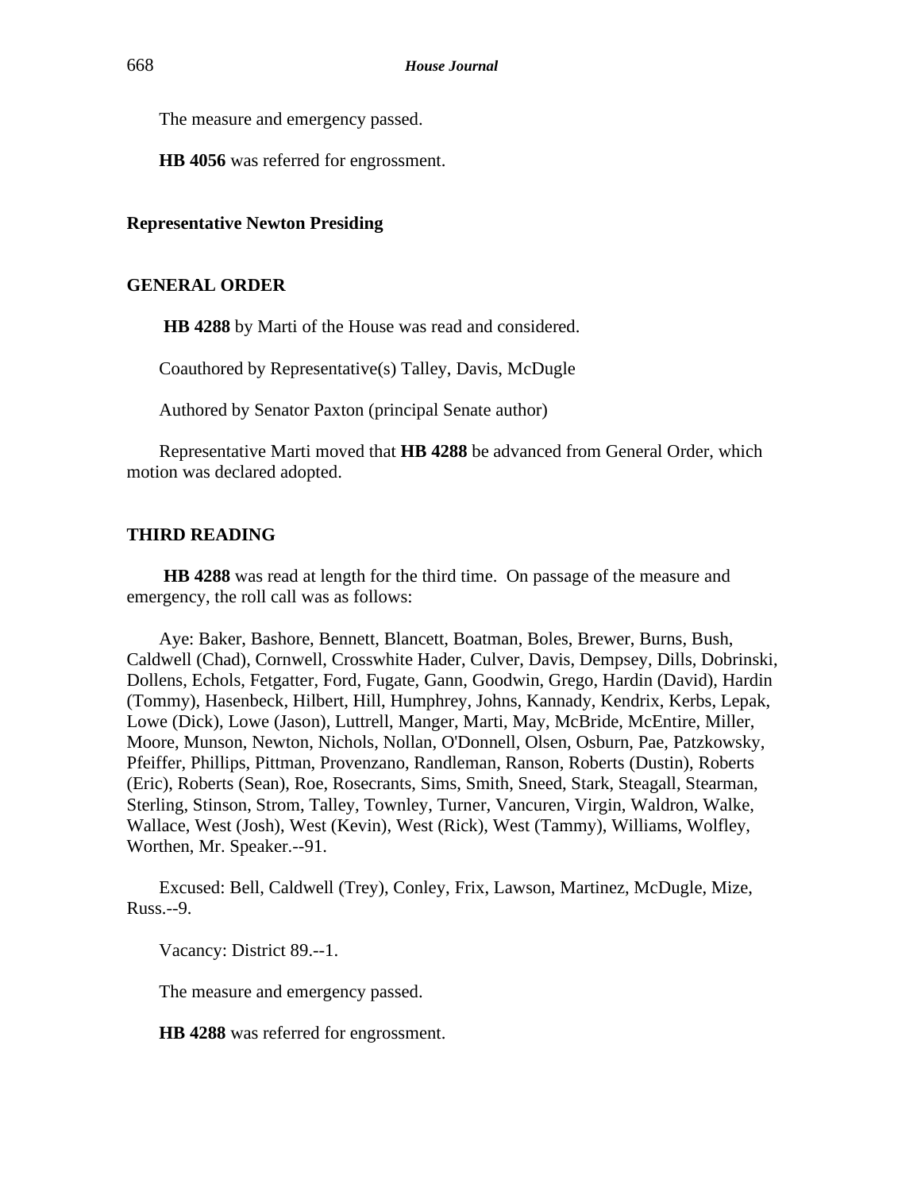The measure and emergency passed.

**HB 4056** was referred for engrossment.

**Representative Newton Presiding**

**GENERAL ORDER**

**HB 4288** by Marti of the House was read and considered.

Coauthored by Representative(s) Talley, Davis, McDugle

Authored by Senator Paxton (principal Senate author)

Representative Marti moved that **HB 4288** be advanced from General Order, which motion was declared adopted.

**THIRD READING**

**HB 4288** was read at length for the third time. On passage of the measure and emergency, the roll call was as follows:

Aye: Baker, Bashore, Bennett, Blancett, Boatman, Boles, Brewer, Burns, Bush, Caldwell (Chad), Cornwell, Crosswhite Hader, Culver, Davis, Dempsey, Dills, Dobrinski, Dollens, Echols, Fetgatter, Ford, Fugate, Gann, Goodwin, Grego, Hardin (David), Hardin (Tommy), Hasenbeck, Hilbert, Hill, Humphrey, Johns, Kannady, Kendrix, Kerbs, Lepak, Lowe (Dick), Lowe (Jason), Luttrell, Manger, Marti, May, McBride, McEntire, Miller, Moore, Munson, Newton, Nichols, Nollan, O'Donnell, Olsen, Osburn, Pae, Patzkowsky, Pfeiffer, Phillips, Pittman, Provenzano, Randleman, Ranson, Roberts (Dustin), Roberts (Eric), Roberts (Sean), Roe, Rosecrants, Sims, Smith, Sneed, Stark, Steagall, Stearman, Sterling, Stinson, Strom, Talley, Townley, Turner, Vancuren, Virgin, Waldron, Walke, Wallace, West (Josh), West (Kevin), West (Rick), West (Tammy), Williams, Wolfley, Worthen, Mr. Speaker.--91.

Excused: Bell, Caldwell (Trey), Conley, Frix, Lawson, Martinez, McDugle, Mize, Russ.--9.

Vacancy: District 89.--1.

The measure and emergency passed.

**HB 4288** was referred for engrossment.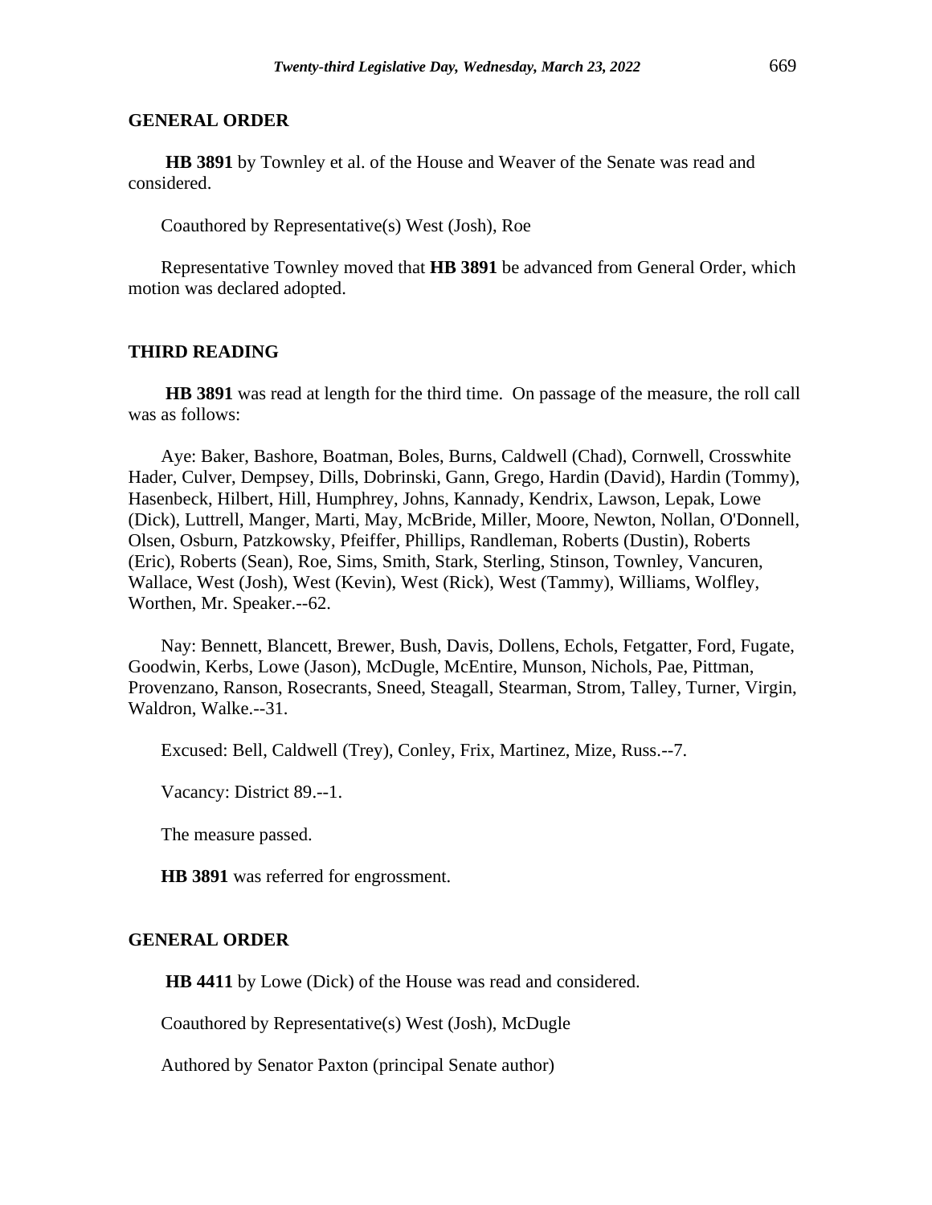## GENERAL ORDER

**HB 3891** by Townley et al. of the House and Weaver of the Senate was read and considered.

Coauthored by Representative(s) West (Josh), Roe

Representative Townley moved that **HB 3891** be advanced from General Order, which motion was declared adopted.

## THIRD READING

**HB 3891** was read at length for the third time. On passage of the measure, the roll call was as follows:

Aye: Baker, Bashore, Boatman, Boles, Burns, Caldwell (Chad), Cornwell, Crosswhite Hader, Culver, Dempsey, Dills, Dobrinski, Gann, Grego, Hardin (David), Hardin (Tommy), Hasenbeck, Hilbert, Hill, Humphrey, Johns, Kannady, Kendrix, Lawson, Lepak, Lowe (Dick), Luttrell, Manger, Marti, May, McBride, Miller, Moore, Newton, Nollan, O'Donnell, Olsen, Osburn, Patzkowsky, Pfeiffer, Phillips, Randleman, Roberts (Dustin), Roberts (Eric), Roberts (Sean), Roe, Sims, Smith, Stark, Sterling, Stinson, Townley, Vancuren, Wallace, West (Josh), West (Kevin), West (Rick), West (Tammy), Williams, Wolfley, Worthen, Mr. Speaker.--62.

Nay: Bennett, Blancett, Brewer, Bush, Davis, Dollens, Echols, Fetgatter, Ford, Fugate, Goodwin, Kerbs, Lowe (Jason), McDugle, McEntire, Munson, Nichols, Pae, Pittman, Provenzano, Ranson, Rosecrants, Sneed, Steagall, Stearman, Strom, Talley, Turner, Virgin, Waldron, Walke.--31.

Excused: Bell, Caldwell (Trey), Conley, Frix, Martinez, Mize, Russ.--7.

Vacancy: District 89.--1.

The measure passed.

**HB 3891** was referred for engrossment.

## GENERAL ORDER

**HB 4411** by Lowe (Dick) of the House was read and considered.

Coauthored by Representative(s) West (Josh), McDugle

Authored by Senator Paxton (principal Senate author)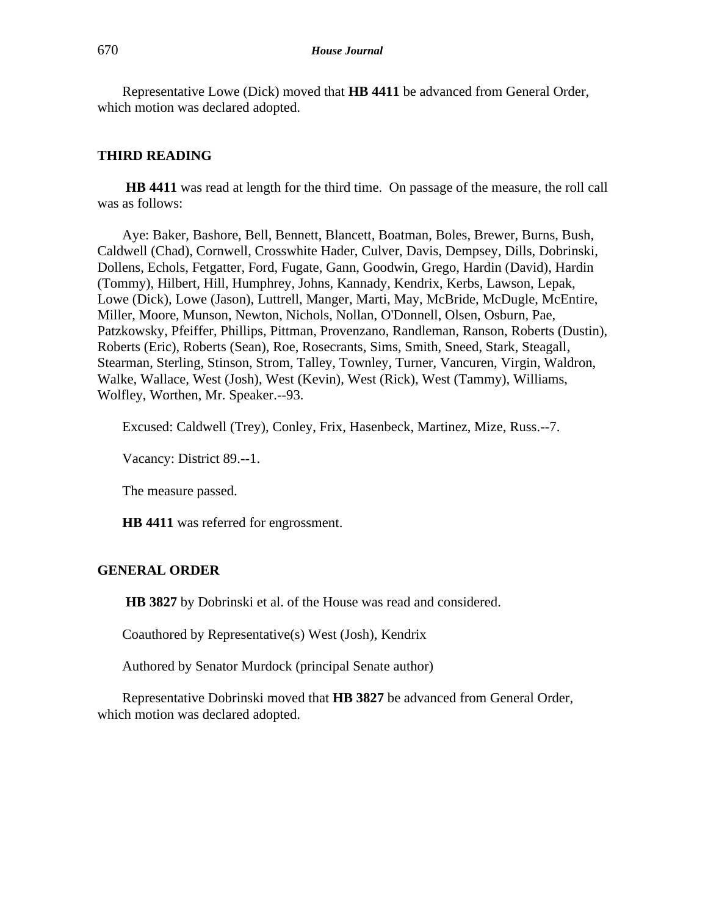Representative Lowe (Dick) moved that **HB 4411** be advanced from General Order, which motion was declared adopted.

**THIRD READING**

**HB 4411** was read at length for the third time. On passage of the measure, the roll call was as follows:

Aye: Baker, Bashore, Bell, Bennett, Blancett, Boatman, Boles, Brewer, Burns, Bush, Caldwell (Chad), Cornwell, Crosswhite Hader, Culver, Davis, Dempsey, Dills, Dobrinski, Dollens, Echols, Fetgatter, Ford, Fugate, Gann, Goodwin, Grego, Hardin (David), Hardin (Tommy), Hilbert, Hill, Humphrey, Johns, Kannady, Kendrix, Kerbs, Lawson, Lepak, Lowe (Dick), Lowe (Jason), Luttrell, Manger, Marti, May, McBride, McDugle, McEntire, Miller, Moore, Munson, Newton, Nichols, Nollan, O'Donnell, Olsen, Osburn, Pae, Patzkowsky, Pfeiffer, Phillips, Pittman, Provenzano, Randleman, Ranson, Roberts (Dustin), Roberts (Eric), Roberts (Sean), Roe, Rosecrants, Sims, Smith, Sneed, Stark, Steagall, Stearman, Sterling, Stinson, Strom, Talley, Townley, Turner, Vancuren, Virgin, Waldron, Walke, Wallace, West (Josh), West (Kevin), West (Rick), West (Tammy), Williams, Wolfley, Worthen, Mr. Speaker.--93.

Excused: Caldwell (Trey), Conley, Frix, Hasenbeck, Martinez, Mize, Russ.--7.

Vacancy: District 89.--1.

The measure passed.

**HB 4411** was referred for engrossment.

**GENERAL ORDER**

**HB 3827** by Dobrinski et al. of the House was read and considered.

Coauthored by Representative(s) West (Josh), Kendrix

Authored by Senator Murdock (principal Senate author)

Representative Dobrinski moved that **HB 3827** be advanced from General Order, which motion was declared adopted.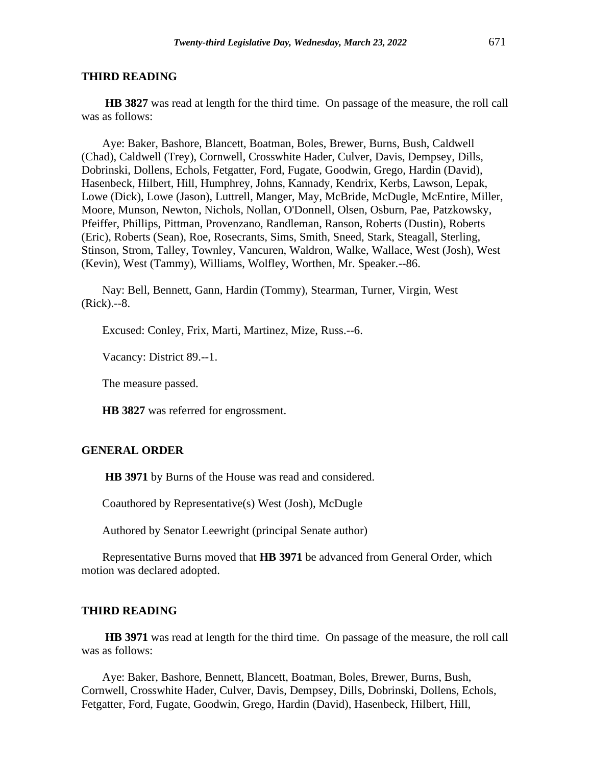## THIRD READING

**HB 3827** was read at length for the third time. On passage of the measure, the roll call was as follows:

Aye: Baker, Bashore, Blancett, Boatman, Boles, Brewer, Burns, Bush, Caldwell (Chad), Caldwell (Trey), Cornwell, Crosswhite Hader, Culver, Davis, Dempsey, Dills, Dobrinski, Dollens, Echols, Fetgatter, Ford, Fugate, Goodwin, Grego, Hardin (David), Hasenbeck, Hilbert, Hill, Humphrey, Johns, Kannady, Kendrix, Kerbs, Lawson, Lepak, Lowe (Dick), Lowe (Jason), Luttrell, Manger, May, McBride, McDugle, McEntire, Miller, Moore, Munson, Newton, Nichols, Nollan, O'Donnell, Olsen, Osburn, Pae, Patzkowsky, Pfeiffer, Phillips, Pittman, Provenzano, Randleman, Ranson, Roberts (Dustin), Roberts (Eric), Roberts (Sean), Roe, Rosecrants, Sims, Smith, Sneed, Stark, Steagall, Sterling, Stinson, Strom, Talley, Townley, Vancuren, Waldron, Walke, Wallace, West (Josh), West (Kevin), West (Tammy), Williams, Wolfley, Worthen, Mr. Speaker.--86.

Nay: Bell, Bennett, Gann, Hardin (Tommy), Stearman, Turner, Virgin, West (Rick).--8.

Excused: Conley, Frix, Marti, Martinez, Mize, Russ.--6.

Vacancy: District 89.--1.

The measure passed.

**HB 3827** was referred for engrossment.

## GENERAL ORDER

**HB 3971** by Burns of the House was read and considered.

Coauthored by Representative(s) West (Josh), McDugle

Authored by Senator Leewright (principal Senate author)

Representative Burns moved that **HB 3971** be advanced from General Order, which motion was declared adopted.

## THIRD READING

**HB 3971** was read at length for the third time. On passage of the measure, the roll call was as follows:

Aye: Baker, Bashore, Bennett, Blancett, Boatman, Boles, Brewer, Burns, Bush, Cornwell, Crosswhite Hader, Culver, Davis, Dempsey, Dills, Dobrinski, Dollens, Echols, Fetgatter, Ford, Fugate, Goodwin, Grego, Hardin (David), Hasenbeck, Hilbert, Hill,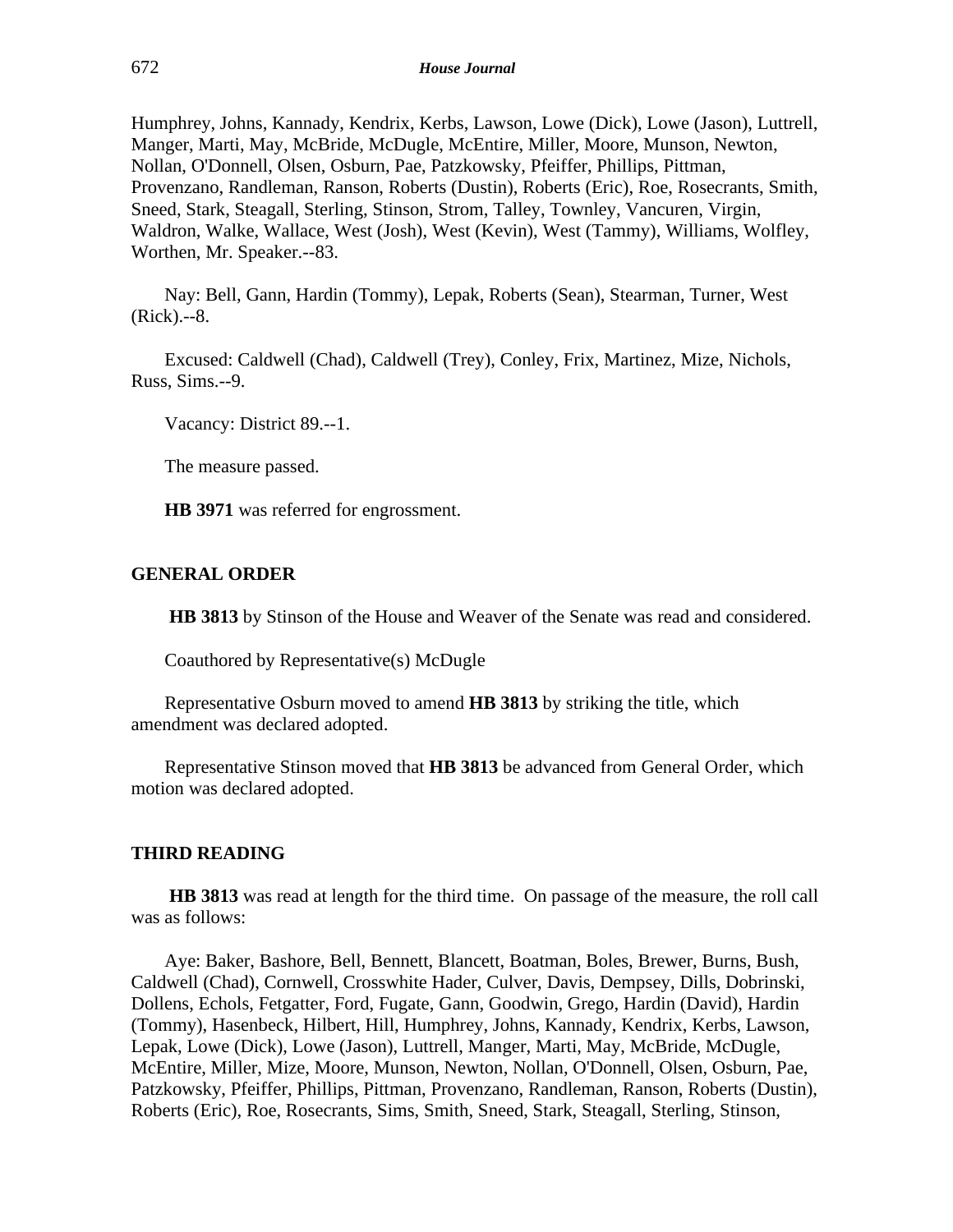Humphrey, Johns, Kannady, Kendrix, Kerbs, Lawson, Lowe (Dick), Lowe (Jason), Luttrell, Manger, Marti, May, McBride, McDugle, McEntire, Miller, Moore, Munson, Newton, Nollan, O'Donnell, Olsen, Osburn, Pae, Patzkowsky, Pfeiffer, Phillips, Pittman, Provenzano, Randleman, Ranson, Roberts (Dustin), Roberts (Eric), Roe, Rosecrants, Smith, Sneed, Stark, Steagall, Sterling, Stinson, Strom, Talley, Townley, Vancuren, Virgin, Waldron, Walke, Wallace, West (Josh), West (Kevin), West (Tammy), Williams, Wolfley, Worthen, Mr. Speaker.--83.

Nay: Bell, Gann, Hardin (Tommy), Lepak, Roberts (Sean), Stearman, Turner, West (Rick).--8.

Excused: Caldwell (Chad), Caldwell (Trey), Conley, Frix, Martinez, Mize, Nichols, Russ, Sims.--9.

Vacancy: District 89.--1.

The measure passed.

**HB 3971** was referred for engrossment.

## GENERAL ORDER

**HB 3813** by Stinson of the House and Weaver of the Senate was read and considered.

Coauthored by Representative(s) McDugle

Representative Osburn moved to amend **HB 3813** by striking the title, which amendment was declared adopted.

Representative Stinson moved that **HB 3813** be advanced from General Order, which motion was declared adopted.

## THIRD READING

**HB 3813** was read at length for the third time. On passage of the measure, the roll call was as follows:

Aye: Baker, Bashore, Bell, Bennett, Blancett, Boatman, Boles, Brewer, Burns, Bush, Caldwell (Chad), Cornwell, Crosswhite Hader, Culver, Davis, Dempsey, Dills, Dobrinski, Dollens, Echols, Fetgatter, Ford, Fugate, Gann, Goodwin, Grego, Hardin (David), Hardin (Tommy), Hasenbeck, Hilbert, Hill, Humphrey, Johns, Kannady, Kendrix, Kerbs, Lawson, Lepak, Lowe (Dick), Lowe (Jason), Luttrell, Manger, Marti, May, McBride, McDugle, McEntire, Miller, Mize, Moore, Munson, Newton, Nollan, O'Donnell, Olsen, Osburn, Pae, Patzkowsky, Pfeiffer, Phillips, Pittman, Provenzano, Randleman, Ranson, Roberts (Dustin), Roberts (Eric), Roe, Rosecrants, Sims, Smith, Sneed, Stark, Steagall, Sterling, Stinson,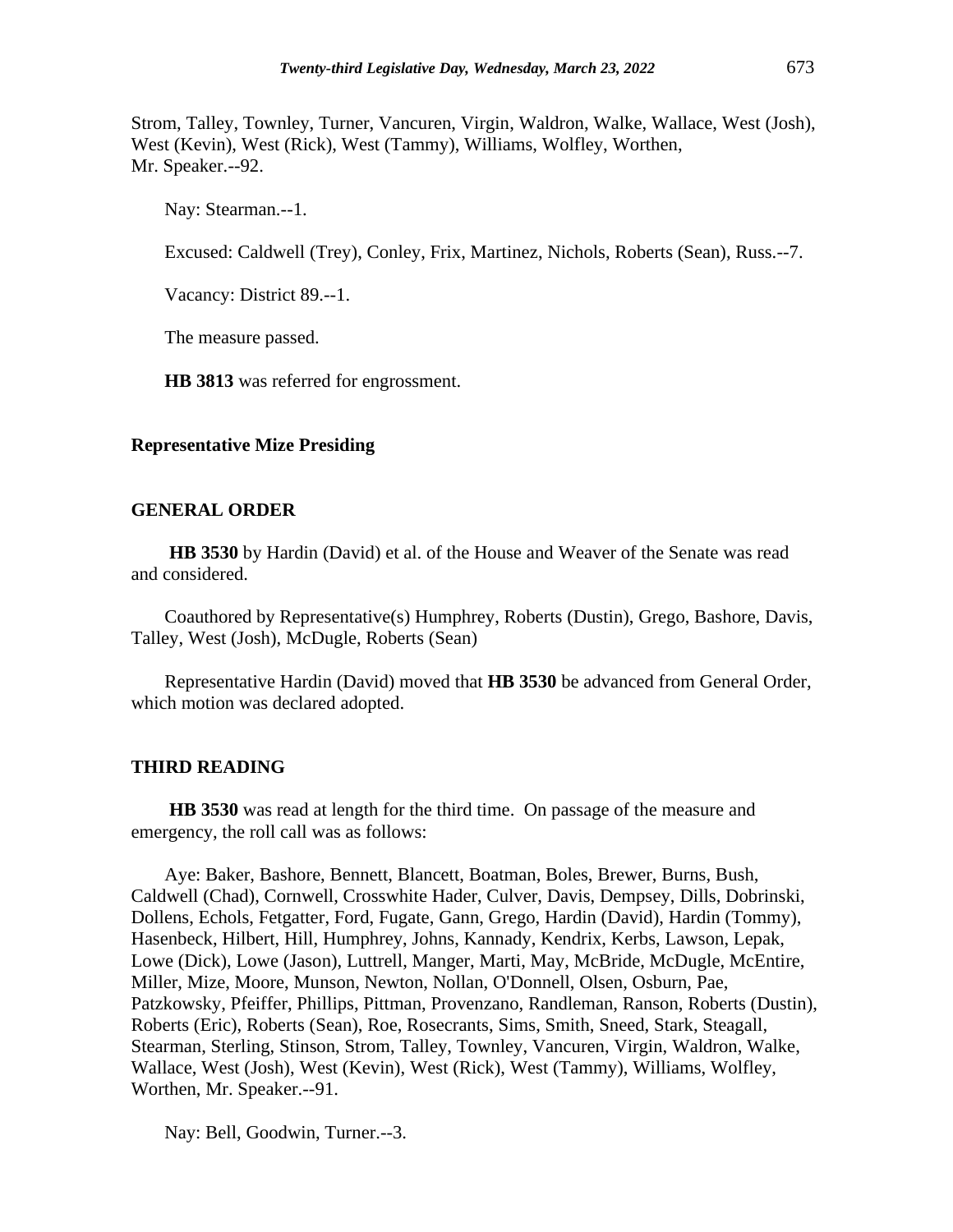Strom, Talley, Townley, Turner, Vancuren, Virgin, Waldron, Walke, Wallace, West (Josh), West (Kevin), West (Rick), West (Tammy), Williams, Wolfley, Worthen, Mr. Speaker.--92.

Nay: Stearman.--1.

Excused: Caldwell (Trey), Conley, Frix, Martinez, Nichols, Roberts (Sean), Russ.--7.

Vacancy: District 89.--1.

The measure passed.

**HB 3813** was referred for engrossment.

**Representative Mize Presiding**

**GENERAL ORDER**

**HB 3530** by Hardin (David) et al. of the House and Weaver of the Senate was read and considered.

Coauthored by Representative(s) Humphrey, Roberts (Dustin), Grego, Bashore, Davis, Talley, West (Josh), McDugle, Roberts (Sean)

Representative Hardin (David) moved that **HB 3530** be advanced from General Order, which motion was declared adopted.

**THIRD READING**

**HB 3530** was read at length for the third time. On passage of the measure and emergency, the roll call was as follows:

Aye: Baker, Bashore, Bennett, Blancett, Boatman, Boles, Brewer, Burns, Bush, Caldwell (Chad), Cornwell, Crosswhite Hader, Culver, Davis, Dempsey, Dills, Dobrinski, Dollens, Echols, Fetgatter, Ford, Fugate, Gann, Grego, Hardin (David), Hardin (Tommy), Hasenbeck, Hilbert, Hill, Humphrey, Johns, Kannady, Kendrix, Kerbs, Lawson, Lepak, Lowe (Dick), Lowe (Jason), Luttrell, Manger, Marti, May, McBride, McDugle, McEntire, Miller, Mize, Moore, Munson, Newton, Nollan, O'Donnell, Olsen, Osburn, Pae, Patzkowsky, Pfeiffer, Phillips, Pittman, Provenzano, Randleman, Ranson, Roberts (Dustin), Roberts (Eric), Roberts (Sean), Roe, Rosecrants, Sims, Smith, Sneed, Stark, Steagall, Stearman, Sterling, Stinson, Strom, Talley, Townley, Vancuren, Virgin, Waldron, Walke, Wallace, West (Josh), West (Kevin), West (Rick), West (Tammy), Williams, Wolfley, Worthen, Mr. Speaker.--91.

Nay: Bell, Goodwin, Turner.--3.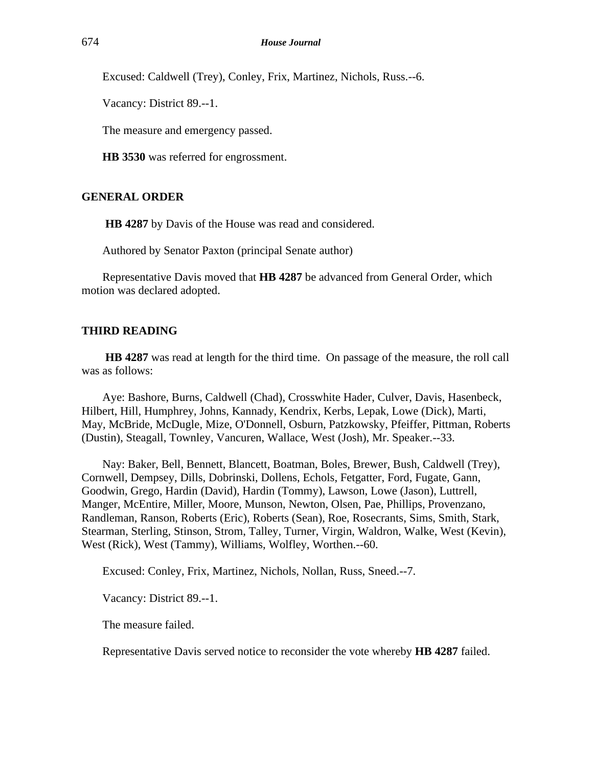Excused: Caldwell (Trey), Conley, Frix, Martinez, Nichols, Russ.--6.

Vacancy: District 89.--1.

The measure and emergency passed.

**HB 3530** was referred for engrossment.

## GENERAL ORDER

**HB 4287** by Davis of the House was read and considered.

Authored by Senator Paxton (principal Senate author)

Representative Davis moved that **HB 4287** be advanced from General Order, which motion was declared adopted.

## THIRD READING

**HB 4287** was read at length for the third time. On passage of the measure, the roll call was as follows:

Aye: Bashore, Burns, Caldwell (Chad), Crosswhite Hader, Culver, Davis, Hasenbeck, Hilbert, Hill, Humphrey, Johns, Kannady, Kendrix, Kerbs, Lepak, Lowe (Dick), Marti, May, McBride, McDugle, Mize, O'Donnell, Osburn, Patzkowsky, Pfeiffer, Pittman, Roberts (Dustin), Steagall, Townley, Vancuren, Wallace, West (Josh), Mr. Speaker.--33.

Nay: Baker, Bell, Bennett, Blancett, Boatman, Boles, Brewer, Bush, Caldwell (Trey), Cornwell, Dempsey, Dills, Dobrinski, Dollens, Echols, Fetgatter, Ford, Fugate, Gann, Goodwin, Grego, Hardin (David), Hardin (Tommy), Lawson, Lowe (Jason), Luttrell, Manger, McEntire, Miller, Moore, Munson, Newton, Olsen, Pae, Phillips, Provenzano, Randleman, Ranson, Roberts (Eric), Roberts (Sean), Roe, Rosecrants, Sims, Smith, Stark, Stearman, Sterling, Stinson, Strom, Talley, Turner, Virgin, Waldron, Walke, West (Kevin), West (Rick), West (Tammy), Williams, Wolfley, Worthen.--60.

Excused: Conley, Frix, Martinez, Nichols, Nollan, Russ, Sneed.--7.

Vacancy: District 89.--1.

The measure failed.

Representative Davis served notice to reconsider the vote whereby **HB 4287** failed.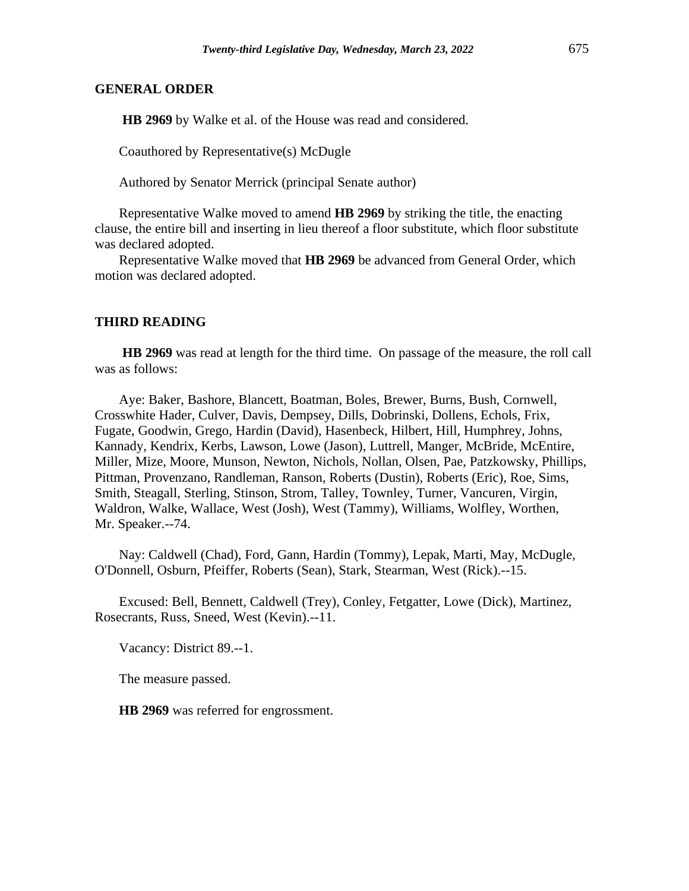## GENERAL ORDER

**HB 2969** by Walke et al. of the House was read and considered.

Coauthored by Representative(s) McDugle

Authored by Senator Merrick (principal Senate author)

Representative Walke moved to amend **HB 2969** by striking the title, the enacting clause, the entire bill and inserting in lieu thereof a floor substitute, which floor substitute was declared adopted.

Representative Walke moved that **HB 2969** be advanced from General Order, which motion was declared adopted.

## THIRD READING

**HB 2969** was read at length for the third time. On passage of the measure, the roll call was as follows:

Aye: Baker, Bashore, Blancett, Boatman, Boles, Brewer, Burns, Bush, Cornwell, Crosswhite Hader, Culver, Davis, Dempsey, Dills, Dobrinski, Dollens, Echols, Frix, Fugate, Goodwin, Grego, Hardin (David), Hasenbeck, Hilbert, Hill, Humphrey, Johns, Kannady, Kendrix, Kerbs, Lawson, Lowe (Jason), Luttrell, Manger, McBride, McEntire, Miller, Mize, Moore, Munson, Newton, Nichols, Nollan, Olsen, Pae, Patzkowsky, Phillips, Pittman, Provenzano, Randleman, Ranson, Roberts (Dustin), Roberts (Eric), Roe, Sims, Smith, Steagall, Sterling, Stinson, Strom, Talley, Townley, Turner, Vancuren, Virgin, Waldron, Walke, Wallace, West (Josh), West (Tammy), Williams, Wolfley, Worthen, Mr. Speaker.--74.

Nay: Caldwell (Chad), Ford, Gann, Hardin (Tommy), Lepak, Marti, May, McDugle, O'Donnell, Osburn, Pfeiffer, Roberts (Sean), Stark, Stearman, West (Rick).--15.

Excused: Bell, Bennett, Caldwell (Trey), Conley, Fetgatter, Lowe (Dick), Martinez, Rosecrants, Russ, Sneed, West (Kevin).--11.

Vacancy: District 89.--1.

The measure passed.

**HB 2969** was referred for engrossment.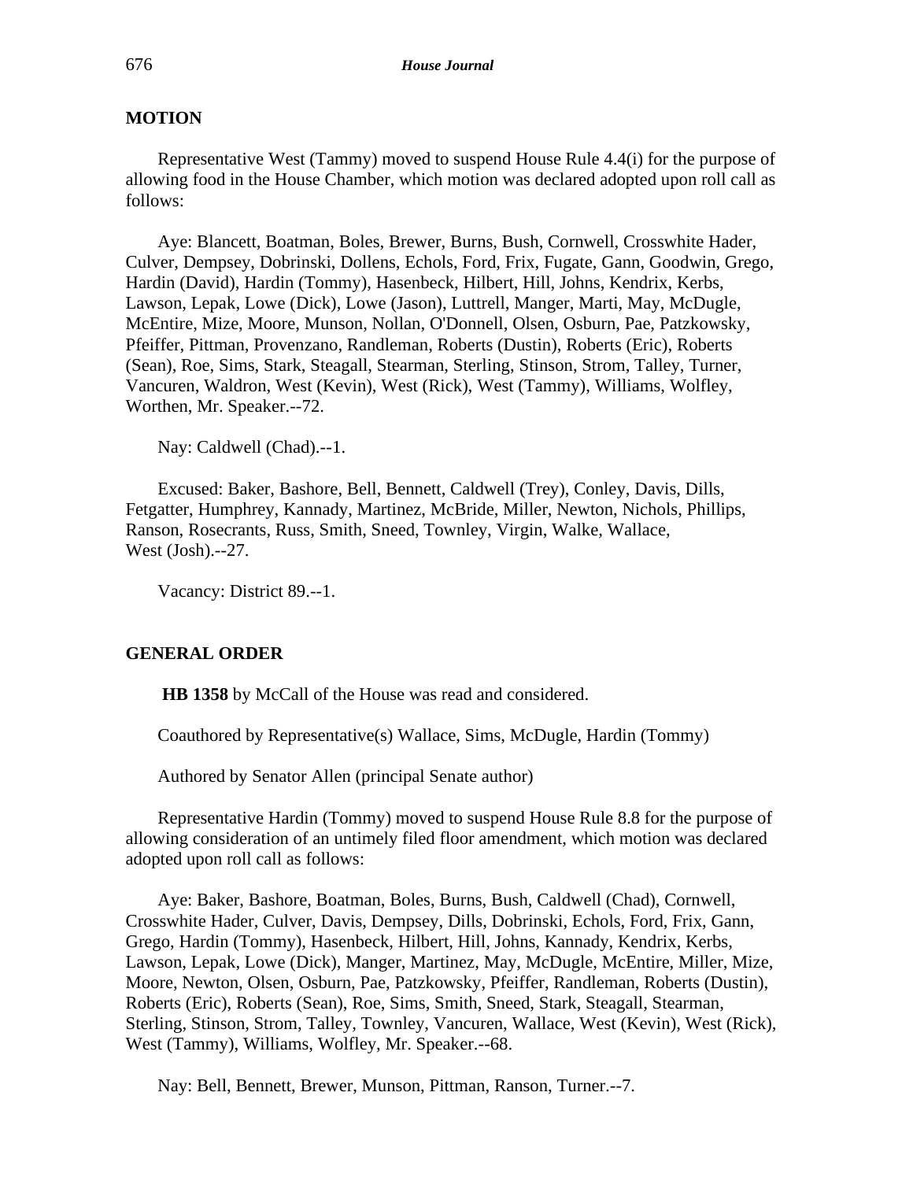**MOTION**

Representative West (Tammy) moved to suspend House Rule 4.4(i) for the purpose of allowing food in the House Chamber, which motion was declared adopted upon roll call as follows:

Aye: Blancett, Boatman, Boles, Brewer, Burns, Bush, Cornwell, Crosswhite Hader, Culver, Dempsey, Dobrinski, Dollens, Echols, Ford, Frix, Fugate, Gann, Goodwin, Grego, Hardin (David), Hardin (Tommy), Hasenbeck, Hilbert, Hill, Johns, Kendrix, Kerbs, Lawson, Lepak, Lowe (Dick), Lowe (Jason), Luttrell, Manger, Marti, May, McDugle, McEntire, Mize, Moore, Munson, Nollan, O'Donnell, Olsen, Osburn, Pae, Patzkowsky, Pfeiffer, Pittman, Provenzano, Randleman, Roberts (Dustin), Roberts (Eric), Roberts (Sean), Roe, Sims, Stark, Steagall, Stearman, Sterling, Stinson, Strom, Talley, Turner, Vancuren, Waldron, West (Kevin), West (Rick), West (Tammy), Williams, Wolfley, Worthen, Mr. Speaker.--72.

Nay: Caldwell (Chad).--1.

Excused: Baker, Bashore, Bell, Bennett, Caldwell (Trey), Conley, Davis, Dills, Fetgatter, Humphrey, Kannady, Martinez, McBride, Miller, Newton, Nichols, Phillips, Ranson, Rosecrants, Russ, Smith, Sneed, Townley, Virgin, Walke, Wallace, West (Josh).--27.

Vacancy: District 89.--1.

**GENERAL ORDER**

**HB 1358** by McCall of the House was read and considered.

Coauthored by Representative(s) Wallace, Sims, McDugle, Hardin (Tommy)

Authored by Senator Allen (principal Senate author)

Representative Hardin (Tommy) moved to suspend House Rule 8.8 for the purpose of allowing consideration of an untimely filed floor amendment, which motion was declared adopted upon roll call as follows:

Aye: Baker, Bashore, Boatman, Boles, Burns, Bush, Caldwell (Chad), Cornwell, Crosswhite Hader, Culver, Davis, Dempsey, Dills, Dobrinski, Echols, Ford, Frix, Gann, Grego, Hardin (Tommy), Hasenbeck, Hilbert, Hill, Johns, Kannady, Kendrix, Kerbs, Lawson, Lepak, Lowe (Dick), Manger, Martinez, May, McDugle, McEntire, Miller, Mize, Moore, Newton, Olsen, Osburn, Pae, Patzkowsky, Pfeiffer, Randleman, Roberts (Dustin), Roberts (Eric), Roberts (Sean), Roe, Sims, Smith, Sneed, Stark, Steagall, Stearman, Sterling, Stinson, Strom, Talley, Townley, Vancuren, Wallace, West (Kevin), West (Rick), West (Tammy), Williams, Wolfley, Mr. Speaker.--68.

Nay: Bell, Bennett, Brewer, Munson, Pittman, Ranson, Turner.--7.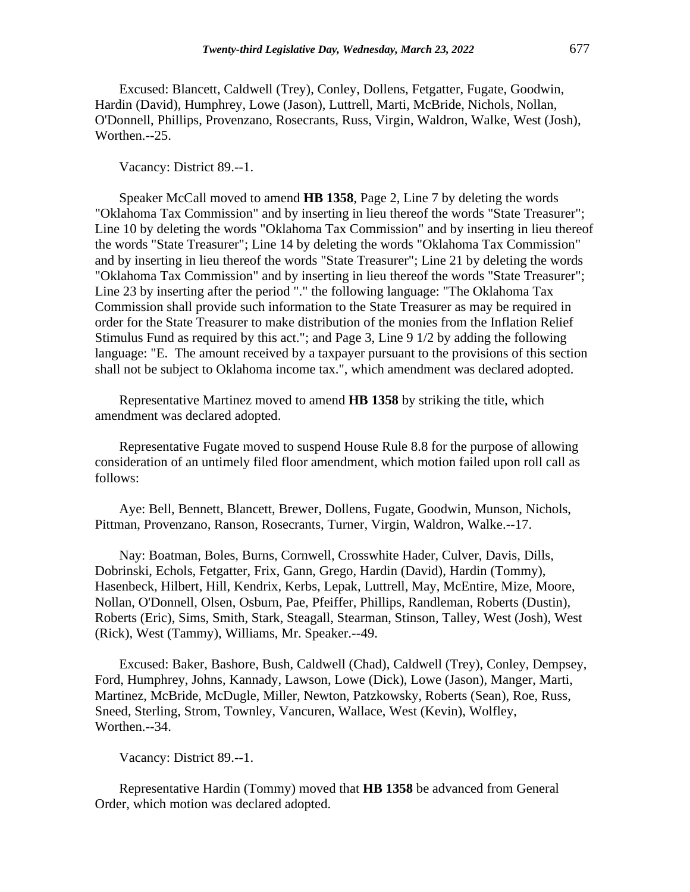Excused: Blancett, Caldwell (Trey), Conley, Dollens, Fetgatter, Fugate, Goodwin, Hardin (David), Humphrey, Lowe (Jason), Luttrell, Marti, McBride, Nichols, Nollan, O'Donnell, Phillips, Provenzano, Rosecrants, Russ, Virgin, Waldron, Walke, West (Josh), Worthen.--25.

Vacancy: District 89.--1.

Speaker McCall moved to amend **HB 1358**, Page 2, Line 7 by deleting the words "Oklahoma Tax Commission" and by inserting in lieu thereof the words "State Treasurer"; Line 10 by deleting the words "Oklahoma Tax Commission" and by inserting in lieu thereof the words "State Treasurer"; Line 14 by deleting the words "Oklahoma Tax Commission" and by inserting in lieu thereof the words "State Treasurer"; Line 21 by deleting the words "Oklahoma Tax Commission" and by inserting in lieu thereof the words "State Treasurer"; Line 23 by inserting after the period "." the following language: "The Oklahoma Tax Commission shall provide such information to the State Treasurer as may be required in order for the State Treasurer to make distribution of the monies from the Inflation Relief Stimulus Fund as required by this act."; and Page 3, Line 9 1/2 by adding the following language: "E. The amount received by a taxpayer pursuant to the provisions of this section shall not be subject to Oklahoma income tax.", which amendment was declared adopted.

Representative Martinez moved to amend **HB 1358** by striking the title, which amendment was declared adopted.

Representative Fugate moved to suspend House Rule 8.8 for the purpose of allowing consideration of an untimely filed floor amendment, which motion failed upon roll call as follows:

Aye: Bell, Bennett, Blancett, Brewer, Dollens, Fugate, Goodwin, Munson, Nichols, Pittman, Provenzano, Ranson, Rosecrants, Turner, Virgin, Waldron, Walke.--17.

Nay: Boatman, Boles, Burns, Cornwell, Crosswhite Hader, Culver, Davis, Dills, Dobrinski, Echols, Fetgatter, Frix, Gann, Grego, Hardin (David), Hardin (Tommy), Hasenbeck, Hilbert, Hill, Kendrix, Kerbs, Lepak, Luttrell, May, McEntire, Mize, Moore, Nollan, O'Donnell, Olsen, Osburn, Pae, Pfeiffer, Phillips, Randleman, Roberts (Dustin), Roberts (Eric), Sims, Smith, Stark, Steagall, Stearman, Stinson, Talley, West (Josh), West (Rick), West (Tammy), Williams, Mr. Speaker.--49.

Excused: Baker, Bashore, Bush, Caldwell (Chad), Caldwell (Trey), Conley, Dempsey, Ford, Humphrey, Johns, Kannady, Lawson, Lowe (Dick), Lowe (Jason), Manger, Marti, Martinez, McBride, McDugle, Miller, Newton, Patzkowsky, Roberts (Sean), Roe, Russ, Sneed, Sterling, Strom, Townley, Vancuren, Wallace, West (Kevin), Wolfley, Worthen.--34.

Vacancy: District 89.--1.

Representative Hardin (Tommy) moved that **HB 1358** be advanced from General Order, which motion was declared adopted.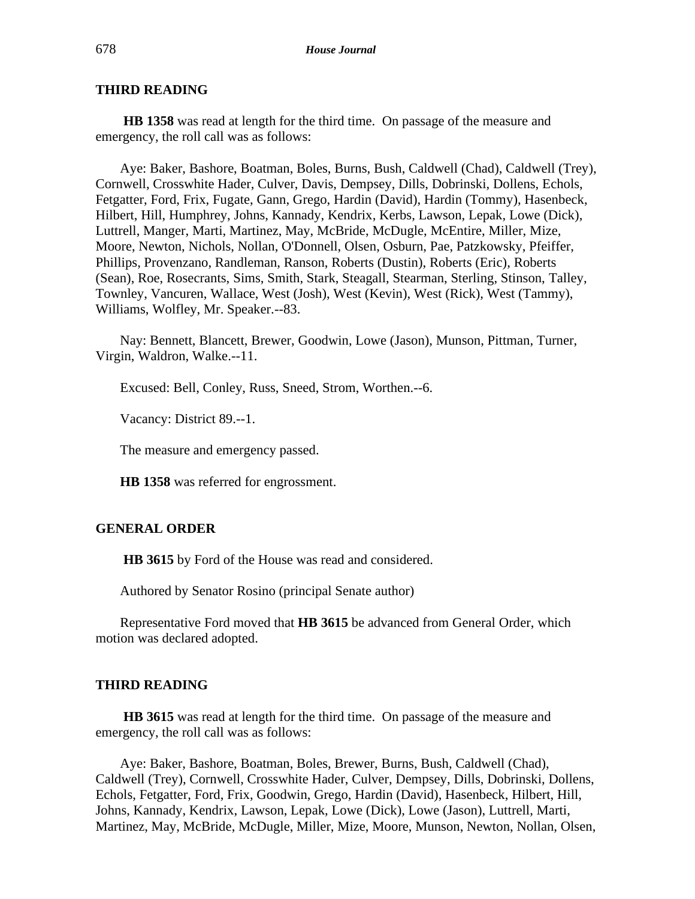## THIRD READING

**HB 1358** was read at length for the third time. On passage of the measure and emergency, the roll call was as follows:

Aye: Baker, Bashore, Boatman, Boles, Burns, Bush, Caldwell (Chad), Caldwell (Trey), Cornwell, Crosswhite Hader, Culver, Davis, Dempsey, Dills, Dobrinski, Dollens, Echols, Fetgatter, Ford, Frix, Fugate, Gann, Grego, Hardin (David), Hardin (Tommy), Hasenbeck, Hilbert, Hill, Humphrey, Johns, Kannady, Kendrix, Kerbs, Lawson, Lepak, Lowe (Dick), Luttrell, Manger, Marti, Martinez, May, McBride, McDugle, McEntire, Miller, Mize, Moore, Newton, Nichols, Nollan, O'Donnell, Olsen, Osburn, Pae, Patzkowsky, Pfeiffer, Phillips, Provenzano, Randleman, Ranson, Roberts (Dustin), Roberts (Eric), Roberts (Sean), Roe, Rosecrants, Sims, Smith, Stark, Steagall, Stearman, Sterling, Stinson, Talley, Townley, Vancuren, Wallace, West (Josh), West (Kevin), West (Rick), West (Tammy), Williams, Wolfley, Mr. Speaker.--83.

Nay: Bennett, Blancett, Brewer, Goodwin, Lowe (Jason), Munson, Pittman, Turner, Virgin, Waldron, Walke.--11.

Excused: Bell, Conley, Russ, Sneed, Strom, Worthen.--6.

Vacancy: District 89.--1.

The measure and emergency passed.

**HB 1358** was referred for engrossment.

## GENERAL ORDER

**HB 3615** by Ford of the House was read and considered.

Authored by Senator Rosino (principal Senate author)

Representative Ford moved that **HB 3615** be advanced from General Order, which motion was declared adopted.

## THIRD READING

**HB 3615** was read at length for the third time. On passage of the measure and emergency, the roll call was as follows:

Aye: Baker, Bashore, Boatman, Boles, Brewer, Burns, Bush, Caldwell (Chad), Caldwell (Trey), Cornwell, Crosswhite Hader, Culver, Dempsey, Dills, Dobrinski, Dollens, Echols, Fetgatter, Ford, Frix, Goodwin, Grego, Hardin (David), Hasenbeck, Hilbert, Hill, Johns, Kannady, Kendrix, Lawson, Lepak, Lowe (Dick), Lowe (Jason), Luttrell, Marti, Martinez, May, McBride, McDugle, Miller, Mize, Moore, Munson, Newton, Nollan, Olsen,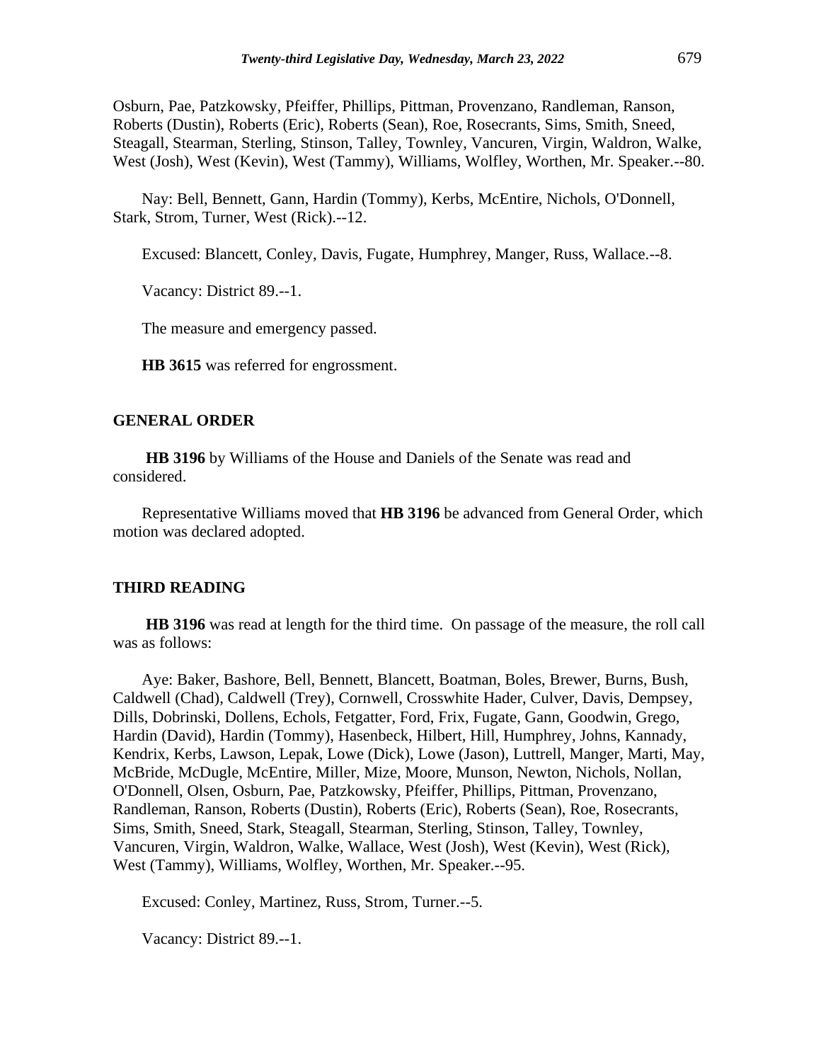Osburn, Pae, Patzkowsky, Pfeiffer, Phillips, Pittman, Provenzano, Randleman, Ranson, Roberts (Dustin), Roberts (Eric), Roberts (Sean), Roe, Rosecrants, Sims, Smith, Sneed, Steagall, Stearman, Sterling, Stinson, Talley, Townley, Vancuren, Virgin, Waldron, Walke, West (Josh), West (Kevin), West (Tammy), Williams, Wolfley, Worthen, Mr. Speaker.--80.

Nay: Bell, Bennett, Gann, Hardin (Tommy), Kerbs, McEntire, Nichols, O'Donnell, Stark, Strom, Turner, West (Rick).--12.

Excused: Blancett, Conley, Davis, Fugate, Humphrey, Manger, Russ, Wallace.--8.

Vacancy: District 89.--1.

The measure and emergency passed.

**HB 3615** was referred for engrossment.

## GENERAL ORDER

**HB 3196** by Williams of the House and Daniels of the Senate was read and considered.

Representative Williams moved that **HB 3196** be advanced from General Order, which motion was declared adopted.

## THIRD READING

**HB 3196** was read at length for the third time. On passage of the measure, the roll call was as follows:

Aye: Baker, Bashore, Bell, Bennett, Blancett, Boatman, Boles, Brewer, Burns, Bush, Caldwell (Chad), Caldwell (Trey), Cornwell, Crosswhite Hader, Culver, Davis, Dempsey, Dills, Dobrinski, Dollens, Echols, Fetgatter, Ford, Frix, Fugate, Gann, Goodwin, Grego, Hardin (David), Hardin (Tommy), Hasenbeck, Hilbert, Hill, Humphrey, Johns, Kannady, Kendrix, Kerbs, Lawson, Lepak, Lowe (Dick), Lowe (Jason), Luttrell, Manger, Marti, May, McBride, McDugle, McEntire, Miller, Mize, Moore, Munson, Newton, Nichols, Nollan, O'Donnell, Olsen, Osburn, Pae, Patzkowsky, Pfeiffer, Phillips, Pittman, Provenzano, Randleman, Ranson, Roberts (Dustin), Roberts (Eric), Roberts (Sean), Roe, Rosecrants, Sims, Smith, Sneed, Stark, Steagall, Stearman, Sterling, Stinson, Talley, Townley, Vancuren, Virgin, Waldron, Walke, Wallace, West (Josh), West (Kevin), West (Rick), West (Tammy), Williams, Wolfley, Worthen, Mr. Speaker.--95.

Excused: Conley, Martinez, Russ, Strom, Turner.--5.

Vacancy: District 89.--1.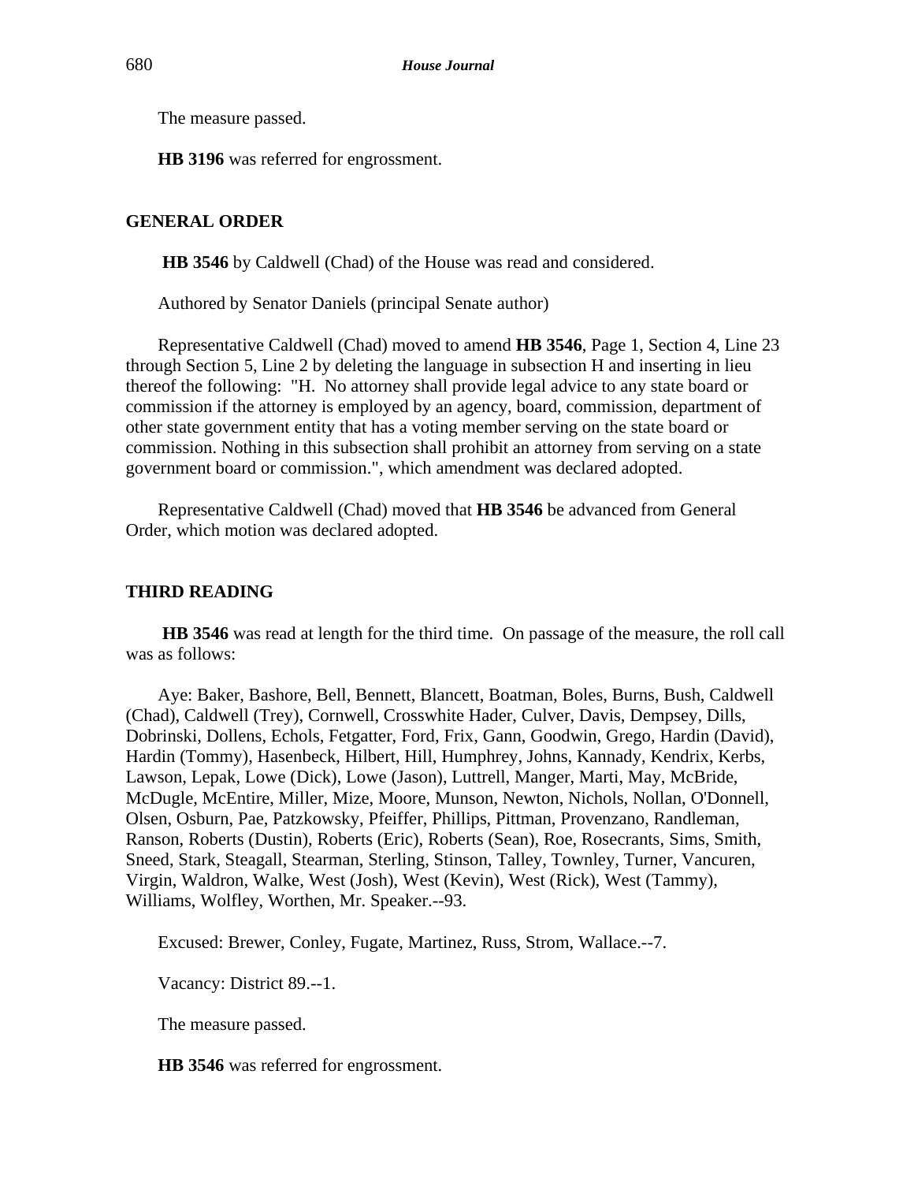The measure passed.

**HB 3196** was referred for engrossment.

## GENERAL ORDER

**HB 3546** by Caldwell (Chad) of the House was read and considered.

Authored by Senator Daniels (principal Senate author)

Representative Caldwell (Chad) moved to amend **HB 3546**, Page 1, Section 4, Line 23 through Section 5, Line 2 by deleting the language in subsection H and inserting in lieu thereof the following: "H. No attorney shall provide legal advice to any state board or commission if the attorney is employed by an agency, board, commission, department of other state government entity that has a voting member serving on the state board or commission. Nothing in this subsection shall prohibit an attorney from serving on a state government board or commission.", which amendment was declared adopted.

Representative Caldwell (Chad) moved that **HB 3546** be advanced from General Order, which motion was declared adopted.

## THIRD READING

**HB 3546** was read at length for the third time. On passage of the measure, the roll call was as follows:

Aye: Baker, Bashore, Bell, Bennett, Blancett, Boatman, Boles, Burns, Bush, Caldwell (Chad), Caldwell (Trey), Cornwell, Crosswhite Hader, Culver, Davis, Dempsey, Dills, Dobrinski, Dollens, Echols, Fetgatter, Ford, Frix, Gann, Goodwin, Grego, Hardin (David), Hardin (Tommy), Hasenbeck, Hilbert, Hill, Humphrey, Johns, Kannady, Kendrix, Kerbs, Lawson, Lepak, Lowe (Dick), Lowe (Jason), Luttrell, Manger, Marti, May, McBride, McDugle, McEntire, Miller, Mize, Moore, Munson, Newton, Nichols, Nollan, O'Donnell, Olsen, Osburn, Pae, Patzkowsky, Pfeiffer, Phillips, Pittman, Provenzano, Randleman, Ranson, Roberts (Dustin), Roberts (Eric), Roberts (Sean), Roe, Rosecrants, Sims, Smith, Sneed, Stark, Steagall, Stearman, Sterling, Stinson, Talley, Townley, Turner, Vancuren, Virgin, Waldron, Walke, West (Josh), West (Kevin), West (Rick), West (Tammy), Williams, Wolfley, Worthen, Mr. Speaker.--93.

Excused: Brewer, Conley, Fugate, Martinez, Russ, Strom, Wallace.--7.

Vacancy: District 89.--1.

The measure passed.

**HB 3546** was referred for engrossment.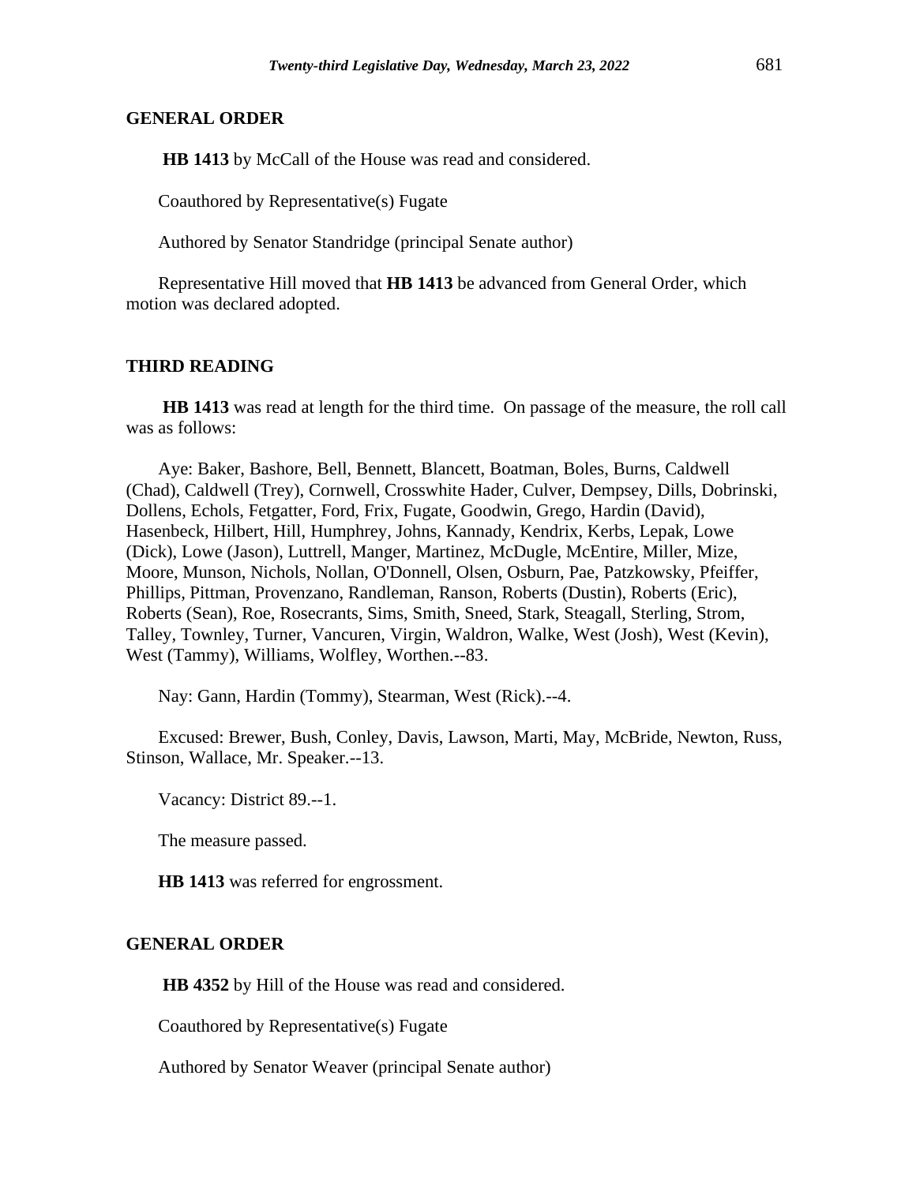## GENERAL ORDER

**HB 1413** by McCall of the House was read and considered.

Coauthored by Representative(s) Fugate

Authored by Senator Standridge (principal Senate author)

Representative Hill moved that **HB 1413** be advanced from General Order, which motion was declared adopted.

## THIRD READING

**HB 1413** was read at length for the third time. On passage of the measure, the roll call was as follows:

Aye: Baker, Bashore, Bell, Bennett, Blancett, Boatman, Boles, Burns, Caldwell (Chad), Caldwell (Trey), Cornwell, Crosswhite Hader, Culver, Dempsey, Dills, Dobrinski, Dollens, Echols, Fetgatter, Ford, Frix, Fugate, Goodwin, Grego, Hardin (David), Hasenbeck, Hilbert, Hill, Humphrey, Johns, Kannady, Kendrix, Kerbs, Lepak, Lowe (Dick), Lowe (Jason), Luttrell, Manger, Martinez, McDugle, McEntire, Miller, Mize, Moore, Munson, Nichols, Nollan, O'Donnell, Olsen, Osburn, Pae, Patzkowsky, Pfeiffer, Phillips, Pittman, Provenzano, Randleman, Ranson, Roberts (Dustin), Roberts (Eric), Roberts (Sean), Roe, Rosecrants, Sims, Smith, Sneed, Stark, Steagall, Sterling, Strom, Talley, Townley, Turner, Vancuren, Virgin, Waldron, Walke, West (Josh), West (Kevin), West (Tammy), Williams, Wolfley, Worthen.--83.

Nay: Gann, Hardin (Tommy), Stearman, West (Rick).--4.

Excused: Brewer, Bush, Conley, Davis, Lawson, Marti, May, McBride, Newton, Russ, Stinson, Wallace, Mr. Speaker.--13.

Vacancy: District 89.--1.

The measure passed.

**HB 1413** was referred for engrossment.

## GENERAL ORDER

**HB 4352** by Hill of the House was read and considered.

Coauthored by Representative(s) Fugate

Authored by Senator Weaver (principal Senate author)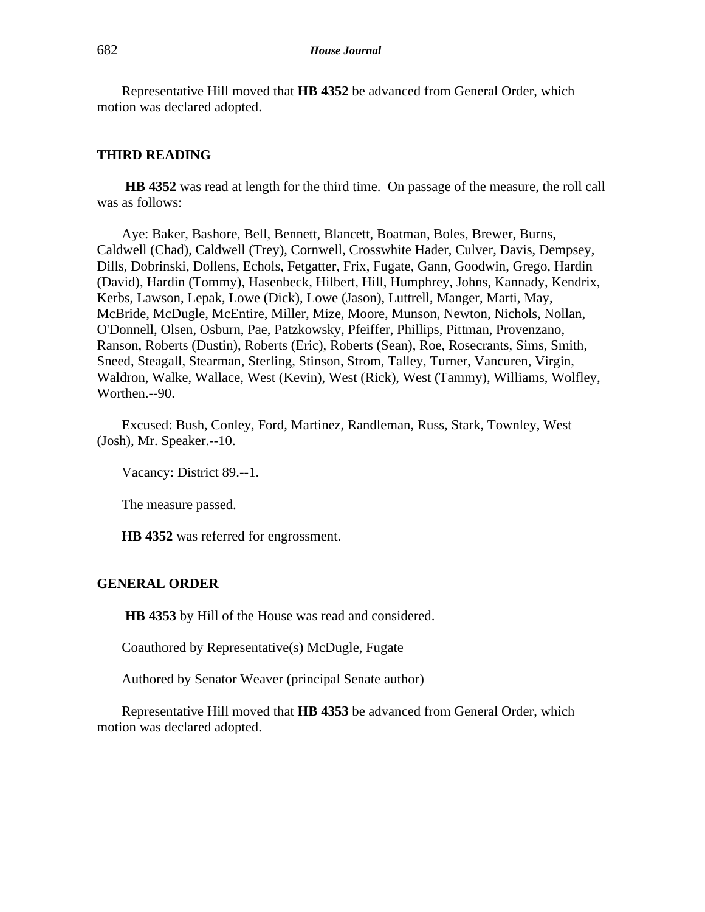Representative Hill moved that **HB 4352** be advanced from General Order, which motion was declared adopted.

## THIRD READING

**HB 4352** was read at length for the third time. On passage of the measure, the roll call was as follows:

Aye: Baker, Bashore, Bell, Bennett, Blancett, Boatman, Boles, Brewer, Burns, Caldwell (Chad), Caldwell (Trey), Cornwell, Crosswhite Hader, Culver, Davis, Dempsey, Dills, Dobrinski, Dollens, Echols, Fetgatter, Frix, Fugate, Gann, Goodwin, Grego, Hardin (David), Hardin (Tommy), Hasenbeck, Hilbert, Hill, Humphrey, Johns, Kannady, Kendrix, Kerbs, Lawson, Lepak, Lowe (Dick), Lowe (Jason), Luttrell, Manger, Marti, May, McBride, McDugle, McEntire, Miller, Mize, Moore, Munson, Newton, Nichols, Nollan, O'Donnell, Olsen, Osburn, Pae, Patzkowsky, Pfeiffer, Phillips, Pittman, Provenzano, Ranson, Roberts (Dustin), Roberts (Eric), Roberts (Sean), Roe, Rosecrants, Sims, Smith, Sneed, Steagall, Stearman, Sterling, Stinson, Strom, Talley, Turner, Vancuren, Virgin, Waldron, Walke, Wallace, West (Kevin), West (Rick), West (Tammy), Williams, Wolfley, Worthen.--90.

Excused: Bush, Conley, Ford, Martinez, Randleman, Russ, Stark, Townley, West (Josh), Mr. Speaker.--10.

Vacancy: District 89.--1.

The measure passed.

**HB 4352** was referred for engrossment.

## GENERAL ORDER

**HB 4353** by Hill of the House was read and considered.

Coauthored by Representative(s) McDugle, Fugate

Authored by Senator Weaver (principal Senate author)

Representative Hill moved that **HB 4353** be advanced from General Order, which motion was declared adopted.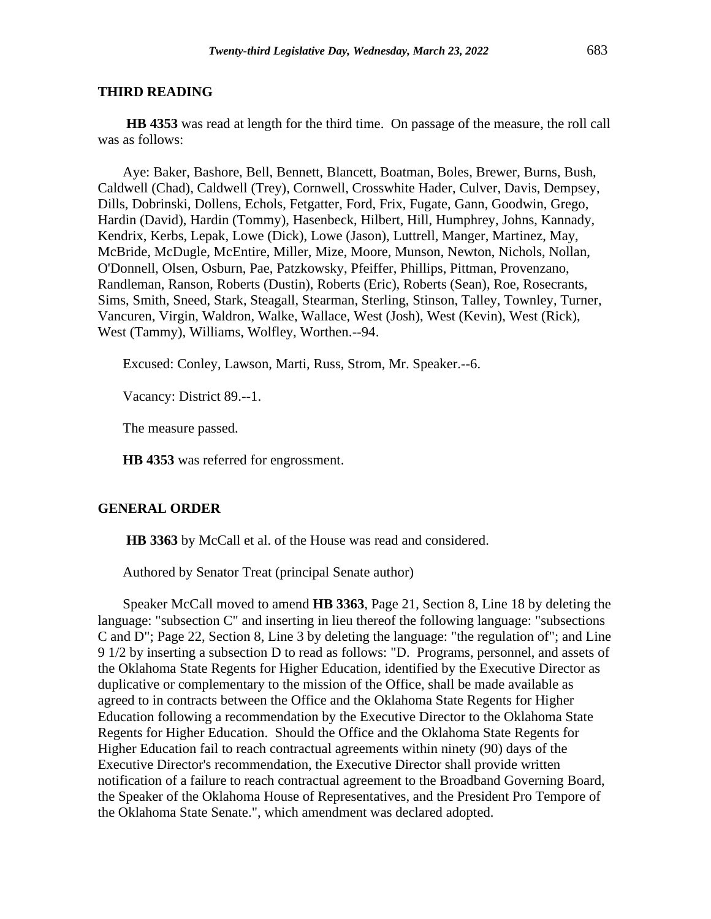## THIRD READING

**HB 4353** was read at length for the third time. On passage of the measure, the roll call was as follows:

Aye: Baker, Bashore, Bell, Bennett, Blancett, Boatman, Boles, Brewer, Burns, Bush, Caldwell (Chad), Caldwell (Trey), Cornwell, Crosswhite Hader, Culver, Davis, Dempsey, Dills, Dobrinski, Dollens, Echols, Fetgatter, Ford, Frix, Fugate, Gann, Goodwin, Grego, Hardin (David), Hardin (Tommy), Hasenbeck, Hilbert, Hill, Humphrey, Johns, Kannady, Kendrix, Kerbs, Lepak, Lowe (Dick), Lowe (Jason), Luttrell, Manger, Martinez, May, McBride, McDugle, McEntire, Miller, Mize, Moore, Munson, Newton, Nichols, Nollan, O'Donnell, Olsen, Osburn, Pae, Patzkowsky, Pfeiffer, Phillips, Pittman, Provenzano, Randleman, Ranson, Roberts (Dustin), Roberts (Eric), Roberts (Sean), Roe, Rosecrants, Sims, Smith, Sneed, Stark, Steagall, Stearman, Sterling, Stinson, Talley, Townley, Turner, Vancuren, Virgin, Waldron, Walke, Wallace, West (Josh), West (Kevin), West (Rick), West (Tammy), Williams, Wolfley, Worthen.--94.

Excused: Conley, Lawson, Marti, Russ, Strom, Mr. Speaker.--6.

Vacancy: District 89.--1.

The measure passed.

**HB 4353** was referred for engrossment.

## GENERAL ORDER

**HB 3363** by McCall et al. of the House was read and considered.

Authored by Senator Treat (principal Senate author)

Speaker McCall moved to amend **HB 3363**, Page 21, Section 8, Line 18 by deleting the language: "subsection C" and inserting in lieu thereof the following language: "subsections C and D"; Page 22, Section 8, Line 3 by deleting the language: "the regulation of"; and Line 9 1/2 by inserting a subsection D to read as follows: "D. Programs, personnel, and assets of the Oklahoma State Regents for Higher Education, identified by the Executive Director as duplicative or complementary to the mission of the Office, shall be made available as agreed to in contracts between the Office and the Oklahoma State Regents for Higher Education following a recommendation by the Executive Director to the Oklahoma State Regents for Higher Education. Should the Office and the Oklahoma State Regents for Higher Education fail to reach contractual agreements within ninety (90) days of the Executive Director's recommendation, the Executive Director shall provide written notification of a failure to reach contractual agreement to the Broadband Governing Board, the Speaker of the Oklahoma House of Representatives, and the President Pro Tempore of the Oklahoma State Senate.", which amendment was declared adopted.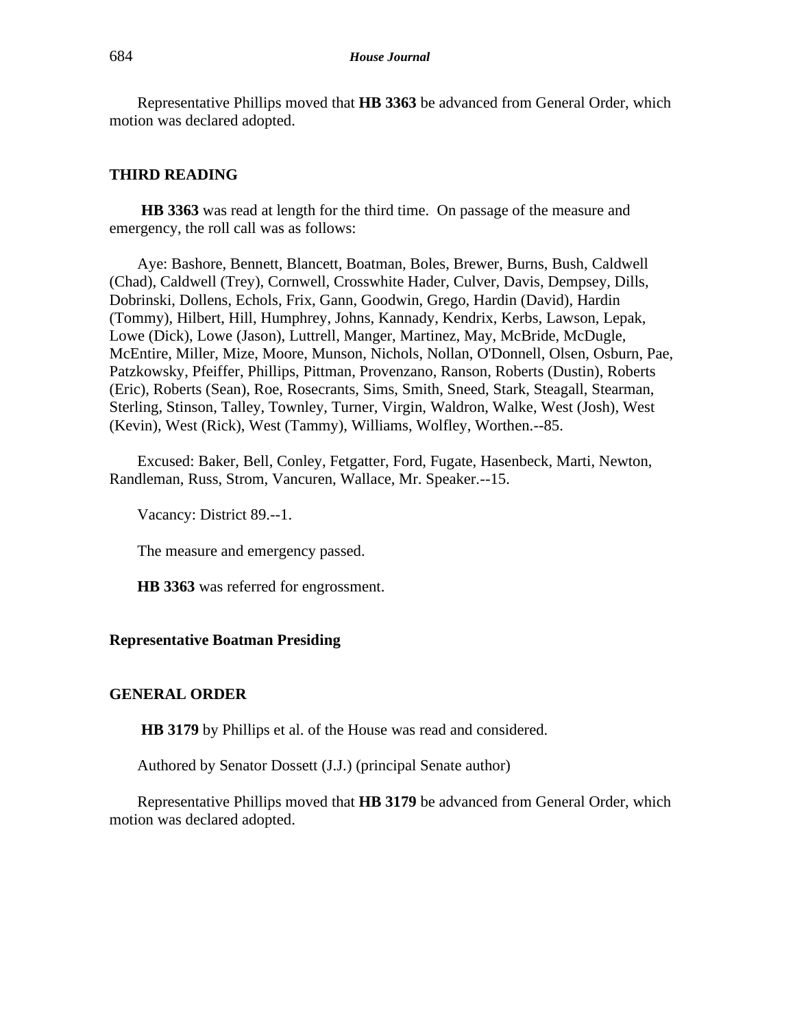Representative Phillips moved that **HB 3363** be advanced from General Order, which motion was declared adopted.

## THIRD READING

**HB 3363** was read at length for the third time. On passage of the measure and emergency, the roll call was as follows:

Aye: Bashore, Bennett, Blancett, Boatman, Boles, Brewer, Burns, Bush, Caldwell (Chad), Caldwell (Trey), Cornwell, Crosswhite Hader, Culver, Davis, Dempsey, Dills, Dobrinski, Dollens, Echols, Frix, Gann, Goodwin, Grego, Hardin (David), Hardin (Tommy), Hilbert, Hill, Humphrey, Johns, Kannady, Kendrix, Kerbs, Lawson, Lepak, Lowe (Dick), Lowe (Jason), Luttrell, Manger, Martinez, May, McBride, McDugle, McEntire, Miller, Mize, Moore, Munson, Nichols, Nollan, O'Donnell, Olsen, Osburn, Pae, Patzkowsky, Pfeiffer, Phillips, Pittman, Provenzano, Ranson, Roberts (Dustin), Roberts (Eric), Roberts (Sean), Roe, Rosecrants, Sims, Smith, Sneed, Stark, Steagall, Stearman, Sterling, Stinson, Talley, Townley, Turner, Virgin, Waldron, Walke, West (Josh), West (Kevin), West (Rick), West (Tammy), Williams, Wolfley, Worthen.--85.

Excused: Baker, Bell, Conley, Fetgatter, Ford, Fugate, Hasenbeck, Marti, Newton, Randleman, Russ, Strom, Vancuren, Wallace, Mr. Speaker.--15.

Vacancy: District 89.--1.

The measure and emergency passed.

**HB 3363** was referred for engrossment.

## Representative Boatman Presiding

## GENERAL ORDER

**HB 3179** by Phillips et al. of the House was read and considered.

Authored by Senator Dossett (J.J.) (principal Senate author)

Representative Phillips moved that **HB 3179** be advanced from General Order, which motion was declared adopted.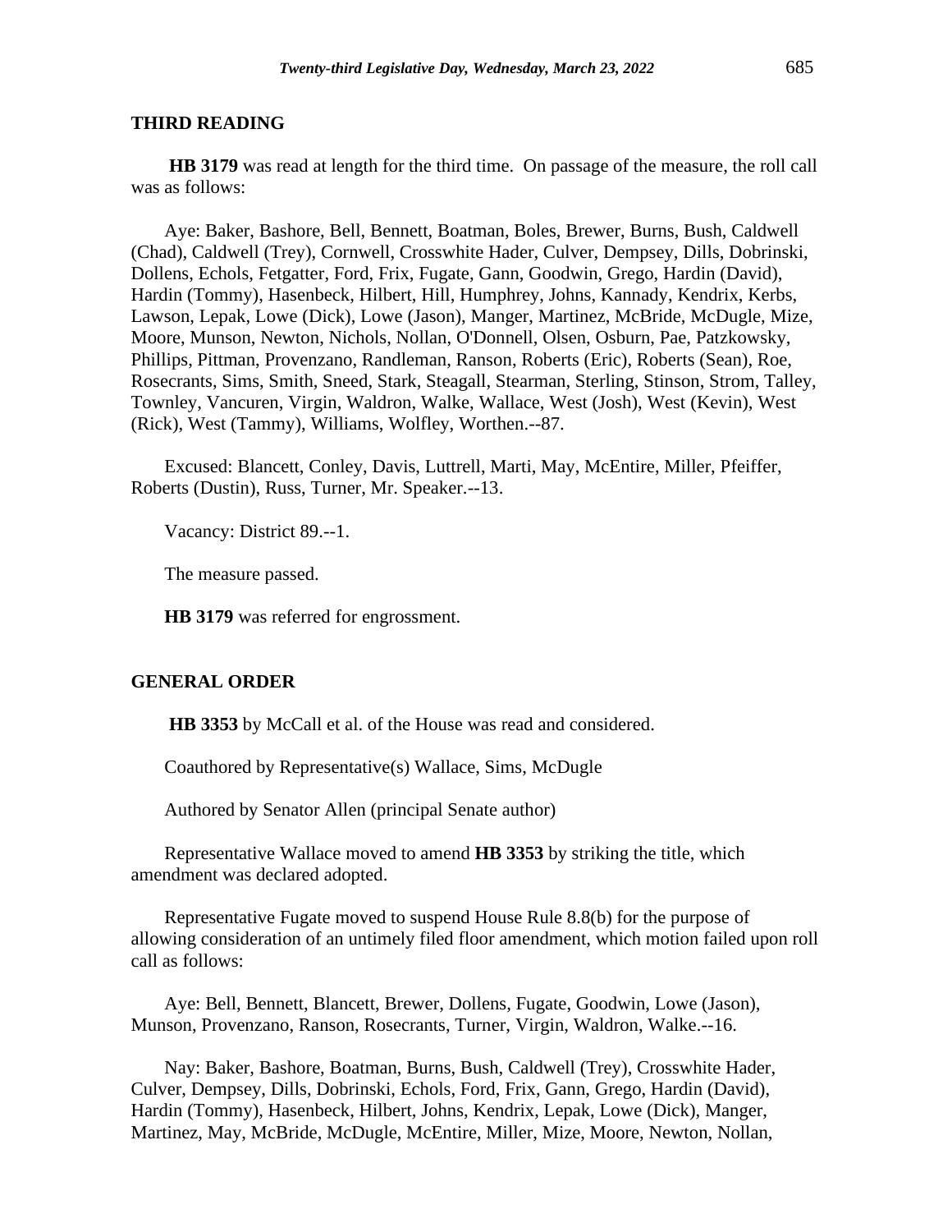**THIRD READING**

**HB 3179** was read at length for the third time. On passage of the measure, the roll call was as follows:

Aye: Baker, Bashore, Bell, Bennett, Boatman, Boles, Brewer, Burns, Bush, Caldwell (Chad), Caldwell (Trey), Cornwell, Crosswhite Hader, Culver, Dempsey, Dills, Dobrinski, Dollens, Echols, Fetgatter, Ford, Frix, Fugate, Gann, Goodwin, Grego, Hardin (David), Hardin (Tommy), Hasenbeck, Hilbert, Hill, Humphrey, Johns, Kannady, Kendrix, Kerbs, Lawson, Lepak, Lowe (Dick), Lowe (Jason), Manger, Martinez, McBride, McDugle, Mize, Moore, Munson, Newton, Nichols, Nollan, O'Donnell, Olsen, Osburn, Pae, Patzkowsky, Phillips, Pittman, Provenzano, Randleman, Ranson, Roberts (Eric), Roberts (Sean), Roe, Rosecrants, Sims, Smith, Sneed, Stark, Steagall, Stearman, Sterling, Stinson, Strom, Talley, Townley, Vancuren, Virgin, Waldron, Walke, Wallace, West (Josh), West (Kevin), West (Rick), West (Tammy), Williams, Wolfley, Worthen.--87.

Excused: Blancett, Conley, Davis, Luttrell, Marti, May, McEntire, Miller, Pfeiffer, Roberts (Dustin), Russ, Turner, Mr. Speaker.--13.

Vacancy: District 89.--1.

The measure passed.

**HB 3179** was referred for engrossment.

**GENERAL ORDER**

**HB 3353** by McCall et al. of the House was read and considered.

Coauthored by Representative(s) Wallace, Sims, McDugle

Authored by Senator Allen (principal Senate author)

Representative Wallace moved to amend **HB 3353** by striking the title, which amendment was declared adopted.

Representative Fugate moved to suspend House Rule 8.8(b) for the purpose of allowing consideration of an untimely filed floor amendment, which motion failed upon roll call as follows:

Aye: Bell, Bennett, Blancett, Brewer, Dollens, Fugate, Goodwin, Lowe (Jason), Munson, Provenzano, Ranson, Rosecrants, Turner, Virgin, Waldron, Walke.--16.

Nay: Baker, Bashore, Boatman, Burns, Bush, Caldwell (Trey), Crosswhite Hader, Culver, Dempsey, Dills, Dobrinski, Echols, Ford, Frix, Gann, Grego, Hardin (David), Hardin (Tommy), Hasenbeck, Hilbert, Johns, Kendrix, Lepak, Lowe (Dick), Manger, Martinez, May, McBride, McDugle, McEntire, Miller, Mize, Moore, Newton, Nollan,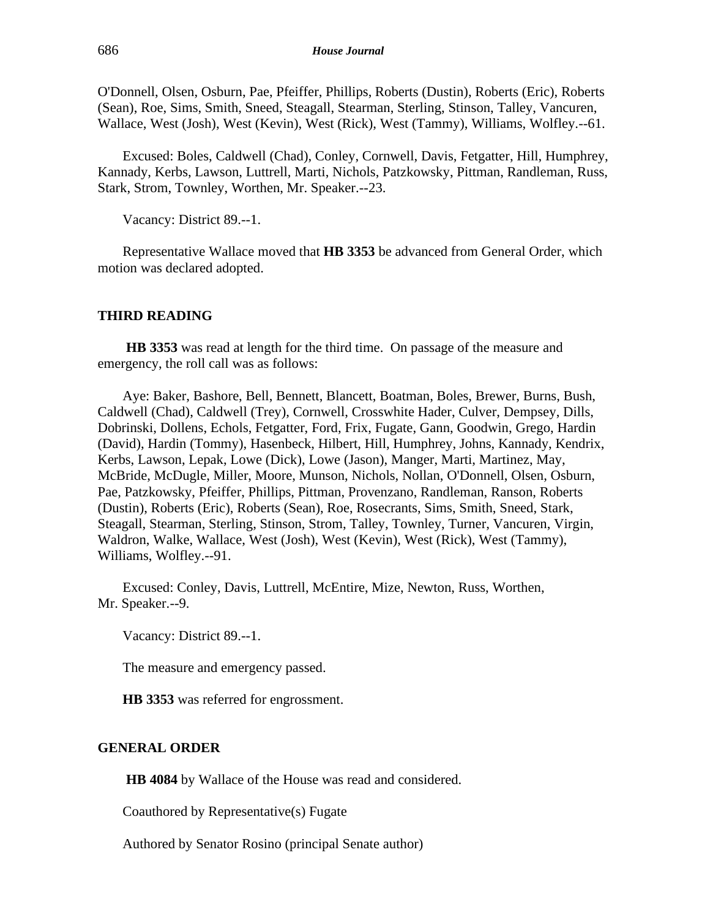O'Donnell, Olsen, Osburn, Pae, Pfeiffer, Phillips, Roberts (Dustin), Roberts (Eric), Roberts (Sean), Roe, Sims, Smith, Sneed, Steagall, Stearman, Sterling, Stinson, Talley, Vancuren, Wallace, West (Josh), West (Kevin), West (Rick), West (Tammy), Williams, Wolfley.--61.

Excused: Boles, Caldwell (Chad), Conley, Cornwell, Davis, Fetgatter, Hill, Humphrey, Kannady, Kerbs, Lawson, Luttrell, Marti, Nichols, Patzkowsky, Pittman, Randleman, Russ, Stark, Strom, Townley, Worthen, Mr. Speaker.--23.

Vacancy: District 89.--1.

Representative Wallace moved that **HB 3353** be advanced from General Order, which motion was declared adopted.

## THIRD READING

**HB 3353** was read at length for the third time. On passage of the measure and emergency, the roll call was as follows:

Aye: Baker, Bashore, Bell, Bennett, Blancett, Boatman, Boles, Brewer, Burns, Bush, Caldwell (Chad), Caldwell (Trey), Cornwell, Crosswhite Hader, Culver, Dempsey, Dills, Dobrinski, Dollens, Echols, Fetgatter, Ford, Frix, Fugate, Gann, Goodwin, Grego, Hardin (David), Hardin (Tommy), Hasenbeck, Hilbert, Hill, Humphrey, Johns, Kannady, Kendrix, Kerbs, Lawson, Lepak, Lowe (Dick), Lowe (Jason), Manger, Marti, Martinez, May, McBride, McDugle, Miller, Moore, Munson, Nichols, Nollan, O'Donnell, Olsen, Osburn, Pae, Patzkowsky, Pfeiffer, Phillips, Pittman, Provenzano, Randleman, Ranson, Roberts (Dustin), Roberts (Eric), Roberts (Sean), Roe, Rosecrants, Sims, Smith, Sneed, Stark, Steagall, Stearman, Sterling, Stinson, Strom, Talley, Townley, Turner, Vancuren, Virgin, Waldron, Walke, Wallace, West (Josh), West (Kevin), West (Rick), West (Tammy), Williams, Wolfley.--91.

Excused: Conley, Davis, Luttrell, McEntire, Mize, Newton, Russ, Worthen, Mr. Speaker.--9.

Vacancy: District 89.--1.

The measure and emergency passed.

**HB 3353** was referred for engrossment.

## GENERAL ORDER

**HB 4084** by Wallace of the House was read and considered.

Coauthored by Representative(s) Fugate

Authored by Senator Rosino (principal Senate author)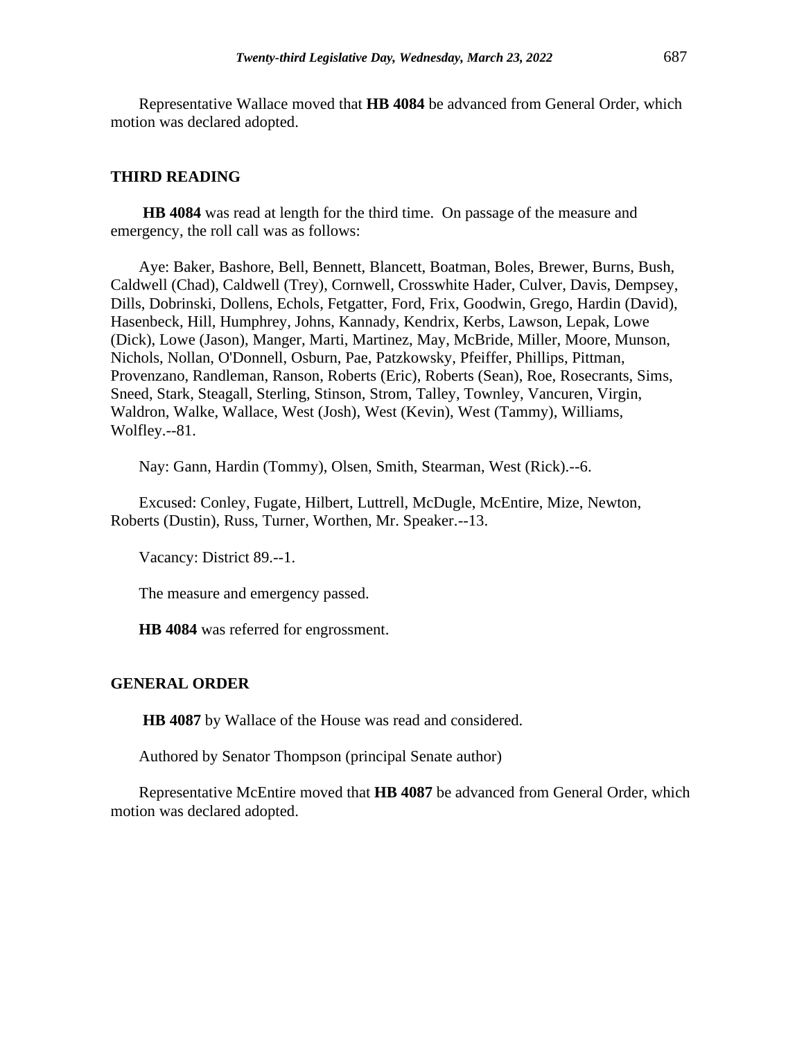Representative Wallace moved that **HB 4084** be advanced from General Order, which motion was declared adopted.

## THIRD READING

**HB 4084** was read at length for the third time. On passage of the measure and emergency, the roll call was as follows:

Aye: Baker, Bashore, Bell, Bennett, Blancett, Boatman, Boles, Brewer, Burns, Bush, Caldwell (Chad), Caldwell (Trey), Cornwell, Crosswhite Hader, Culver, Davis, Dempsey, Dills, Dobrinski, Dollens, Echols, Fetgatter, Ford, Frix, Goodwin, Grego, Hardin (David), Hasenbeck, Hill, Humphrey, Johns, Kannady, Kendrix, Kerbs, Lawson, Lepak, Lowe (Dick), Lowe (Jason), Manger, Marti, Martinez, May, McBride, Miller, Moore, Munson, Nichols, Nollan, O'Donnell, Osburn, Pae, Patzkowsky, Pfeiffer, Phillips, Pittman, Provenzano, Randleman, Ranson, Roberts (Eric), Roberts (Sean), Roe, Rosecrants, Sims, Sneed, Stark, Steagall, Sterling, Stinson, Strom, Talley, Townley, Vancuren, Virgin, Waldron, Walke, Wallace, West (Josh), West (Kevin), West (Tammy), Williams, Wolfley.--81.

Nay: Gann, Hardin (Tommy), Olsen, Smith, Stearman, West (Rick).--6.

Excused: Conley, Fugate, Hilbert, Luttrell, McDugle, McEntire, Mize, Newton, Roberts (Dustin), Russ, Turner, Worthen, Mr. Speaker.--13.

Vacancy: District 89.--1.

The measure and emergency passed.

**HB 4084** was referred for engrossment.

## GENERAL ORDER

**HB 4087** by Wallace of the House was read and considered.

Authored by Senator Thompson (principal Senate author)

Representative McEntire moved that **HB 4087** be advanced from General Order, which motion was declared adopted.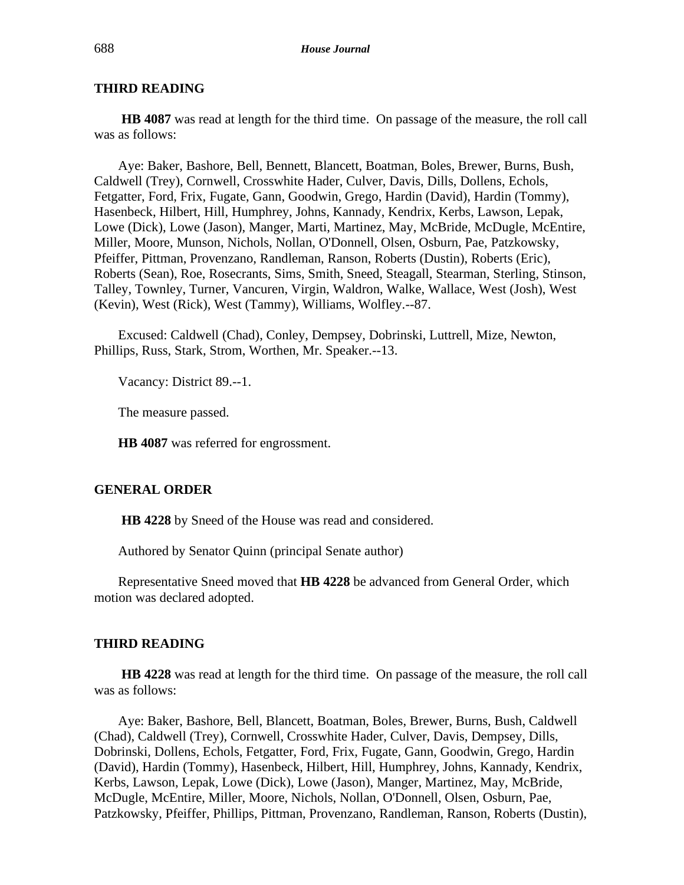### THIRD READING

**HB 4087** was read at length for the third time. On passage of the measure, the roll call was as follows:

Aye: Baker, Bashore, Bell, Bennett, Blancett, Boatman, Boles, Brewer, Burns, Bush, Caldwell (Trey), Cornwell, Crosswhite Hader, Culver, Davis, Dills, Dollens, Echols, Fetgatter, Ford, Frix, Fugate, Gann, Goodwin, Grego, Hardin (David), Hardin (Tommy), Hasenbeck, Hilbert, Hill, Humphrey, Johns, Kannady, Kendrix, Kerbs, Lawson, Lepak, Lowe (Dick), Lowe (Jason), Manger, Marti, Martinez, May, McBride, McDugle, McEntire, Miller, Moore, Munson, Nichols, Nollan, O'Donnell, Olsen, Osburn, Pae, Patzkowsky, Pfeiffer, Pittman, Provenzano, Randleman, Ranson, Roberts (Dustin), Roberts (Eric), Roberts (Sean), Roe, Rosecrants, Sims, Smith, Sneed, Steagall, Stearman, Sterling, Stinson, Talley, Townley, Turner, Vancuren, Virgin, Waldron, Walke, Wallace, West (Josh), West (Kevin), West (Rick), West (Tammy), Williams, Wolfley.--87.

Excused: Caldwell (Chad), Conley, Dempsey, Dobrinski, Luttrell, Mize, Newton, Phillips, Russ, Stark, Strom, Worthen, Mr. Speaker.--13.

Vacancy: District 89.--1.

The measure passed.

**HB 4087** was referred for engrossment.

### GENERAL ORDER

**HB 4228** by Sneed of the House was read and considered.

Authored by Senator Quinn (principal Senate author)

Representative Sneed moved that **HB 4228** be advanced from General Order, which motion was declared adopted.

### THIRD READING

**HB 4228** was read at length for the third time. On passage of the measure, the roll call was as follows:

Aye: Baker, Bashore, Bell, Blancett, Boatman, Boles, Brewer, Burns, Bush, Caldwell (Chad), Caldwell (Trey), Cornwell, Crosswhite Hader, Culver, Davis, Dempsey, Dills, Dobrinski, Dollens, Echols, Fetgatter, Ford, Frix, Fugate, Gann, Goodwin, Grego, Hardin (David), Hardin (Tommy), Hasenbeck, Hilbert, Hill, Humphrey, Johns, Kannady, Kendrix, Kerbs, Lawson, Lepak, Lowe (Dick), Lowe (Jason), Manger, Martinez, May, McBride, McDugle, McEntire, Miller, Moore, Nichols, Nollan, O'Donnell, Olsen, Osburn, Pae, Patzkowsky, Pfeiffer, Phillips, Pittman, Provenzano, Randleman, Ranson, Roberts (Dustin),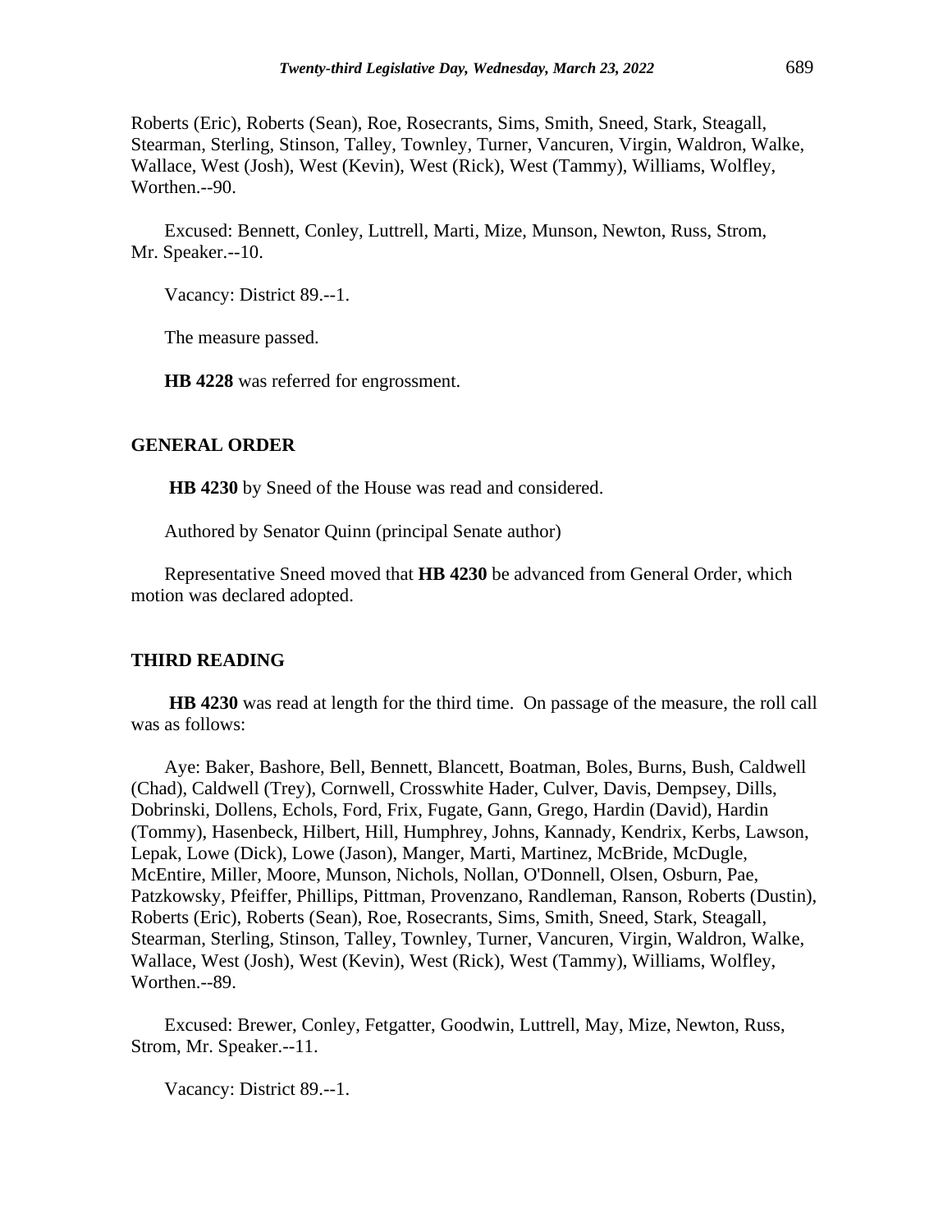Roberts (Eric), Roberts (Sean), Roe, Rosecrants, Sims, Smith, Sneed, Stark, Steagall, Stearman, Sterling, Stinson, Talley, Townley, Turner, Vancuren, Virgin, Waldron, Walke, Wallace, West (Josh), West (Kevin), West (Rick), West (Tammy), Williams, Wolfley, Worthen.--90.

Excused: Bennett, Conley, Luttrell, Marti, Mize, Munson, Newton, Russ, Strom, Mr. Speaker.--10.

Vacancy: District 89.--1.

The measure passed.

**HB 4228** was referred for engrossment.

## GENERAL ORDER

**HB 4230** by Sneed of the House was read and considered.

Authored by Senator Quinn (principal Senate author)

Representative Sneed moved that **HB 4230** be advanced from General Order, which motion was declared adopted.

## THIRD READING

**HB 4230** was read at length for the third time. On passage of the measure, the roll call was as follows:

Aye: Baker, Bashore, Bell, Bennett, Blancett, Boatman, Boles, Burns, Bush, Caldwell (Chad), Caldwell (Trey), Cornwell, Crosswhite Hader, Culver, Davis, Dempsey, Dills, Dobrinski, Dollens, Echols, Ford, Frix, Fugate, Gann, Grego, Hardin (David), Hardin (Tommy), Hasenbeck, Hilbert, Hill, Humphrey, Johns, Kannady, Kendrix, Kerbs, Lawson, Lepak, Lowe (Dick), Lowe (Jason), Manger, Marti, Martinez, McBride, McDugle, McEntire, Miller, Moore, Munson, Nichols, Nollan, O'Donnell, Olsen, Osburn, Pae, Patzkowsky, Pfeiffer, Phillips, Pittman, Provenzano, Randleman, Ranson, Roberts (Dustin), Roberts (Eric), Roberts (Sean), Roe, Rosecrants, Sims, Smith, Sneed, Stark, Steagall, Stearman, Sterling, Stinson, Talley, Townley, Turner, Vancuren, Virgin, Waldron, Walke, Wallace, West (Josh), West (Kevin), West (Rick), West (Tammy), Williams, Wolfley, Worthen.--89.

Excused: Brewer, Conley, Fetgatter, Goodwin, Luttrell, May, Mize, Newton, Russ, Strom, Mr. Speaker.--11.

Vacancy: District 89.--1.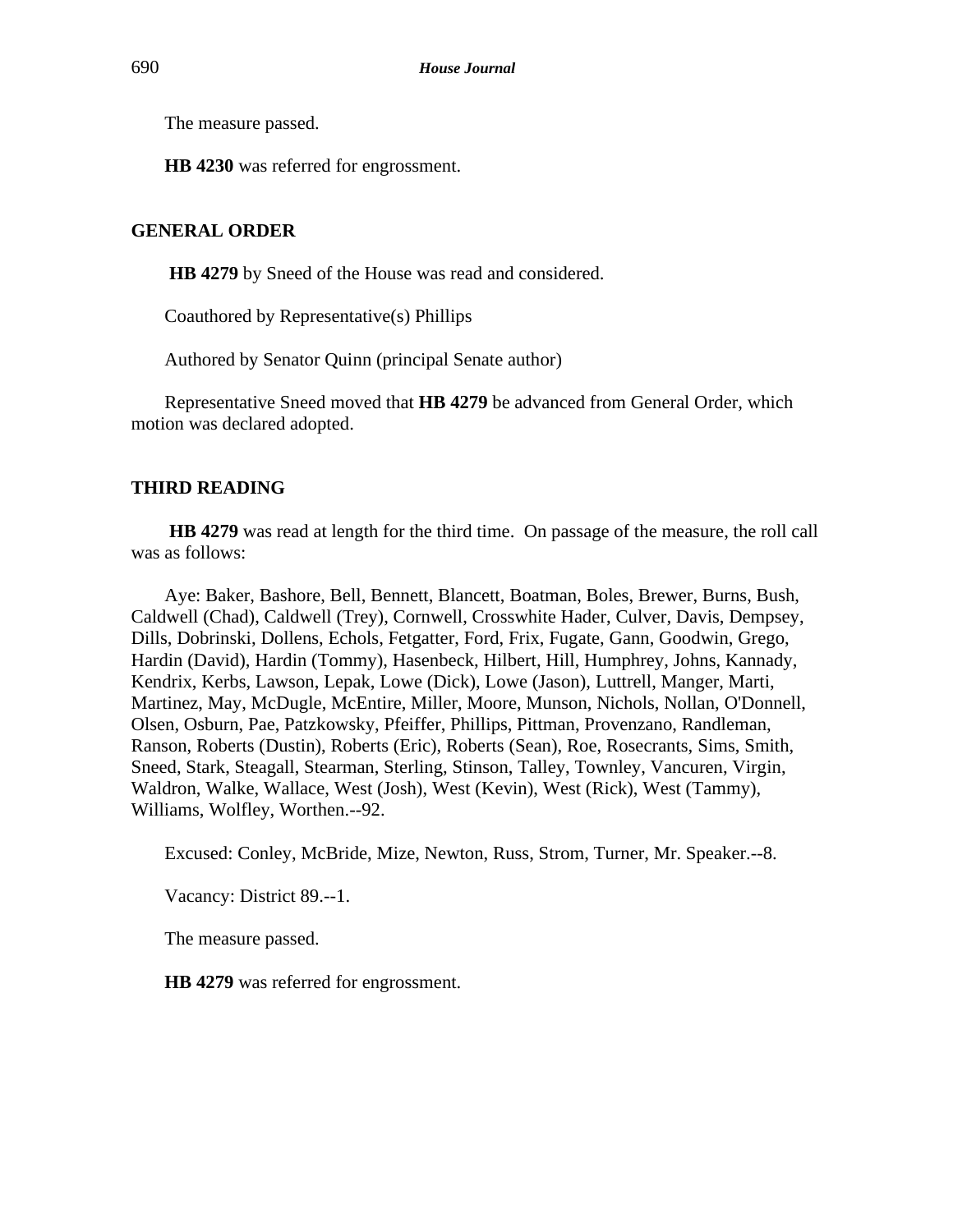The measure passed.

**HB 4230** was referred for engrossment.

## GENERAL ORDER

**HB 4279** by Sneed of the House was read and considered.

Coauthored by Representative(s) Phillips

Authored by Senator Quinn (principal Senate author)

Representative Sneed moved that **HB 4279** be advanced from General Order, which motion was declared adopted.

## THIRD READING

**HB 4279** was read at length for the third time. On passage of the measure, the roll call was as follows:

Aye: Baker, Bashore, Bell, Bennett, Blancett, Boatman, Boles, Brewer, Burns, Bush, Caldwell (Chad), Caldwell (Trey), Cornwell, Crosswhite Hader, Culver, Davis, Dempsey, Dills, Dobrinski, Dollens, Echols, Fetgatter, Ford, Frix, Fugate, Gann, Goodwin, Grego, Hardin (David), Hardin (Tommy), Hasenbeck, Hilbert, Hill, Humphrey, Johns, Kannady, Kendrix, Kerbs, Lawson, Lepak, Lowe (Dick), Lowe (Jason), Luttrell, Manger, Marti, Martinez, May, McDugle, McEntire, Miller, Moore, Munson, Nichols, Nollan, O'Donnell, Olsen, Osburn, Pae, Patzkowsky, Pfeiffer, Phillips, Pittman, Provenzano, Randleman, Ranson, Roberts (Dustin), Roberts (Eric), Roberts (Sean), Roe, Rosecrants, Sims, Smith, Sneed, Stark, Steagall, Stearman, Sterling, Stinson, Talley, Townley, Vancuren, Virgin, Waldron, Walke, Wallace, West (Josh), West (Kevin), West (Rick), West (Tammy), Williams, Wolfley, Worthen.--92.

Excused: Conley, McBride, Mize, Newton, Russ, Strom, Turner, Mr. Speaker.--8.

Vacancy: District 89.--1.

The measure passed.

**HB 4279** was referred for engrossment.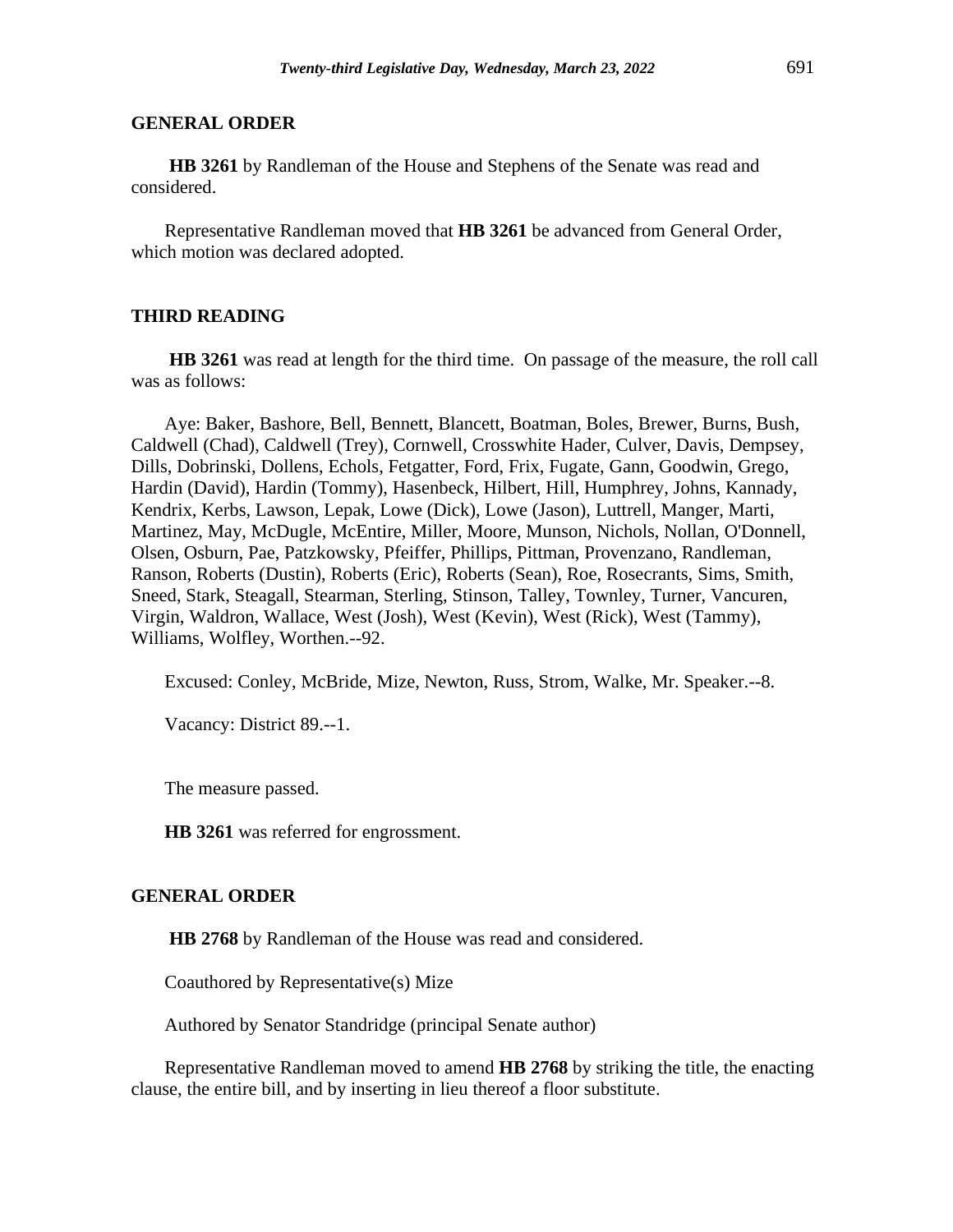## GENERAL ORDER

**HB 3261** by Randleman of the House and Stephens of the Senate was read and considered.

Representative Randleman moved that **HB 3261** be advanced from General Order, which motion was declared adopted.

## THIRD READING

**HB 3261** was read at length for the third time. On passage of the measure, the roll call was as follows:

Aye: Baker, Bashore, Bell, Bennett, Blancett, Boatman, Boles, Brewer, Burns, Bush, Caldwell (Chad), Caldwell (Trey), Cornwell, Crosswhite Hader, Culver, Davis, Dempsey, Dills, Dobrinski, Dollens, Echols, Fetgatter, Ford, Frix, Fugate, Gann, Goodwin, Grego, Hardin (David), Hardin (Tommy), Hasenbeck, Hilbert, Hill, Humphrey, Johns, Kannady, Kendrix, Kerbs, Lawson, Lepak, Lowe (Dick), Lowe (Jason), Luttrell, Manger, Marti, Martinez, May, McDugle, McEntire, Miller, Moore, Munson, Nichols, Nollan, O'Donnell, Olsen, Osburn, Pae, Patzkowsky, Pfeiffer, Phillips, Pittman, Provenzano, Randleman, Ranson, Roberts (Dustin), Roberts (Eric), Roberts (Sean), Roe, Rosecrants, Sims, Smith, Sneed, Stark, Steagall, Stearman, Sterling, Stinson, Talley, Townley, Turner, Vancuren, Virgin, Waldron, Wallace, West (Josh), West (Kevin), West (Rick), West (Tammy), Williams, Wolfley, Worthen.--92.

Excused: Conley, McBride, Mize, Newton, Russ, Strom, Walke, Mr. Speaker.--8.

Vacancy: District 89.--1.

The measure passed.

**HB 3261** was referred for engrossment.

## GENERAL ORDER

**HB 2768** by Randleman of the House was read and considered.

Coauthored by Representative(s) Mize

Authored by Senator Standridge (principal Senate author)

Representative Randleman moved to amend **HB 2768** by striking the title, the enacting clause, the entire bill, and by inserting in lieu thereof a floor substitute.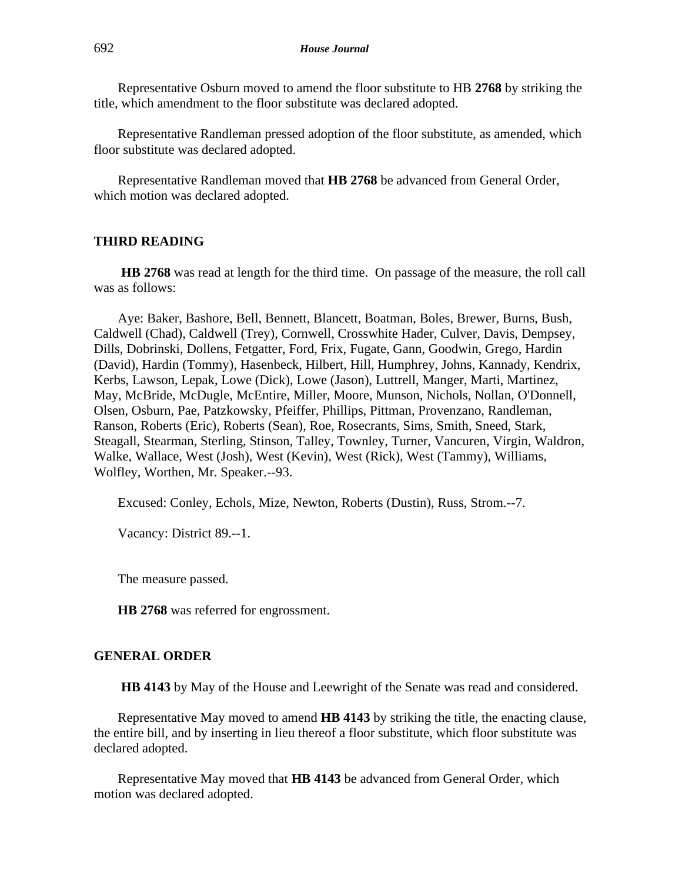Representative Osburn moved to amend the floor substitute to HB **2768** by striking the title, which amendment to the floor substitute was declared adopted.

Representative Randleman pressed adoption of the floor substitute, as amended, which floor substitute was declared adopted.

Representative Randleman moved that **HB 2768** be advanced from General Order, which motion was declared adopted.

## THIRD READING

**HB 2768** was read at length for the third time. On passage of the measure, the roll call was as follows:

Aye: Baker, Bashore, Bell, Bennett, Blancett, Boatman, Boles, Brewer, Burns, Bush, Caldwell (Chad), Caldwell (Trey), Cornwell, Crosswhite Hader, Culver, Davis, Dempsey, Dills, Dobrinski, Dollens, Fetgatter, Ford, Frix, Fugate, Gann, Goodwin, Grego, Hardin (David), Hardin (Tommy), Hasenbeck, Hilbert, Hill, Humphrey, Johns, Kannady, Kendrix, Kerbs, Lawson, Lepak, Lowe (Dick), Lowe (Jason), Luttrell, Manger, Marti, Martinez, May, McBride, McDugle, McEntire, Miller, Moore, Munson, Nichols, Nollan, O'Donnell, Olsen, Osburn, Pae, Patzkowsky, Pfeiffer, Phillips, Pittman, Provenzano, Randleman, Ranson, Roberts (Eric), Roberts (Sean), Roe, Rosecrants, Sims, Smith, Sneed, Stark, Steagall, Stearman, Sterling, Stinson, Talley, Townley, Turner, Vancuren, Virgin, Waldron, Walke, Wallace, West (Josh), West (Kevin), West (Rick), West (Tammy), Williams, Wolfley, Worthen, Mr. Speaker.--93.

Excused: Conley, Echols, Mize, Newton, Roberts (Dustin), Russ, Strom.--7.

Vacancy: District 89.--1.

The measure passed.

**HB 2768** was referred for engrossment.

## GENERAL ORDER

**HB 4143** by May of the House and Leewright of the Senate was read and considered.

Representative May moved to amend **HB 4143** by striking the title, the enacting clause, the entire bill, and by inserting in lieu thereof a floor substitute, which floor substitute was declared adopted.

Representative May moved that **HB 4143** be advanced from General Order, which motion was declared adopted.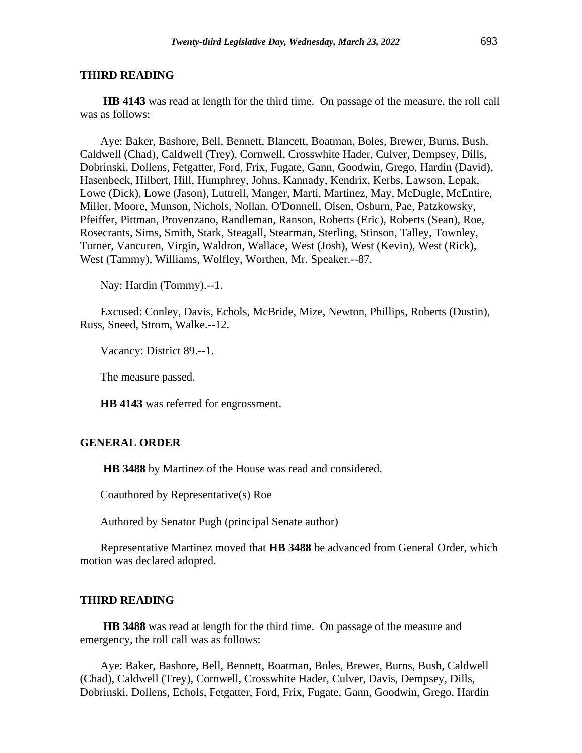## THIRD READING

**HB 4143** was read at length for the third time. On passage of the measure, the roll call was as follows:

Aye: Baker, Bashore, Bell, Bennett, Blancett, Boatman, Boles, Brewer, Burns, Bush, Caldwell (Chad), Caldwell (Trey), Cornwell, Crosswhite Hader, Culver, Dempsey, Dills, Dobrinski, Dollens, Fetgatter, Ford, Frix, Fugate, Gann, Goodwin, Grego, Hardin (David), Hasenbeck, Hilbert, Hill, Humphrey, Johns, Kannady, Kendrix, Kerbs, Lawson, Lepak, Lowe (Dick), Lowe (Jason), Luttrell, Manger, Marti, Martinez, May, McDugle, McEntire, Miller, Moore, Munson, Nichols, Nollan, O'Donnell, Olsen, Osburn, Pae, Patzkowsky, Pfeiffer, Pittman, Provenzano, Randleman, Ranson, Roberts (Eric), Roberts (Sean), Roe, Rosecrants, Sims, Smith, Stark, Steagall, Stearman, Sterling, Stinson, Talley, Townley, Turner, Vancuren, Virgin, Waldron, Wallace, West (Josh), West (Kevin), West (Rick), West (Tammy), Williams, Wolfley, Worthen, Mr. Speaker.--87.

Nay: Hardin (Tommy).--1.

Excused: Conley, Davis, Echols, McBride, Mize, Newton, Phillips, Roberts (Dustin), Russ, Sneed, Strom, Walke.--12.

Vacancy: District 89.--1.

The measure passed.

**HB 4143** was referred for engrossment.

## GENERAL ORDER

**HB 3488** by Martinez of the House was read and considered.

Coauthored by Representative(s) Roe

Authored by Senator Pugh (principal Senate author)

Representative Martinez moved that **HB 3488** be advanced from General Order, which motion was declared adopted.

## THIRD READING

**HB 3488** was read at length for the third time. On passage of the measure and emergency, the roll call was as follows:

Aye: Baker, Bashore, Bell, Bennett, Boatman, Boles, Brewer, Burns, Bush, Caldwell (Chad), Caldwell (Trey), Cornwell, Crosswhite Hader, Culver, Davis, Dempsey, Dills, Dobrinski, Dollens, Echols, Fetgatter, Ford, Frix, Fugate, Gann, Goodwin, Grego, Hardin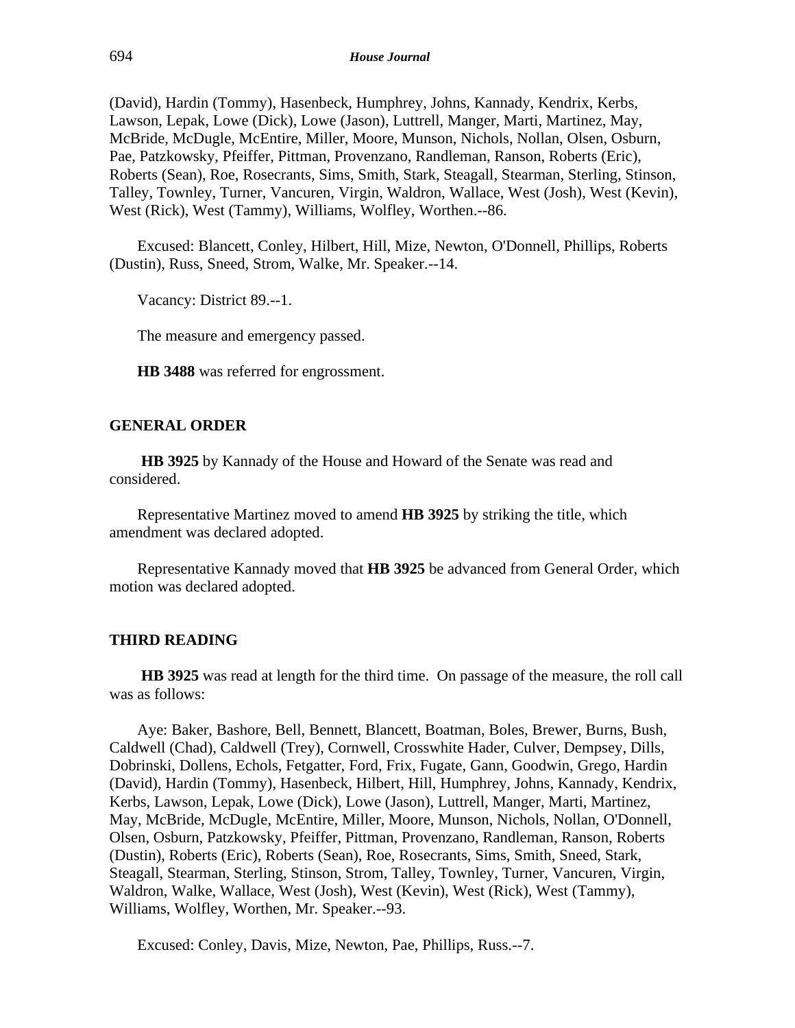(David), Hardin (Tommy), Hasenbeck, Humphrey, Johns, Kannady, Kendrix, Kerbs, Lawson, Lepak, Lowe (Dick), Lowe (Jason), Luttrell, Manger, Marti, Martinez, May, McBride, McDugle, McEntire, Miller, Moore, Munson, Nichols, Nollan, Olsen, Osburn, Pae, Patzkowsky, Pfeiffer, Pittman, Provenzano, Randleman, Ranson, Roberts (Eric), Roberts (Sean), Roe, Rosecrants, Sims, Smith, Stark, Steagall, Stearman, Sterling, Stinson, Talley, Townley, Turner, Vancuren, Virgin, Waldron, Wallace, West (Josh), West (Kevin), West (Rick), West (Tammy), Williams, Wolfley, Worthen.--86.

Excused: Blancett, Conley, Hilbert, Hill, Mize, Newton, O'Donnell, Phillips, Roberts (Dustin), Russ, Sneed, Strom, Walke, Mr. Speaker.--14.

Vacancy: District 89.--1.

The measure and emergency passed.

**HB 3488** was referred for engrossment.

## GENERAL ORDER

**HB 3925** by Kannady of the House and Howard of the Senate was read and considered.

Representative Martinez moved to amend **HB 3925** by striking the title, which amendment was declared adopted.

Representative Kannady moved that **HB 3925** be advanced from General Order, which motion was declared adopted.

## THIRD READING

**HB 3925** was read at length for the third time. On passage of the measure, the roll call was as follows:

Aye: Baker, Bashore, Bell, Bennett, Blancett, Boatman, Boles, Brewer, Burns, Bush, Caldwell (Chad), Caldwell (Trey), Cornwell, Crosswhite Hader, Culver, Dempsey, Dills, Dobrinski, Dollens, Echols, Fetgatter, Ford, Frix, Fugate, Gann, Goodwin, Grego, Hardin (David), Hardin (Tommy), Hasenbeck, Hilbert, Hill, Humphrey, Johns, Kannady, Kendrix, Kerbs, Lawson, Lepak, Lowe (Dick), Lowe (Jason), Luttrell, Manger, Marti, Martinez, May, McBride, McDugle, McEntire, Miller, Moore, Munson, Nichols, Nollan, O'Donnell, Olsen, Osburn, Patzkowsky, Pfeiffer, Pittman, Provenzano, Randleman, Ranson, Roberts (Dustin), Roberts (Eric), Roberts (Sean), Roe, Rosecrants, Sims, Smith, Sneed, Stark, Steagall, Stearman, Sterling, Stinson, Strom, Talley, Townley, Turner, Vancuren, Virgin, Waldron, Walke, Wallace, West (Josh), West (Kevin), West (Rick), West (Tammy), Williams, Wolfley, Worthen, Mr. Speaker.--93.

Excused: Conley, Davis, Mize, Newton, Pae, Phillips, Russ.--7.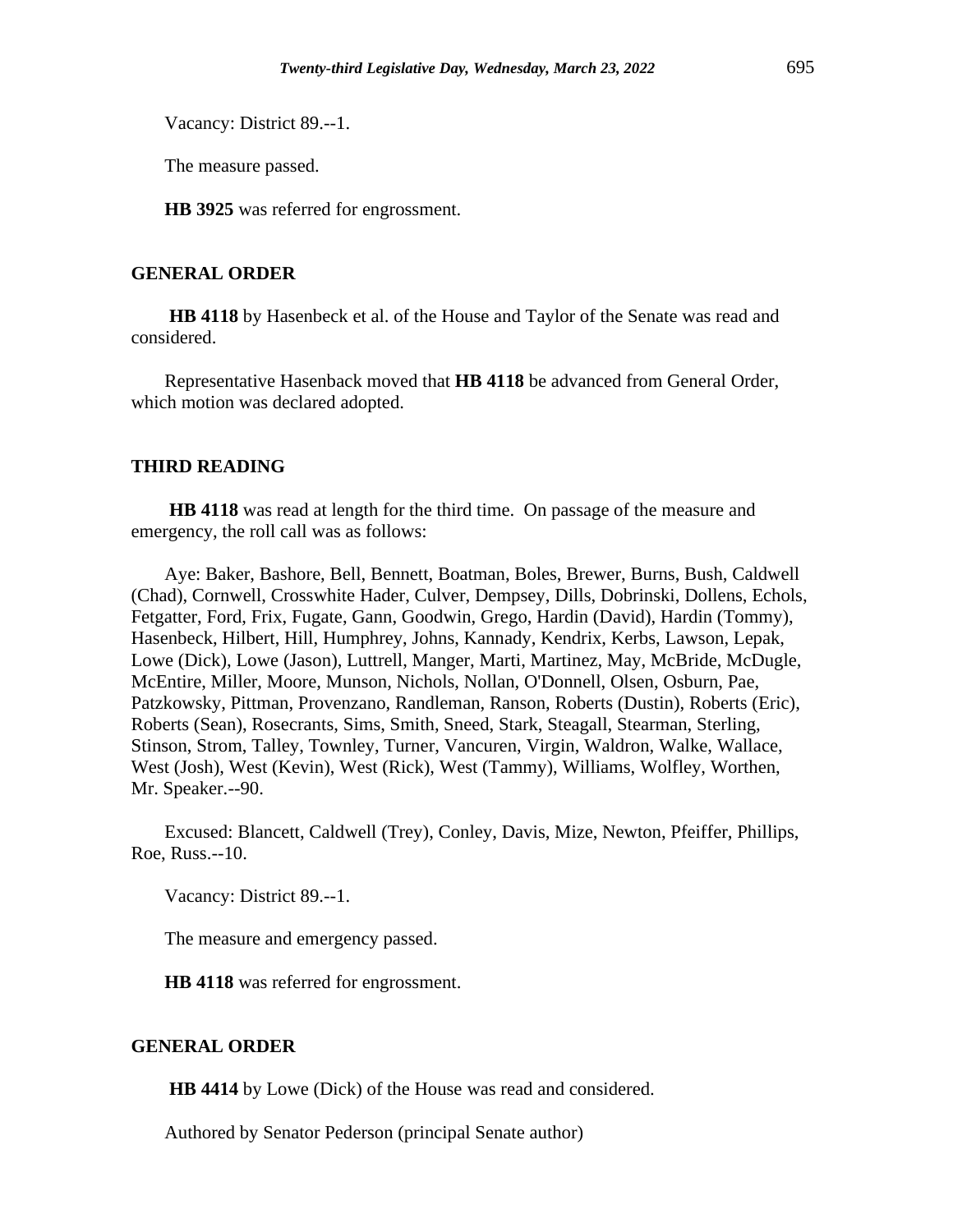Vacancy: District 89.--1.

The measure passed.

**HB 3925** was referred for engrossment.

## GENERAL ORDER

**HB 4118** by Hasenbeck et al. of the House and Taylor of the Senate was read and considered.

Representative Hasenback moved that **HB 4118** be advanced from General Order, which motion was declared adopted.

## THIRD READING

**HB 4118** was read at length for the third time. On passage of the measure and emergency, the roll call was as follows:

Aye: Baker, Bashore, Bell, Bennett, Boatman, Boles, Brewer, Burns, Bush, Caldwell (Chad), Cornwell, Crosswhite Hader, Culver, Dempsey, Dills, Dobrinski, Dollens, Echols, Fetgatter, Ford, Frix, Fugate, Gann, Goodwin, Grego, Hardin (David), Hardin (Tommy), Hasenbeck, Hilbert, Hill, Humphrey, Johns, Kannady, Kendrix, Kerbs, Lawson, Lepak, Lowe (Dick), Lowe (Jason), Luttrell, Manger, Marti, Martinez, May, McBride, McDugle, McEntire, Miller, Moore, Munson, Nichols, Nollan, O'Donnell, Olsen, Osburn, Pae, Patzkowsky, Pittman, Provenzano, Randleman, Ranson, Roberts (Dustin), Roberts (Eric), Roberts (Sean), Rosecrants, Sims, Smith, Sneed, Stark, Steagall, Stearman, Sterling, Stinson, Strom, Talley, Townley, Turner, Vancuren, Virgin, Waldron, Walke, Wallace, West (Josh), West (Kevin), West (Rick), West (Tammy), Williams, Wolfley, Worthen, Mr. Speaker.--90.

Excused: Blancett, Caldwell (Trey), Conley, Davis, Mize, Newton, Pfeiffer, Phillips, Roe, Russ.--10.

Vacancy: District 89.--1.

The measure and emergency passed.

**HB 4118** was referred for engrossment.

## GENERAL ORDER

**HB 4414** by Lowe (Dick) of the House was read and considered.

Authored by Senator Pederson (principal Senate author)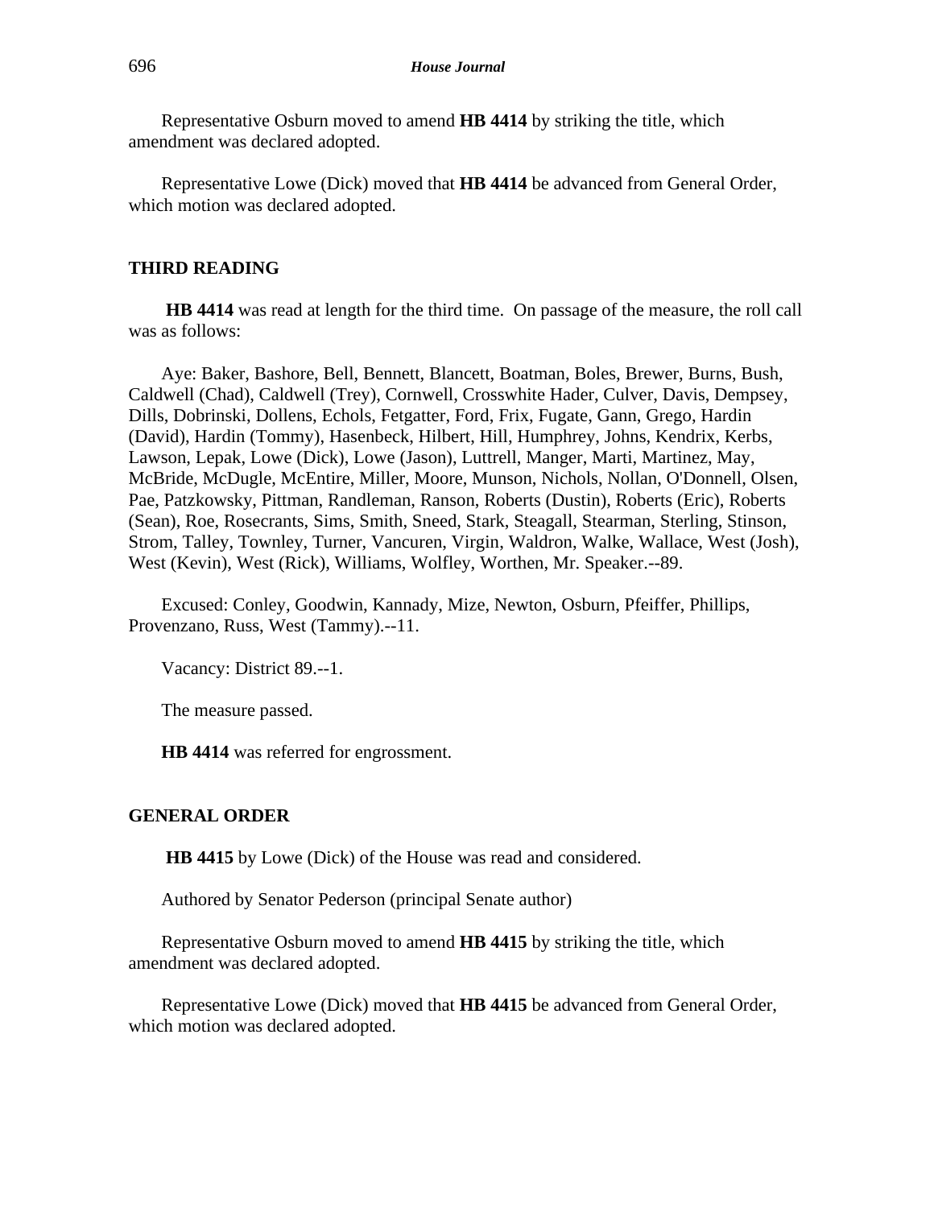Representative Osburn moved to amend **HB 4414** by striking the title, which amendment was declared adopted.

Representative Lowe (Dick) moved that **HB 4414** be advanced from General Order, which motion was declared adopted.

## THIRD READING

**HB 4414** was read at length for the third time. On passage of the measure, the roll call was as follows:

Aye: Baker, Bashore, Bell, Bennett, Blancett, Boatman, Boles, Brewer, Burns, Bush, Caldwell (Chad), Caldwell (Trey), Cornwell, Crosswhite Hader, Culver, Davis, Dempsey, Dills, Dobrinski, Dollens, Echols, Fetgatter, Ford, Frix, Fugate, Gann, Grego, Hardin (David), Hardin (Tommy), Hasenbeck, Hilbert, Hill, Humphrey, Johns, Kendrix, Kerbs, Lawson, Lepak, Lowe (Dick), Lowe (Jason), Luttrell, Manger, Marti, Martinez, May, McBride, McDugle, McEntire, Miller, Moore, Munson, Nichols, Nollan, O'Donnell, Olsen, Pae, Patzkowsky, Pittman, Randleman, Ranson, Roberts (Dustin), Roberts (Eric), Roberts (Sean), Roe, Rosecrants, Sims, Smith, Sneed, Stark, Steagall, Stearman, Sterling, Stinson, Strom, Talley, Townley, Turner, Vancuren, Virgin, Waldron, Walke, Wallace, West (Josh), West (Kevin), West (Rick), Williams, Wolfley, Worthen, Mr. Speaker.--89.

Excused: Conley, Goodwin, Kannady, Mize, Newton, Osburn, Pfeiffer, Phillips, Provenzano, Russ, West (Tammy).--11.

Vacancy: District 89.--1.

The measure passed.

**HB 4414** was referred for engrossment.

## GENERAL ORDER

**HB 4415** by Lowe (Dick) of the House was read and considered.

Authored by Senator Pederson (principal Senate author)

Representative Osburn moved to amend **HB 4415** by striking the title, which amendment was declared adopted.

Representative Lowe (Dick) moved that **HB 4415** be advanced from General Order, which motion was declared adopted.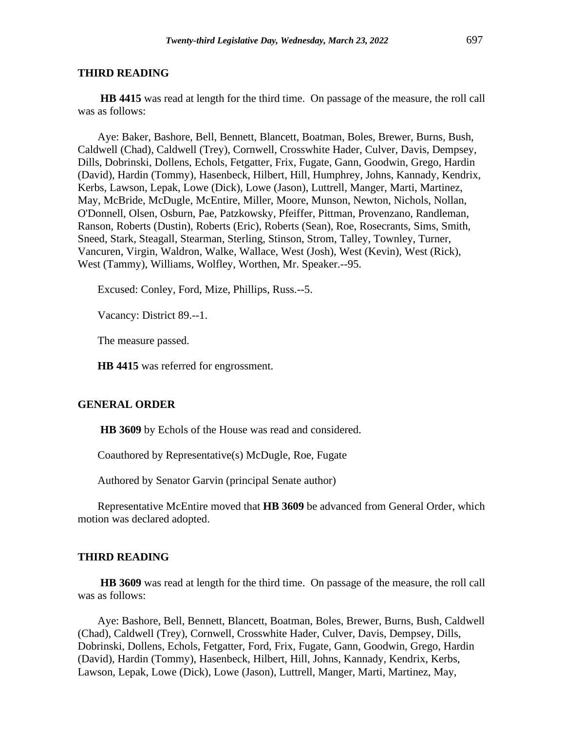## THIRD READING

**HB 4415** was read at length for the third time. On passage of the measure, the roll call was as follows:

Aye: Baker, Bashore, Bell, Bennett, Blancett, Boatman, Boles, Brewer, Burns, Bush, Caldwell (Chad), Caldwell (Trey), Cornwell, Crosswhite Hader, Culver, Davis, Dempsey, Dills, Dobrinski, Dollens, Echols, Fetgatter, Frix, Fugate, Gann, Goodwin, Grego, Hardin (David), Hardin (Tommy), Hasenbeck, Hilbert, Hill, Humphrey, Johns, Kannady, Kendrix, Kerbs, Lawson, Lepak, Lowe (Dick), Lowe (Jason), Luttrell, Manger, Marti, Martinez, May, McBride, McDugle, McEntire, Miller, Moore, Munson, Newton, Nichols, Nollan, O'Donnell, Olsen, Osburn, Pae, Patzkowsky, Pfeiffer, Pittman, Provenzano, Randleman, Ranson, Roberts (Dustin), Roberts (Eric), Roberts (Sean), Roe, Rosecrants, Sims, Smith, Sneed, Stark, Steagall, Stearman, Sterling, Stinson, Strom, Talley, Townley, Turner, Vancuren, Virgin, Waldron, Walke, Wallace, West (Josh), West (Kevin), West (Rick), West (Tammy), Williams, Wolfley, Worthen, Mr. Speaker.--95.

Excused: Conley, Ford, Mize, Phillips, Russ.--5.

Vacancy: District 89.--1.

The measure passed.

**HB 4415** was referred for engrossment.

## GENERAL ORDER

**HB 3609** by Echols of the House was read and considered.

Coauthored by Representative(s) McDugle, Roe, Fugate

Authored by Senator Garvin (principal Senate author)

Representative McEntire moved that **HB 3609** be advanced from General Order, which motion was declared adopted.

## THIRD READING

**HB 3609** was read at length for the third time. On passage of the measure, the roll call was as follows:

Aye: Bashore, Bell, Bennett, Blancett, Boatman, Boles, Brewer, Burns, Bush, Caldwell (Chad), Caldwell (Trey), Cornwell, Crosswhite Hader, Culver, Davis, Dempsey, Dills, Dobrinski, Dollens, Echols, Fetgatter, Ford, Frix, Fugate, Gann, Goodwin, Grego, Hardin (David), Hardin (Tommy), Hasenbeck, Hilbert, Hill, Johns, Kannady, Kendrix, Kerbs, Lawson, Lepak, Lowe (Dick), Lowe (Jason), Luttrell, Manger, Marti, Martinez, May,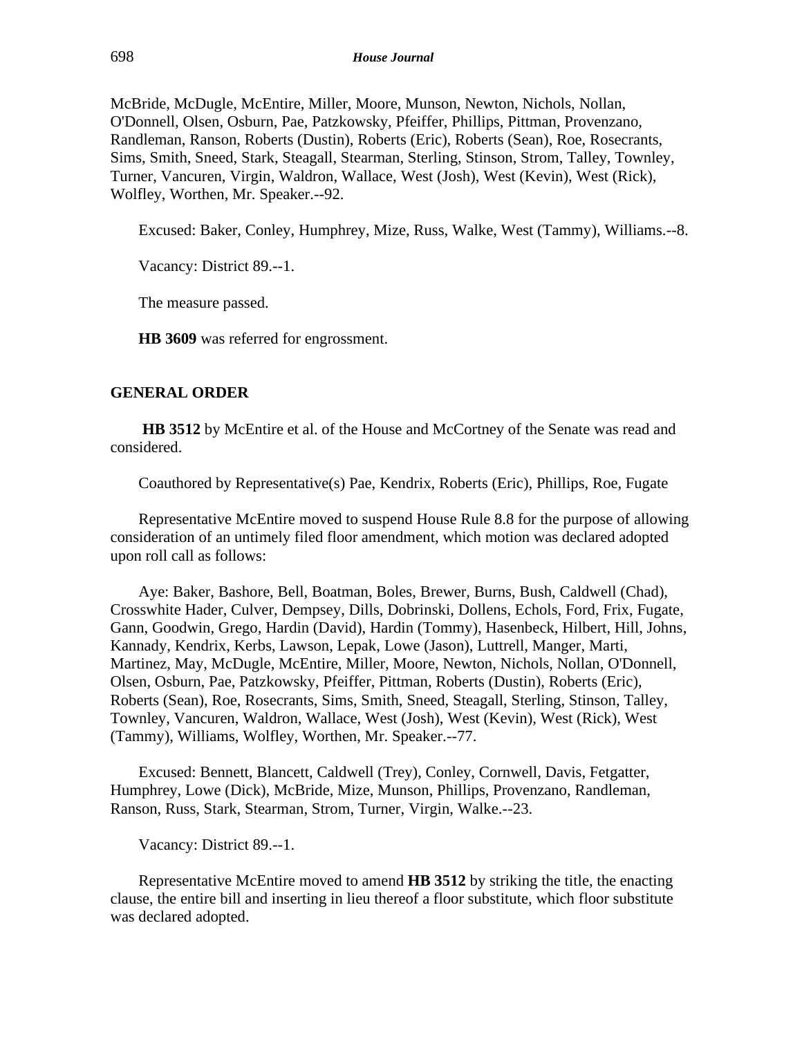McBride, McDugle, McEntire, Miller, Moore, Munson, Newton, Nichols, Nollan, O'Donnell, Olsen, Osburn, Pae, Patzkowsky, Pfeiffer, Phillips, Pittman, Provenzano, Randleman, Ranson, Roberts (Dustin), Roberts (Eric), Roberts (Sean), Roe, Rosecrants, Sims, Smith, Sneed, Stark, Steagall, Stearman, Sterling, Stinson, Strom, Talley, Townley, Turner, Vancuren, Virgin, Waldron, Wallace, West (Josh), West (Kevin), West (Rick), Wolfley, Worthen, Mr. Speaker.--92.

Excused: Baker, Conley, Humphrey, Mize, Russ, Walke, West (Tammy), Williams.--8.

Vacancy: District 89.--1.

The measure passed.

**HB 3609** was referred for engrossment.

## GENERAL ORDER

**HB 3512** by McEntire et al. of the House and McCortney of the Senate was read and considered.

Coauthored by Representative(s) Pae, Kendrix, Roberts (Eric), Phillips, Roe, Fugate

Representative McEntire moved to suspend House Rule 8.8 for the purpose of allowing consideration of an untimely filed floor amendment, which motion was declared adopted upon roll call as follows:

Aye: Baker, Bashore, Bell, Boatman, Boles, Brewer, Burns, Bush, Caldwell (Chad), Crosswhite Hader, Culver, Dempsey, Dills, Dobrinski, Dollens, Echols, Ford, Frix, Fugate, Gann, Goodwin, Grego, Hardin (David), Hardin (Tommy), Hasenbeck, Hilbert, Hill, Johns, Kannady, Kendrix, Kerbs, Lawson, Lepak, Lowe (Jason), Luttrell, Manger, Marti, Martinez, May, McDugle, McEntire, Miller, Moore, Newton, Nichols, Nollan, O'Donnell, Olsen, Osburn, Pae, Patzkowsky, Pfeiffer, Pittman, Roberts (Dustin), Roberts (Eric), Roberts (Sean), Roe, Rosecrants, Sims, Smith, Sneed, Steagall, Sterling, Stinson, Talley, Townley, Vancuren, Waldron, Wallace, West (Josh), West (Kevin), West (Rick), West (Tammy), Williams, Wolfley, Worthen, Mr. Speaker.--77.

Excused: Bennett, Blancett, Caldwell (Trey), Conley, Cornwell, Davis, Fetgatter, Humphrey, Lowe (Dick), McBride, Mize, Munson, Phillips, Provenzano, Randleman, Ranson, Russ, Stark, Stearman, Strom, Turner, Virgin, Walke.--23.

Vacancy: District 89.--1.

Representative McEntire moved to amend **HB 3512** by striking the title, the enacting clause, the entire bill and inserting in lieu thereof a floor substitute, which floor substitute was declared adopted.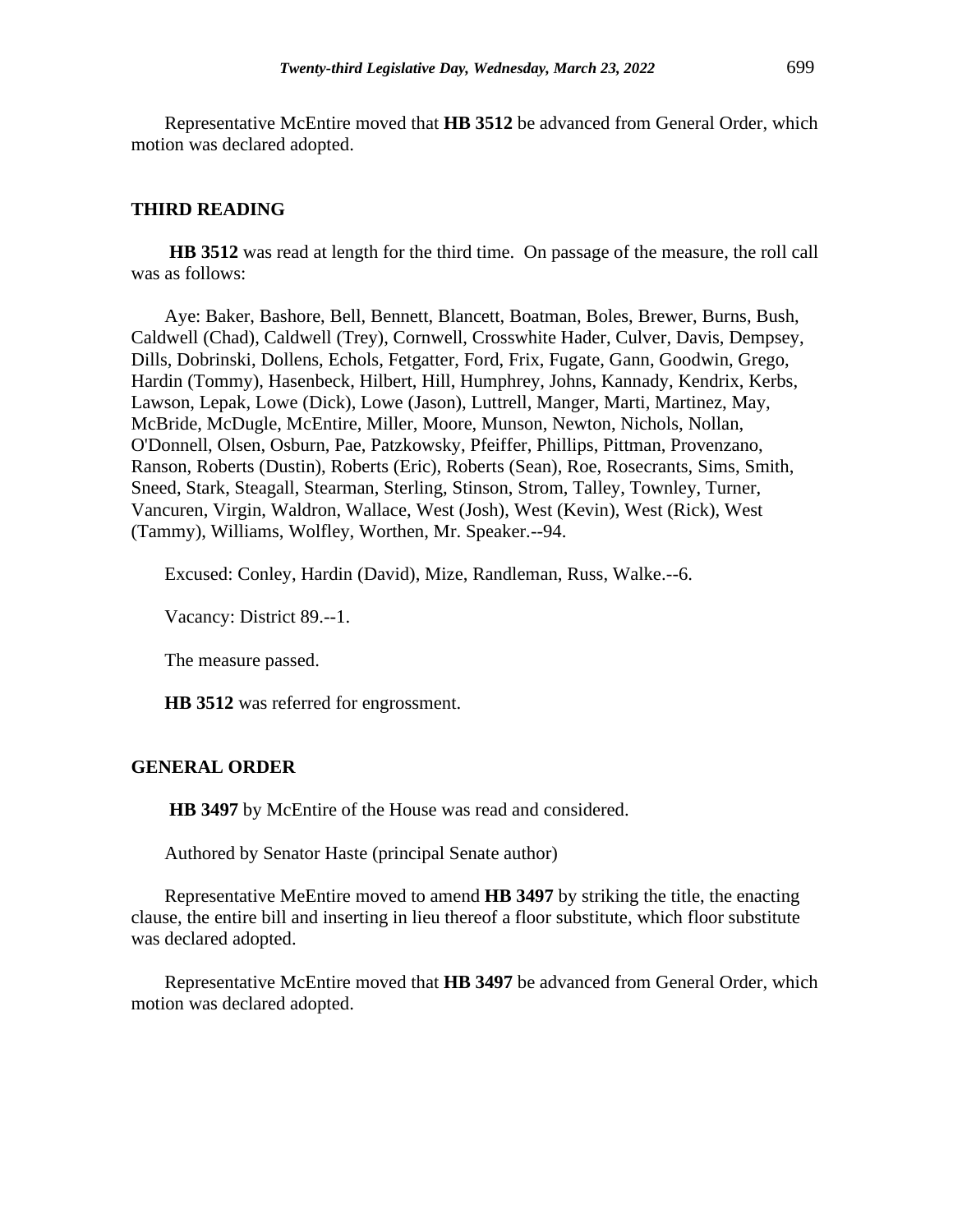Representative McEntire moved that **HB 3512** be advanced from General Order, which motion was declared adopted.

## THIRD READING

**HB 3512** was read at length for the third time. On passage of the measure, the roll call was as follows:

Aye: Baker, Bashore, Bell, Bennett, Blancett, Boatman, Boles, Brewer, Burns, Bush, Caldwell (Chad), Caldwell (Trey), Cornwell, Crosswhite Hader, Culver, Davis, Dempsey, Dills, Dobrinski, Dollens, Echols, Fetgatter, Ford, Frix, Fugate, Gann, Goodwin, Grego, Hardin (Tommy), Hasenbeck, Hilbert, Hill, Humphrey, Johns, Kannady, Kendrix, Kerbs, Lawson, Lepak, Lowe (Dick), Lowe (Jason), Luttrell, Manger, Marti, Martinez, May, McBride, McDugle, McEntire, Miller, Moore, Munson, Newton, Nichols, Nollan, O'Donnell, Olsen, Osburn, Pae, Patzkowsky, Pfeiffer, Phillips, Pittman, Provenzano, Ranson, Roberts (Dustin), Roberts (Eric), Roberts (Sean), Roe, Rosecrants, Sims, Smith, Sneed, Stark, Steagall, Stearman, Sterling, Stinson, Strom, Talley, Townley, Turner, Vancuren, Virgin, Waldron, Wallace, West (Josh), West (Kevin), West (Rick), West (Tammy), Williams, Wolfley, Worthen, Mr. Speaker.--94.

Excused: Conley, Hardin (David), Mize, Randleman, Russ, Walke.--6.

Vacancy: District 89.--1.

The measure passed.

**HB 3512** was referred for engrossment.

## GENERAL ORDER

**HB 3497** by McEntire of the House was read and considered.

Authored by Senator Haste (principal Senate author)

Representative MeEntire moved to amend **HB 3497** by striking the title, the enacting clause, the entire bill and inserting in lieu thereof a floor substitute, which floor substitute was declared adopted.

Representative McEntire moved that **HB 3497** be advanced from General Order, which motion was declared adopted.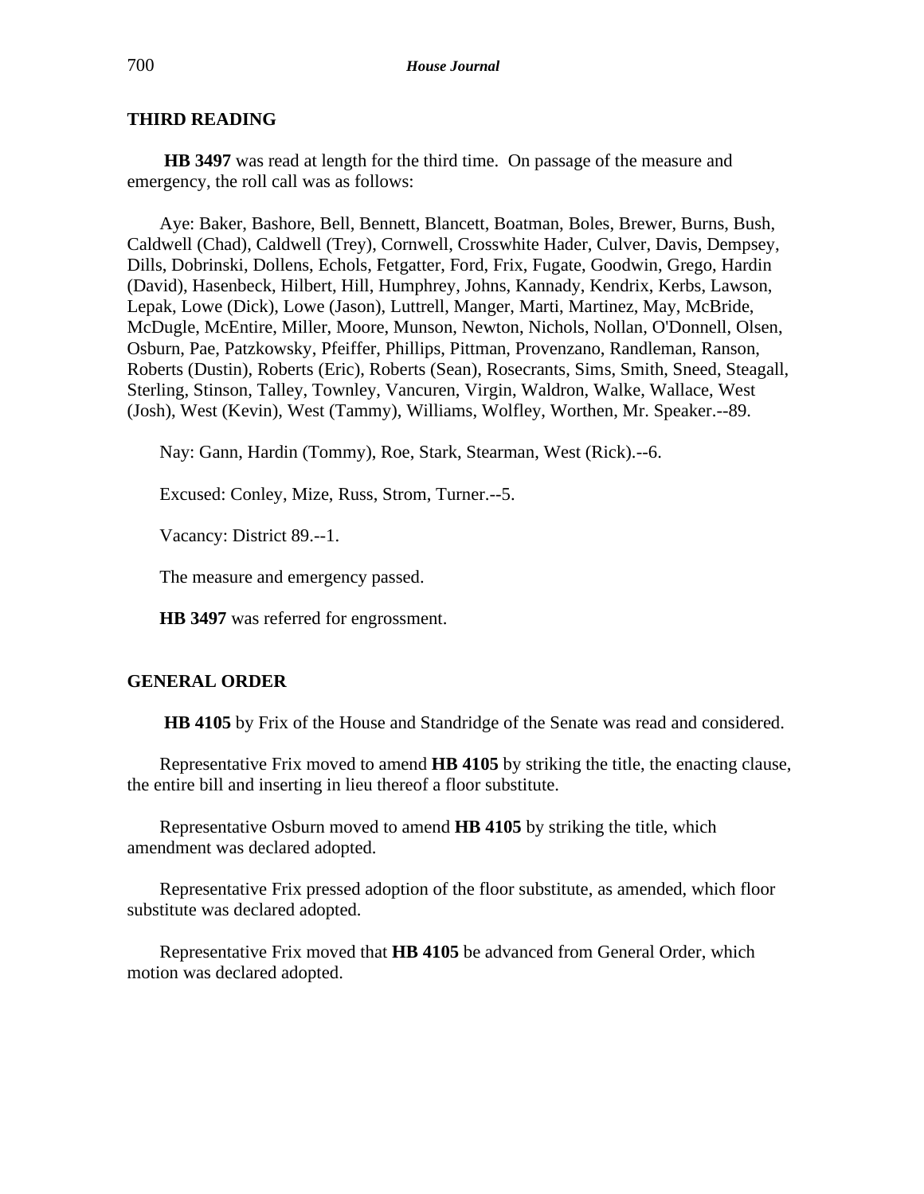## THIRD READING

**HB 3497** was read at length for the third time. On passage of the measure and emergency, the roll call was as follows:

Aye: Baker, Bashore, Bell, Bennett, Blancett, Boatman, Boles, Brewer, Burns, Bush, Caldwell (Chad), Caldwell (Trey), Cornwell, Crosswhite Hader, Culver, Davis, Dempsey, Dills, Dobrinski, Dollens, Echols, Fetgatter, Ford, Frix, Fugate, Goodwin, Grego, Hardin (David), Hasenbeck, Hilbert, Hill, Humphrey, Johns, Kannady, Kendrix, Kerbs, Lawson, Lepak, Lowe (Dick), Lowe (Jason), Luttrell, Manger, Marti, Martinez, May, McBride, McDugle, McEntire, Miller, Moore, Munson, Newton, Nichols, Nollan, O'Donnell, Olsen, Osburn, Pae, Patzkowsky, Pfeiffer, Phillips, Pittman, Provenzano, Randleman, Ranson, Roberts (Dustin), Roberts (Eric), Roberts (Sean), Rosecrants, Sims, Smith, Sneed, Steagall, Sterling, Stinson, Talley, Townley, Vancuren, Virgin, Waldron, Walke, Wallace, West (Josh), West (Kevin), West (Tammy), Williams, Wolfley, Worthen, Mr. Speaker.--89.

Nay: Gann, Hardin (Tommy), Roe, Stark, Stearman, West (Rick).--6.

Excused: Conley, Mize, Russ, Strom, Turner.--5.

Vacancy: District 89.--1.

The measure and emergency passed.

**HB 3497** was referred for engrossment.

## GENERAL ORDER

**HB 4105** by Frix of the House and Standridge of the Senate was read and considered.

Representative Frix moved to amend **HB 4105** by striking the title, the enacting clause, the entire bill and inserting in lieu thereof a floor substitute.

Representative Osburn moved to amend **HB 4105** by striking the title, which amendment was declared adopted.

Representative Frix pressed adoption of the floor substitute, as amended, which floor substitute was declared adopted.

Representative Frix moved that **HB 4105** be advanced from General Order, which motion was declared adopted.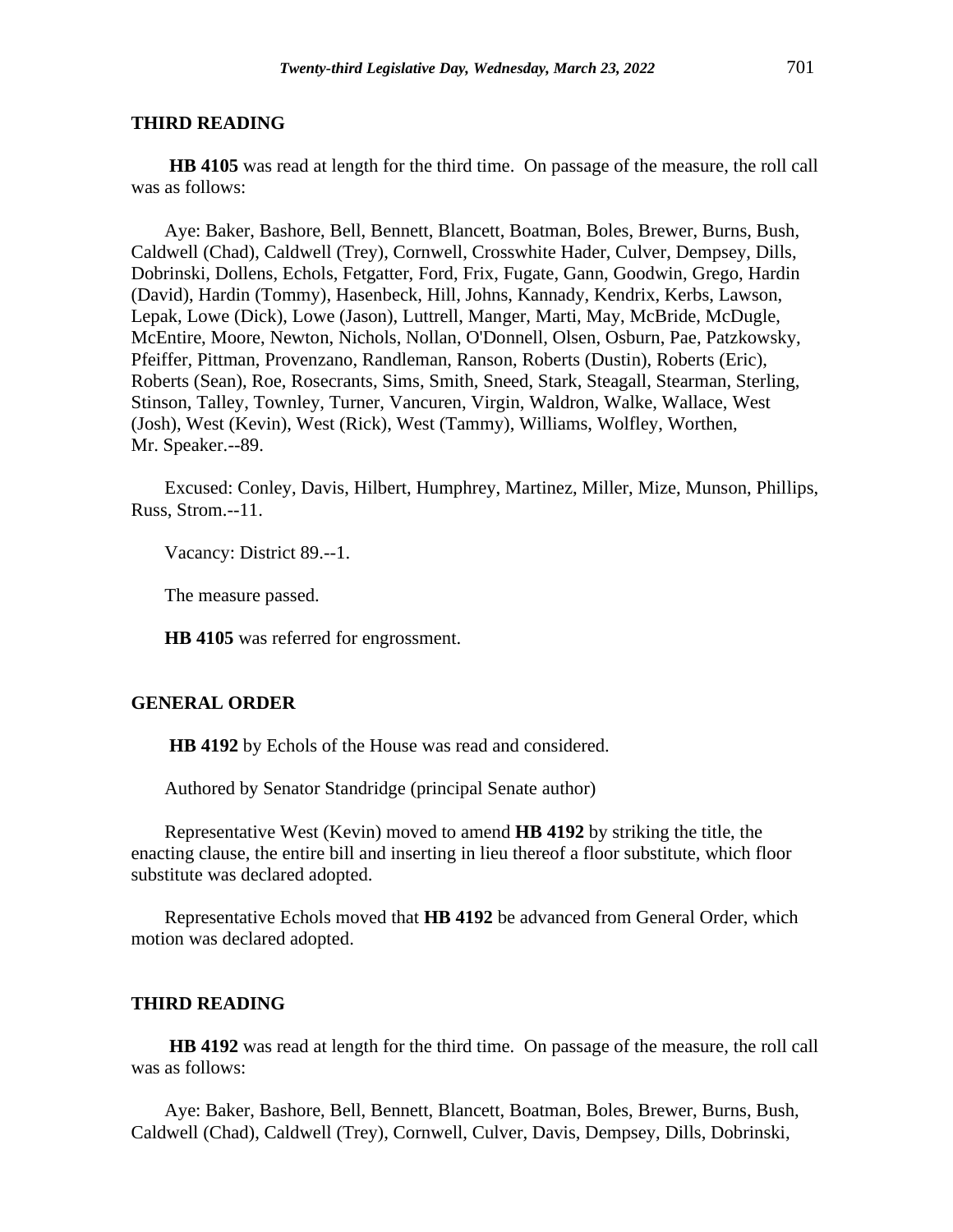### THIRD READING

**HB 4105** was read at length for the third time. On passage of the measure, the roll call was as follows:

Aye: Baker, Bashore, Bell, Bennett, Blancett, Boatman, Boles, Brewer, Burns, Bush, Caldwell (Chad), Caldwell (Trey), Cornwell, Crosswhite Hader, Culver, Dempsey, Dills, Dobrinski, Dollens, Echols, Fetgatter, Ford, Frix, Fugate, Gann, Goodwin, Grego, Hardin (David), Hardin (Tommy), Hasenbeck, Hill, Johns, Kannady, Kendrix, Kerbs, Lawson, Lepak, Lowe (Dick), Lowe (Jason), Luttrell, Manger, Marti, May, McBride, McDugle, McEntire, Moore, Newton, Nichols, Nollan, O'Donnell, Olsen, Osburn, Pae, Patzkowsky, Pfeiffer, Pittman, Provenzano, Randleman, Ranson, Roberts (Dustin), Roberts (Eric), Roberts (Sean), Roe, Rosecrants, Sims, Smith, Sneed, Stark, Steagall, Stearman, Sterling, Stinson, Talley, Townley, Turner, Vancuren, Virgin, Waldron, Walke, Wallace, West (Josh), West (Kevin), West (Rick), West (Tammy), Williams, Wolfley, Worthen, Mr. Speaker.--89.

Excused: Conley, Davis, Hilbert, Humphrey, Martinez, Miller, Mize, Munson, Phillips, Russ, Strom.--11.

Vacancy: District 89.--1.

The measure passed.

**HB 4105** was referred for engrossment.

### GENERAL ORDER

**HB 4192** by Echols of the House was read and considered.

Authored by Senator Standridge (principal Senate author)

Representative West (Kevin) moved to amend **HB 4192** by striking the title, the enacting clause, the entire bill and inserting in lieu thereof a floor substitute, which floor substitute was declared adopted.

Representative Echols moved that **HB 4192** be advanced from General Order, which motion was declared adopted.

### THIRD READING

**HB 4192** was read at length for the third time. On passage of the measure, the roll call was as follows:

Aye: Baker, Bashore, Bell, Bennett, Blancett, Boatman, Boles, Brewer, Burns, Bush, Caldwell (Chad), Caldwell (Trey), Cornwell, Culver, Davis, Dempsey, Dills, Dobrinski,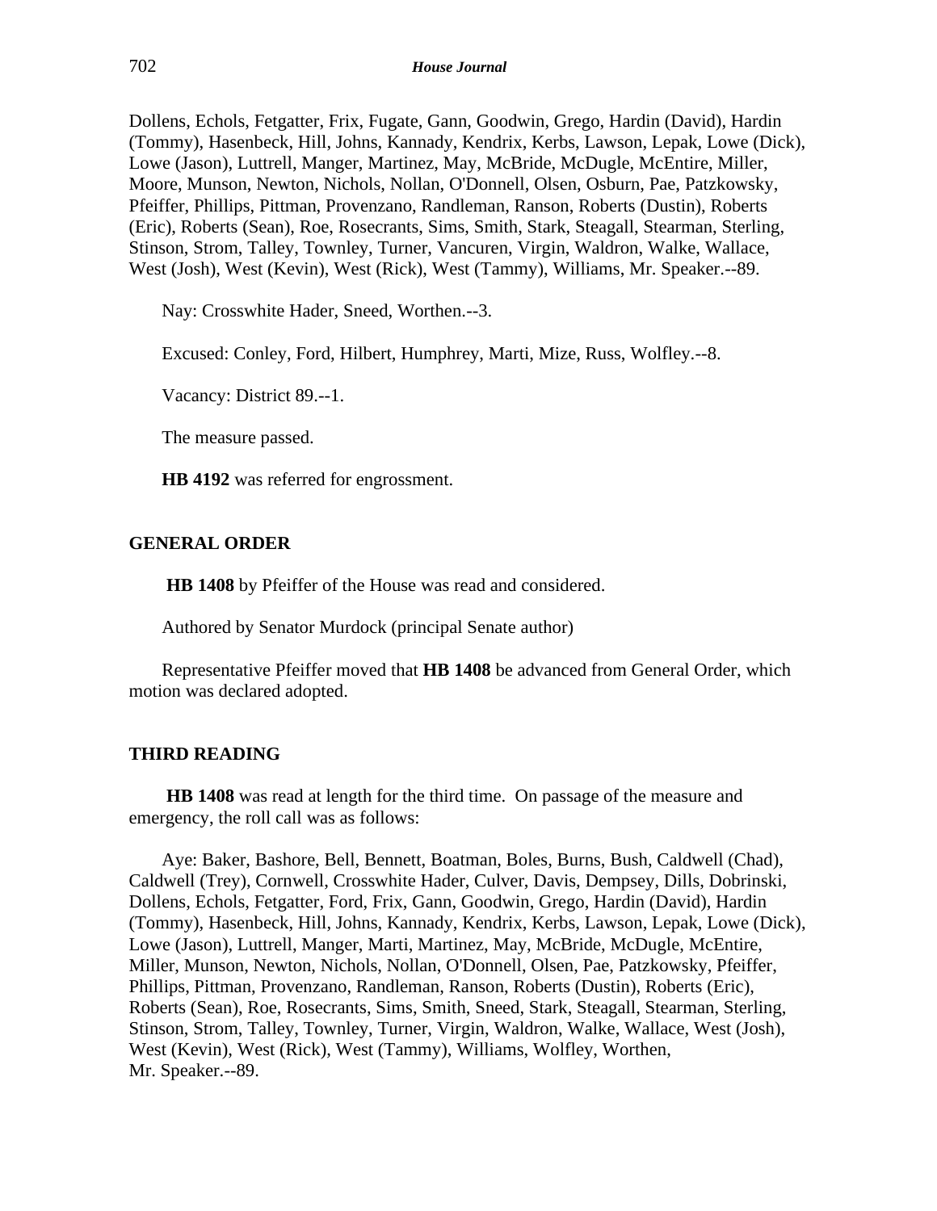Dollens, Echols, Fetgatter, Frix, Fugate, Gann, Goodwin, Grego, Hardin (David), Hardin (Tommy), Hasenbeck, Hill, Johns, Kannady, Kendrix, Kerbs, Lawson, Lepak, Lowe (Dick), Lowe (Jason), Luttrell, Manger, Martinez, May, McBride, McDugle, McEntire, Miller, Moore, Munson, Newton, Nichols, Nollan, O'Donnell, Olsen, Osburn, Pae, Patzkowsky, Pfeiffer, Phillips, Pittman, Provenzano, Randleman, Ranson, Roberts (Dustin), Roberts (Eric), Roberts (Sean), Roe, Rosecrants, Sims, Smith, Stark, Steagall, Stearman, Sterling, Stinson, Strom, Talley, Townley, Turner, Vancuren, Virgin, Waldron, Walke, Wallace, West (Josh), West (Kevin), West (Rick), West (Tammy), Williams, Mr. Speaker.--89.

Nay: Crosswhite Hader, Sneed, Worthen.--3.

Excused: Conley, Ford, Hilbert, Humphrey, Marti, Mize, Russ, Wolfley.--8.

Vacancy: District 89.--1.

The measure passed.

**HB 4192** was referred for engrossment.

## GENERAL ORDER

**HB 1408** by Pfeiffer of the House was read and considered.

Authored by Senator Murdock (principal Senate author)

Representative Pfeiffer moved that **HB 1408** be advanced from General Order, which motion was declared adopted.

## THIRD READING

**HB 1408** was read at length for the third time. On passage of the measure and emergency, the roll call was as follows:

Aye: Baker, Bashore, Bell, Bennett, Boatman, Boles, Burns, Bush, Caldwell (Chad), Caldwell (Trey), Cornwell, Crosswhite Hader, Culver, Davis, Dempsey, Dills, Dobrinski, Dollens, Echols, Fetgatter, Ford, Frix, Gann, Goodwin, Grego, Hardin (David), Hardin (Tommy), Hasenbeck, Hill, Johns, Kannady, Kendrix, Kerbs, Lawson, Lepak, Lowe (Dick), Lowe (Jason), Luttrell, Manger, Marti, Martinez, May, McBride, McDugle, McEntire, Miller, Munson, Newton, Nichols, Nollan, O'Donnell, Olsen, Pae, Patzkowsky, Pfeiffer, Phillips, Pittman, Provenzano, Randleman, Ranson, Roberts (Dustin), Roberts (Eric), Roberts (Sean), Roe, Rosecrants, Sims, Smith, Sneed, Stark, Steagall, Stearman, Sterling, Stinson, Strom, Talley, Townley, Turner, Virgin, Waldron, Walke, Wallace, West (Josh), West (Kevin), West (Rick), West (Tammy), Williams, Wolfley, Worthen, Mr. Speaker.--89.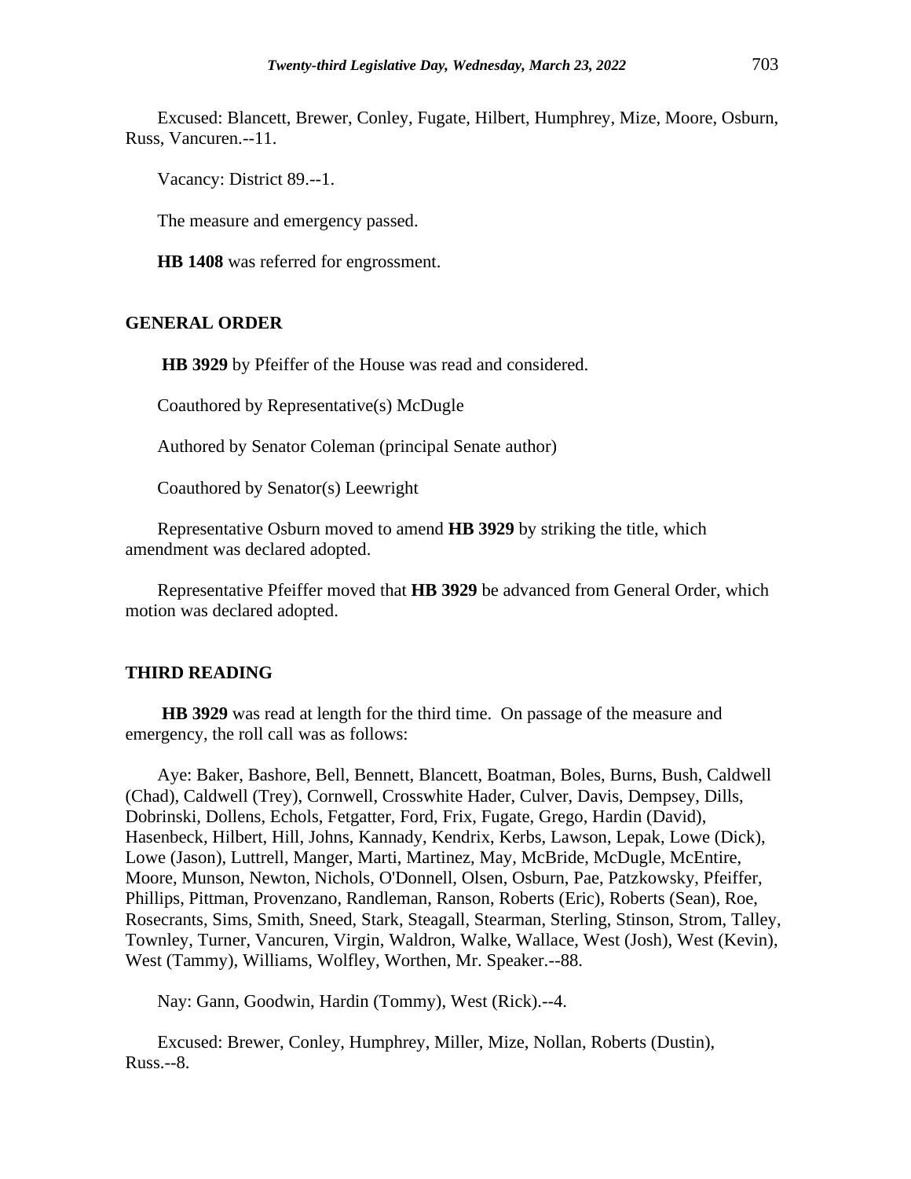Excused: Blancett, Brewer, Conley, Fugate, Hilbert, Humphrey, Mize, Moore, Osburn, Russ, Vancuren.--11.

Vacancy: District 89.--1.

The measure and emergency passed.

**HB 1408** was referred for engrossment.

## GENERAL ORDER

**HB 3929** by Pfeiffer of the House was read and considered.

Coauthored by Representative(s) McDugle

Authored by Senator Coleman (principal Senate author)

Coauthored by Senator(s) Leewright

Representative Osburn moved to amend **HB 3929** by striking the title, which amendment was declared adopted.

Representative Pfeiffer moved that **HB 3929** be advanced from General Order, which motion was declared adopted.

## THIRD READING

**HB 3929** was read at length for the third time. On passage of the measure and emergency, the roll call was as follows:

Aye: Baker, Bashore, Bell, Bennett, Blancett, Boatman, Boles, Burns, Bush, Caldwell (Chad), Caldwell (Trey), Cornwell, Crosswhite Hader, Culver, Davis, Dempsey, Dills, Dobrinski, Dollens, Echols, Fetgatter, Ford, Frix, Fugate, Grego, Hardin (David), Hasenbeck, Hilbert, Hill, Johns, Kannady, Kendrix, Kerbs, Lawson, Lepak, Lowe (Dick), Lowe (Jason), Luttrell, Manger, Marti, Martinez, May, McBride, McDugle, McEntire, Moore, Munson, Newton, Nichols, O'Donnell, Olsen, Osburn, Pae, Patzkowsky, Pfeiffer, Phillips, Pittman, Provenzano, Randleman, Ranson, Roberts (Eric), Roberts (Sean), Roe, Rosecrants, Sims, Smith, Sneed, Stark, Steagall, Stearman, Sterling, Stinson, Strom, Talley, Townley, Turner, Vancuren, Virgin, Waldron, Walke, Wallace, West (Josh), West (Kevin), West (Tammy), Williams, Wolfley, Worthen, Mr. Speaker.--88.

Nay: Gann, Goodwin, Hardin (Tommy), West (Rick).--4.

Excused: Brewer, Conley, Humphrey, Miller, Mize, Nollan, Roberts (Dustin), Russ.--8.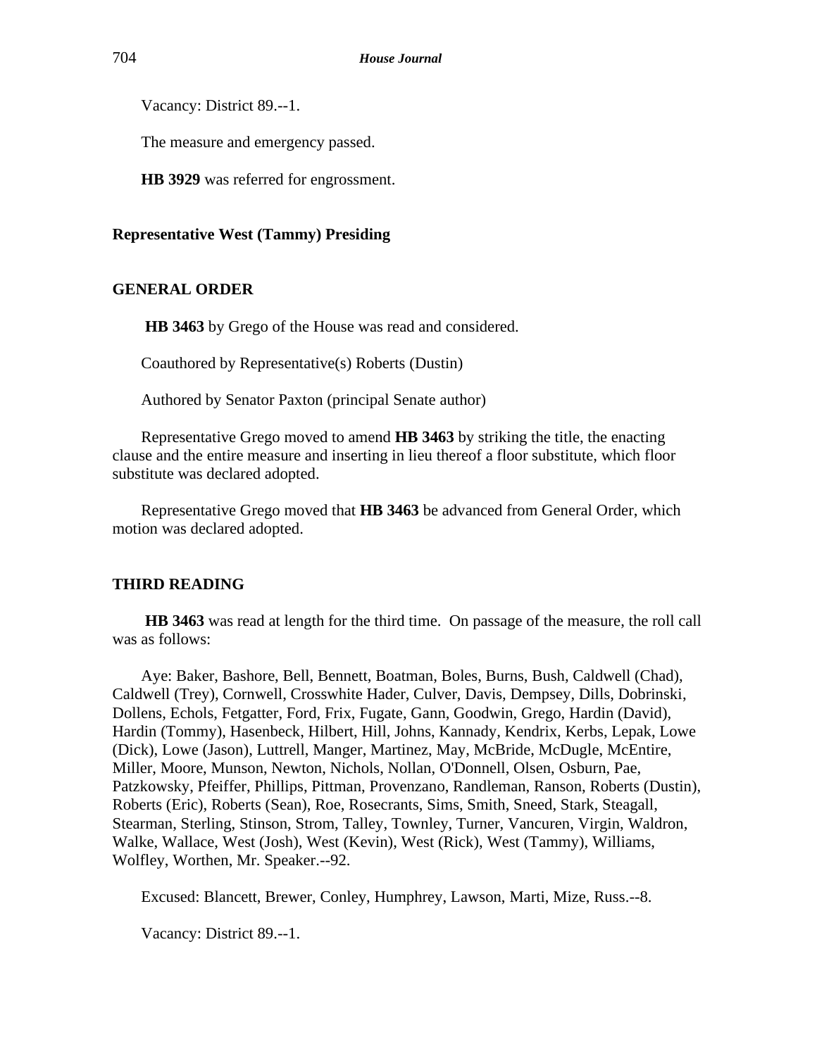Vacancy: District 89.--1.

The measure and emergency passed.

**HB 3929** was referred for engrossment.

**Representative West (Tammy) Presiding**

**GENERAL ORDER**

**HB 3463** by Grego of the House was read and considered.

Coauthored by Representative(s) Roberts (Dustin)

Authored by Senator Paxton (principal Senate author)

Representative Grego moved to amend **HB 3463** by striking the title, the enacting clause and the entire measure and inserting in lieu thereof a floor substitute, which floor substitute was declared adopted.

Representative Grego moved that **HB 3463** be advanced from General Order, which motion was declared adopted.

**THIRD READING**

**HB 3463** was read at length for the third time. On passage of the measure, the roll call was as follows:

Aye: Baker, Bashore, Bell, Bennett, Boatman, Boles, Burns, Bush, Caldwell (Chad), Caldwell (Trey), Cornwell, Crosswhite Hader, Culver, Davis, Dempsey, Dills, Dobrinski, Dollens, Echols, Fetgatter, Ford, Frix, Fugate, Gann, Goodwin, Grego, Hardin (David), Hardin (Tommy), Hasenbeck, Hilbert, Hill, Johns, Kannady, Kendrix, Kerbs, Lepak, Lowe (Dick), Lowe (Jason), Luttrell, Manger, Martinez, May, McBride, McDugle, McEntire, Miller, Moore, Munson, Newton, Nichols, Nollan, O'Donnell, Olsen, Osburn, Pae, Patzkowsky, Pfeiffer, Phillips, Pittman, Provenzano, Randleman, Ranson, Roberts (Dustin), Roberts (Eric), Roberts (Sean), Roe, Rosecrants, Sims, Smith, Sneed, Stark, Steagall, Stearman, Sterling, Stinson, Strom, Talley, Townley, Turner, Vancuren, Virgin, Waldron, Walke, Wallace, West (Josh), West (Kevin), West (Rick), West (Tammy), Williams, Wolfley, Worthen, Mr. Speaker.--92.

Excused: Blancett, Brewer, Conley, Humphrey, Lawson, Marti, Mize, Russ.--8.

Vacancy: District 89.--1.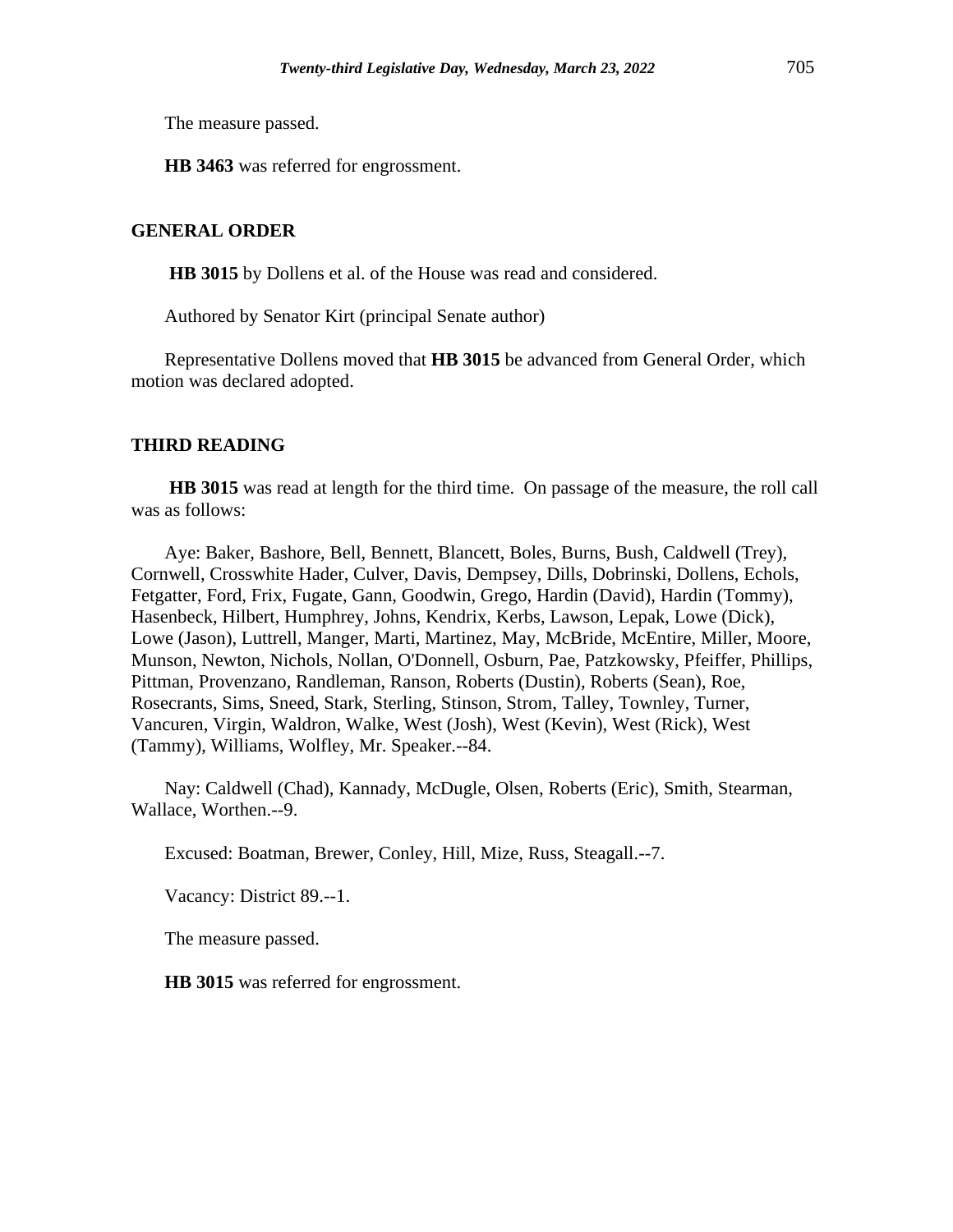The measure passed.

**HB 3463** was referred for engrossment.

## GENERAL ORDER

**HB 3015** by Dollens et al. of the House was read and considered.

Authored by Senator Kirt (principal Senate author)

Representative Dollens moved that **HB 3015** be advanced from General Order, which motion was declared adopted.

## THIRD READING

**HB 3015** was read at length for the third time. On passage of the measure, the roll call was as follows:

Aye: Baker, Bashore, Bell, Bennett, Blancett, Boles, Burns, Bush, Caldwell (Trey), Cornwell, Crosswhite Hader, Culver, Davis, Dempsey, Dills, Dobrinski, Dollens, Echols, Fetgatter, Ford, Frix, Fugate, Gann, Goodwin, Grego, Hardin (David), Hardin (Tommy), Hasenbeck, Hilbert, Humphrey, Johns, Kendrix, Kerbs, Lawson, Lepak, Lowe (Dick), Lowe (Jason), Luttrell, Manger, Marti, Martinez, May, McBride, McEntire, Miller, Moore, Munson, Newton, Nichols, Nollan, O'Donnell, Osburn, Pae, Patzkowsky, Pfeiffer, Phillips, Pittman, Provenzano, Randleman, Ranson, Roberts (Dustin), Roberts (Sean), Roe, Rosecrants, Sims, Sneed, Stark, Sterling, Stinson, Strom, Talley, Townley, Turner, Vancuren, Virgin, Waldron, Walke, West (Josh), West (Kevin), West (Rick), West (Tammy), Williams, Wolfley, Mr. Speaker.--84.

Nay: Caldwell (Chad), Kannady, McDugle, Olsen, Roberts (Eric), Smith, Stearman, Wallace, Worthen.--9.

Excused: Boatman, Brewer, Conley, Hill, Mize, Russ, Steagall.--7.

Vacancy: District 89.--1.

The measure passed.

**HB 3015** was referred for engrossment.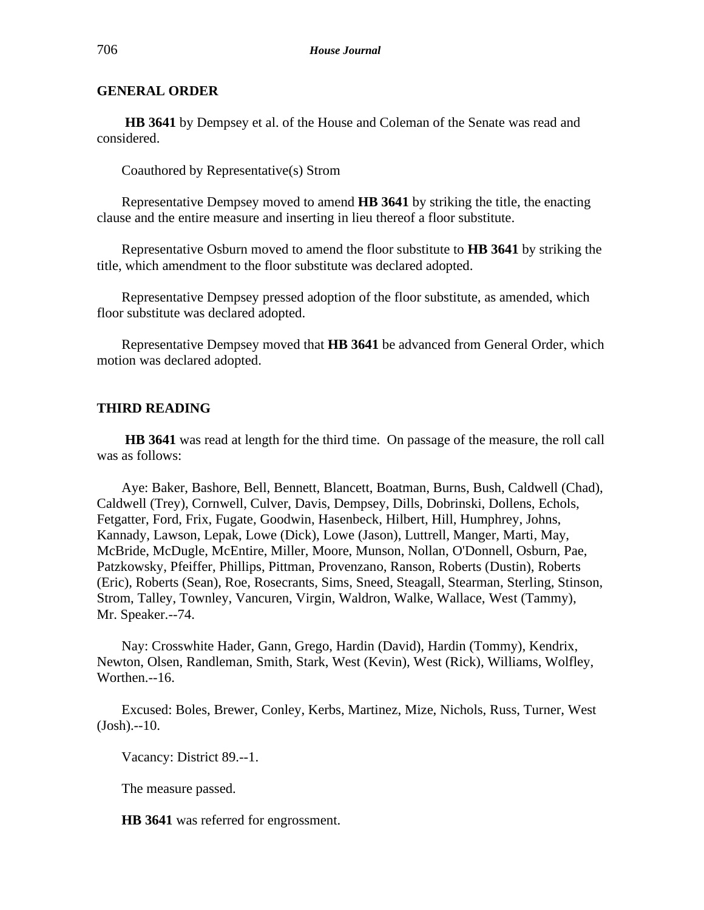**GENERAL ORDER**

**HB 3641** by Dempsey et al. of the House and Coleman of the Senate was read and considered.

Coauthored by Representative(s) Strom

Representative Dempsey moved to amend **HB 3641** by striking the title, the enacting clause and the entire measure and inserting in lieu thereof a floor substitute.

Representative Osburn moved to amend the floor substitute to **HB 3641** by striking the title, which amendment to the floor substitute was declared adopted.

Representative Dempsey pressed adoption of the floor substitute, as amended, which floor substitute was declared adopted.

Representative Dempsey moved that **HB 3641** be advanced from General Order, which motion was declared adopted.

**THIRD READING**

**HB 3641** was read at length for the third time. On passage of the measure, the roll call was as follows:

Aye: Baker, Bashore, Bell, Bennett, Blancett, Boatman, Burns, Bush, Caldwell (Chad), Caldwell (Trey), Cornwell, Culver, Davis, Dempsey, Dills, Dobrinski, Dollens, Echols, Fetgatter, Ford, Frix, Fugate, Goodwin, Hasenbeck, Hilbert, Hill, Humphrey, Johns, Kannady, Lawson, Lepak, Lowe (Dick), Lowe (Jason), Luttrell, Manger, Marti, May, McBride, McDugle, McEntire, Miller, Moore, Munson, Nollan, O'Donnell, Osburn, Pae, Patzkowsky, Pfeiffer, Phillips, Pittman, Provenzano, Ranson, Roberts (Dustin), Roberts (Eric), Roberts (Sean), Roe, Rosecrants, Sims, Sneed, Steagall, Stearman, Sterling, Stinson, Strom, Talley, Townley, Vancuren, Virgin, Waldron, Walke, Wallace, West (Tammy), Mr. Speaker.--74.

Nay: Crosswhite Hader, Gann, Grego, Hardin (David), Hardin (Tommy), Kendrix, Newton, Olsen, Randleman, Smith, Stark, West (Kevin), West (Rick), Williams, Wolfley, Worthen.--16.

Excused: Boles, Brewer, Conley, Kerbs, Martinez, Mize, Nichols, Russ, Turner, West (Josh).--10.

Vacancy: District 89.--1.

The measure passed.

**HB 3641** was referred for engrossment.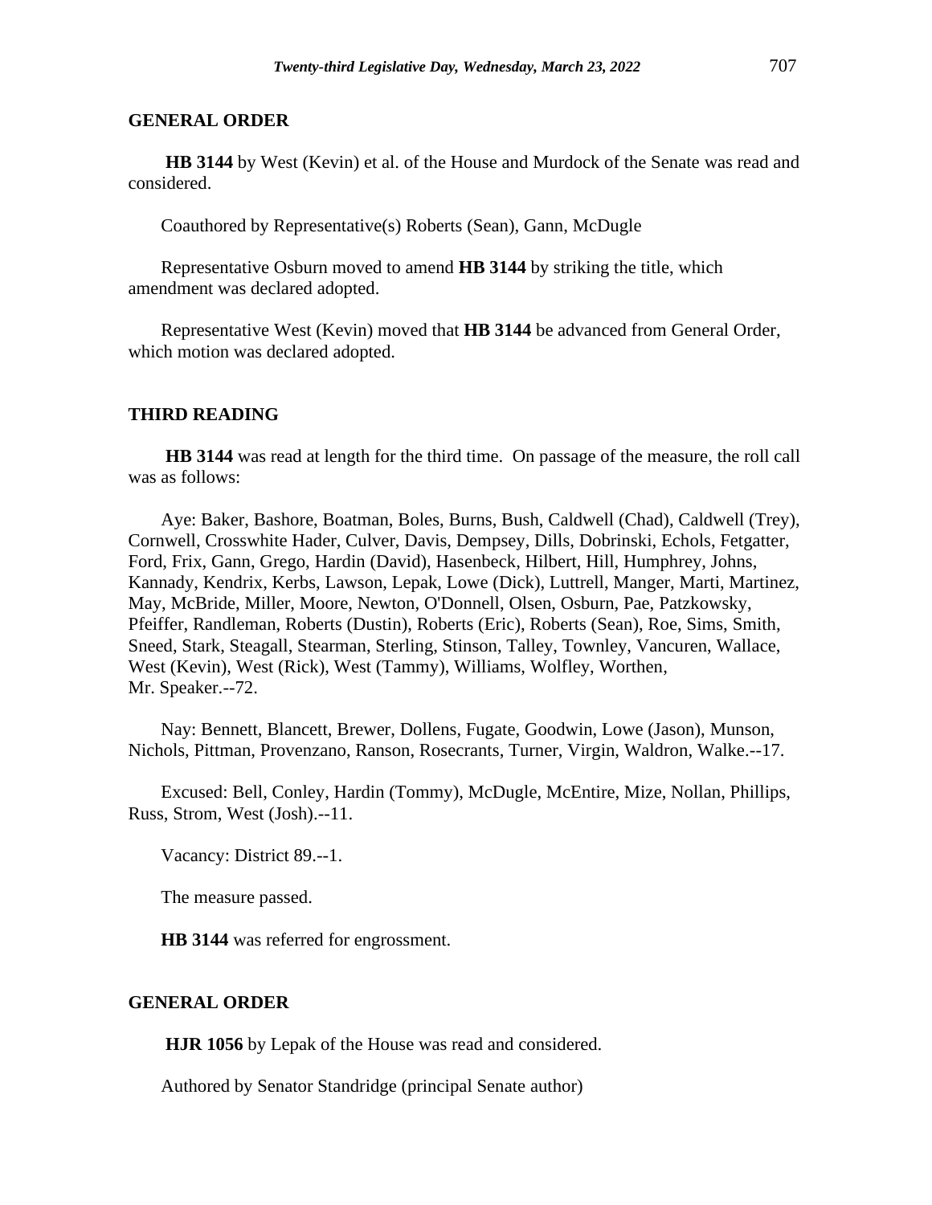## GENERAL ORDER

**HB 3144** by West (Kevin) et al. of the House and Murdock of the Senate was read and considered.

Coauthored by Representative(s) Roberts (Sean), Gann, McDugle

Representative Osburn moved to amend **HB 3144** by striking the title, which amendment was declared adopted.

Representative West (Kevin) moved that **HB 3144** be advanced from General Order, which motion was declared adopted.

## THIRD READING

**HB 3144** was read at length for the third time. On passage of the measure, the roll call was as follows:

Aye: Baker, Bashore, Boatman, Boles, Burns, Bush, Caldwell (Chad), Caldwell (Trey), Cornwell, Crosswhite Hader, Culver, Davis, Dempsey, Dills, Dobrinski, Echols, Fetgatter, Ford, Frix, Gann, Grego, Hardin (David), Hasenbeck, Hilbert, Hill, Humphrey, Johns, Kannady, Kendrix, Kerbs, Lawson, Lepak, Lowe (Dick), Luttrell, Manger, Marti, Martinez, May, McBride, Miller, Moore, Newton, O'Donnell, Olsen, Osburn, Pae, Patzkowsky, Pfeiffer, Randleman, Roberts (Dustin), Roberts (Eric), Roberts (Sean), Roe, Sims, Smith, Sneed, Stark, Steagall, Stearman, Sterling, Stinson, Talley, Townley, Vancuren, Wallace, West (Kevin), West (Rick), West (Tammy), Williams, Wolfley, Worthen, Mr. Speaker.--72.

Nay: Bennett, Blancett, Brewer, Dollens, Fugate, Goodwin, Lowe (Jason), Munson, Nichols, Pittman, Provenzano, Ranson, Rosecrants, Turner, Virgin, Waldron, Walke.--17.

Excused: Bell, Conley, Hardin (Tommy), McDugle, McEntire, Mize, Nollan, Phillips, Russ, Strom, West (Josh).--11.

Vacancy: District 89.--1.

The measure passed.

**HB 3144** was referred for engrossment.

## GENERAL ORDER

**HJR 1056** by Lepak of the House was read and considered.

Authored by Senator Standridge (principal Senate author)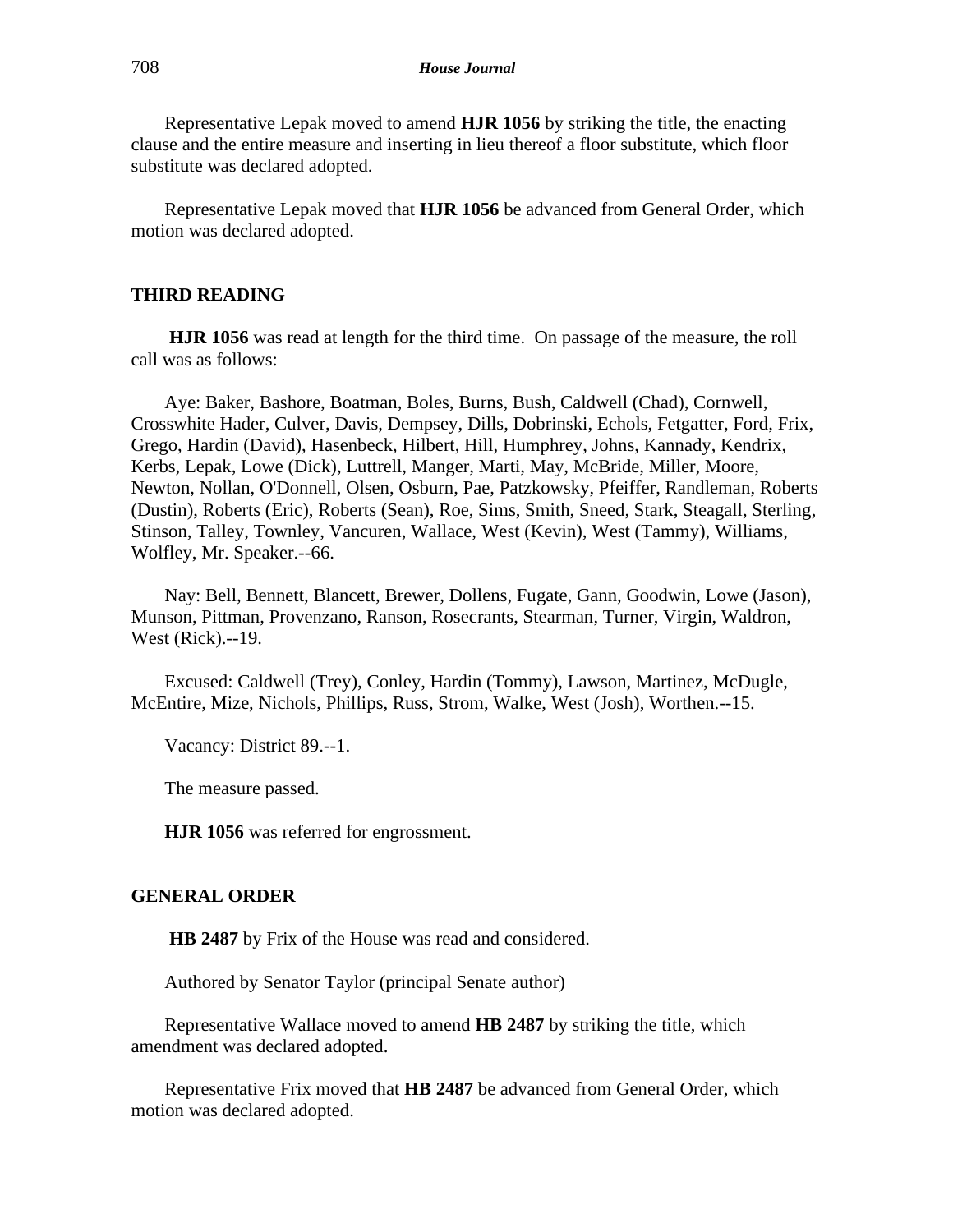Representative Lepak moved to amend **HJR 1056** by striking the title, the enacting clause and the entire measure and inserting in lieu thereof a floor substitute, which floor substitute was declared adopted.

Representative Lepak moved that **HJR 1056** be advanced from General Order, which motion was declared adopted.

## THIRD READING

**HJR 1056** was read at length for the third time. On passage of the measure, the roll call was as follows:

Aye: Baker, Bashore, Boatman, Boles, Burns, Bush, Caldwell (Chad), Cornwell, Crosswhite Hader, Culver, Davis, Dempsey, Dills, Dobrinski, Echols, Fetgatter, Ford, Frix, Grego, Hardin (David), Hasenbeck, Hilbert, Hill, Humphrey, Johns, Kannady, Kendrix, Kerbs, Lepak, Lowe (Dick), Luttrell, Manger, Marti, May, McBride, Miller, Moore, Newton, Nollan, O'Donnell, Olsen, Osburn, Pae, Patzkowsky, Pfeiffer, Randleman, Roberts (Dustin), Roberts (Eric), Roberts (Sean), Roe, Sims, Smith, Sneed, Stark, Steagall, Sterling, Stinson, Talley, Townley, Vancuren, Wallace, West (Kevin), West (Tammy), Williams, Wolfley, Mr. Speaker.--66.

Nay: Bell, Bennett, Blancett, Brewer, Dollens, Fugate, Gann, Goodwin, Lowe (Jason), Munson, Pittman, Provenzano, Ranson, Rosecrants, Stearman, Turner, Virgin, Waldron, West (Rick).--19.

Excused: Caldwell (Trey), Conley, Hardin (Tommy), Lawson, Martinez, McDugle, McEntire, Mize, Nichols, Phillips, Russ, Strom, Walke, West (Josh), Worthen.--15.

Vacancy: District 89.--1.

The measure passed.

**HJR 1056** was referred for engrossment.

## GENERAL ORDER

**HB 2487** by Frix of the House was read and considered.

Authored by Senator Taylor (principal Senate author)

Representative Wallace moved to amend **HB 2487** by striking the title, which amendment was declared adopted.

Representative Frix moved that **HB 2487** be advanced from General Order, which motion was declared adopted.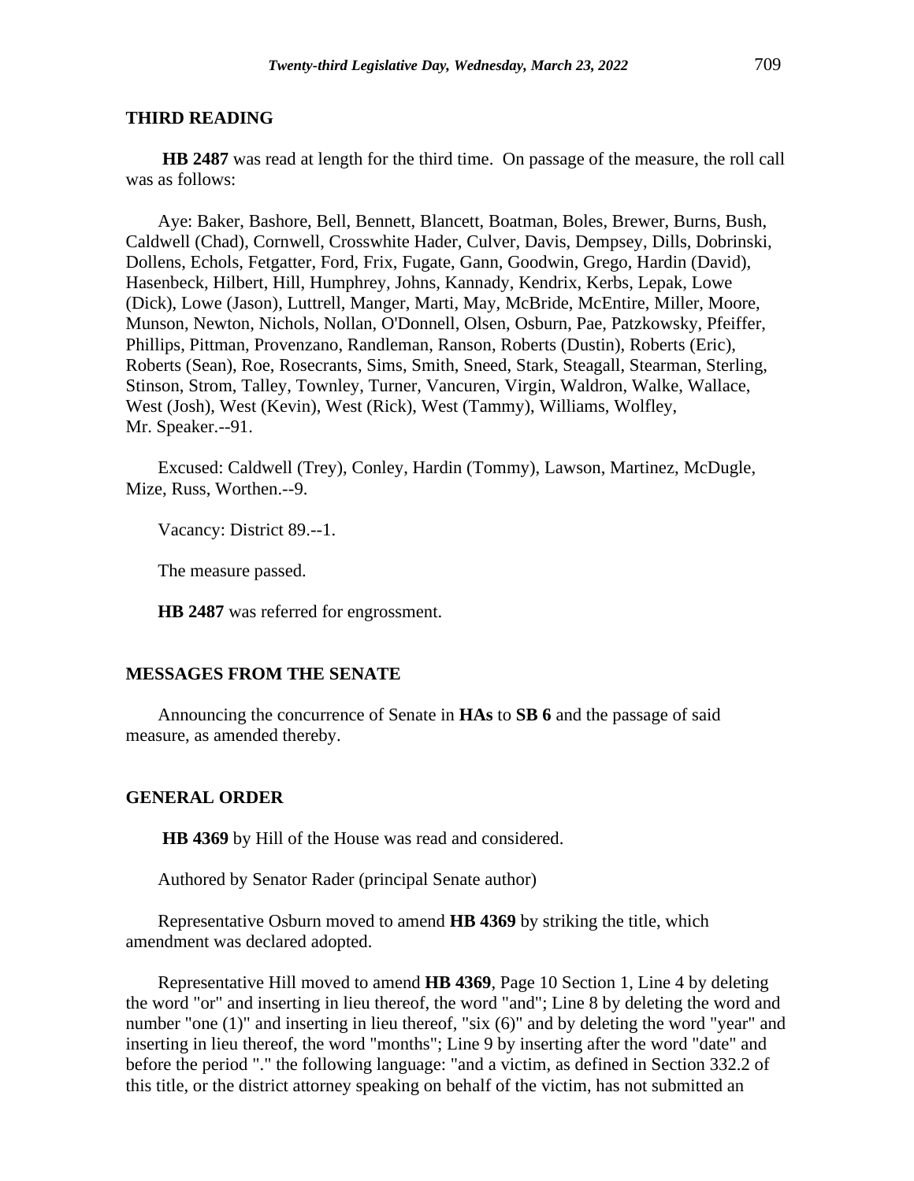## THIRD READING

**HB 2487** was read at length for the third time. On passage of the measure, the roll call was as follows:

Aye: Baker, Bashore, Bell, Bennett, Blancett, Boatman, Boles, Brewer, Burns, Bush, Caldwell (Chad), Cornwell, Crosswhite Hader, Culver, Davis, Dempsey, Dills, Dobrinski, Dollens, Echols, Fetgatter, Ford, Frix, Fugate, Gann, Goodwin, Grego, Hardin (David), Hasenbeck, Hilbert, Hill, Humphrey, Johns, Kannady, Kendrix, Kerbs, Lepak, Lowe (Dick), Lowe (Jason), Luttrell, Manger, Marti, May, McBride, McEntire, Miller, Moore, Munson, Newton, Nichols, Nollan, O'Donnell, Olsen, Osburn, Pae, Patzkowsky, Pfeiffer, Phillips, Pittman, Provenzano, Randleman, Ranson, Roberts (Dustin), Roberts (Eric), Roberts (Sean), Roe, Rosecrants, Sims, Smith, Sneed, Stark, Steagall, Stearman, Sterling, Stinson, Strom, Talley, Townley, Turner, Vancuren, Virgin, Waldron, Walke, Wallace, West (Josh), West (Kevin), West (Rick), West (Tammy), Williams, Wolfley, Mr. Speaker.--91.

Excused: Caldwell (Trey), Conley, Hardin (Tommy), Lawson, Martinez, McDugle, Mize, Russ, Worthen.--9.

Vacancy: District 89.--1.

The measure passed.

**HB 2487** was referred for engrossment.

## MESSAGES FROM THE SENATE

Announcing the concurrence of Senate in **HAs** to **SB 6** and the passage of said measure, as amended thereby.

## GENERAL ORDER

**HB 4369** by Hill of the House was read and considered.

Authored by Senator Rader (principal Senate author)

Representative Osburn moved to amend **HB 4369** by striking the title, which amendment was declared adopted.

Representative Hill moved to amend **HB 4369**, Page 10 Section 1, Line 4 by deleting the word "or" and inserting in lieu thereof, the word "and"; Line 8 by deleting the word and number "one (1)" and inserting in lieu thereof, "six (6)" and by deleting the word "year" and inserting in lieu thereof, the word "months"; Line 9 by inserting after the word "date" and before the period "." the following language: "and a victim, as defined in Section 332.2 of this title, or the district attorney speaking on behalf of the victim, has not submitted an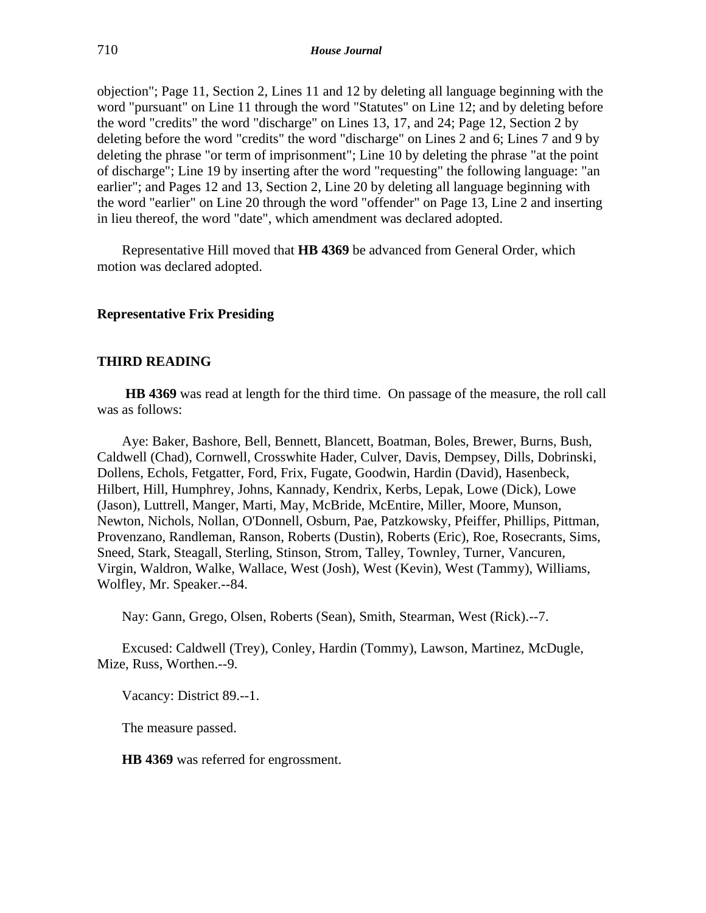objection"; Page 11, Section 2, Lines 11 and 12 by deleting all language beginning with the word "pursuant" on Line 11 through the word "Statutes" on Line 12; and by deleting before the word "credits" the word "discharge" on Lines 13, 17, and 24; Page 12, Section 2 by deleting before the word "credits" the word "discharge" on Lines 2 and 6; Lines 7 and 9 by deleting the phrase "or term of imprisonment"; Line 10 by deleting the phrase "at the point of discharge"; Line 19 by inserting after the word "requesting" the following language: "an earlier"; and Pages 12 and 13, Section 2, Line 20 by deleting all language beginning with the word "earlier" on Line 20 through the word "offender" on Page 13, Line 2 and inserting in lieu thereof, the word "date", which amendment was declared adopted.

Representative Hill moved that **HB 4369** be advanced from General Order, which motion was declared adopted.

**Representative Frix Presiding**

**THIRD READING**

**HB 4369** was read at length for the third time. On passage of the measure, the roll call was as follows:

Aye: Baker, Bashore, Bell, Bennett, Blancett, Boatman, Boles, Brewer, Burns, Bush, Caldwell (Chad), Cornwell, Crosswhite Hader, Culver, Davis, Dempsey, Dills, Dobrinski, Dollens, Echols, Fetgatter, Ford, Frix, Fugate, Goodwin, Hardin (David), Hasenbeck, Hilbert, Hill, Humphrey, Johns, Kannady, Kendrix, Kerbs, Lepak, Lowe (Dick), Lowe (Jason), Luttrell, Manger, Marti, May, McBride, McEntire, Miller, Moore, Munson, Newton, Nichols, Nollan, O'Donnell, Osburn, Pae, Patzkowsky, Pfeiffer, Phillips, Pittman, Provenzano, Randleman, Ranson, Roberts (Dustin), Roberts (Eric), Roe, Rosecrants, Sims, Sneed, Stark, Steagall, Sterling, Stinson, Strom, Talley, Townley, Turner, Vancuren, Virgin, Waldron, Walke, Wallace, West (Josh), West (Kevin), West (Tammy), Williams, Wolfley, Mr. Speaker.--84.

Nay: Gann, Grego, Olsen, Roberts (Sean), Smith, Stearman, West (Rick).--7.

Excused: Caldwell (Trey), Conley, Hardin (Tommy), Lawson, Martinez, McDugle, Mize, Russ, Worthen.--9.

Vacancy: District 89.--1.

The measure passed.

**HB 4369** was referred for engrossment.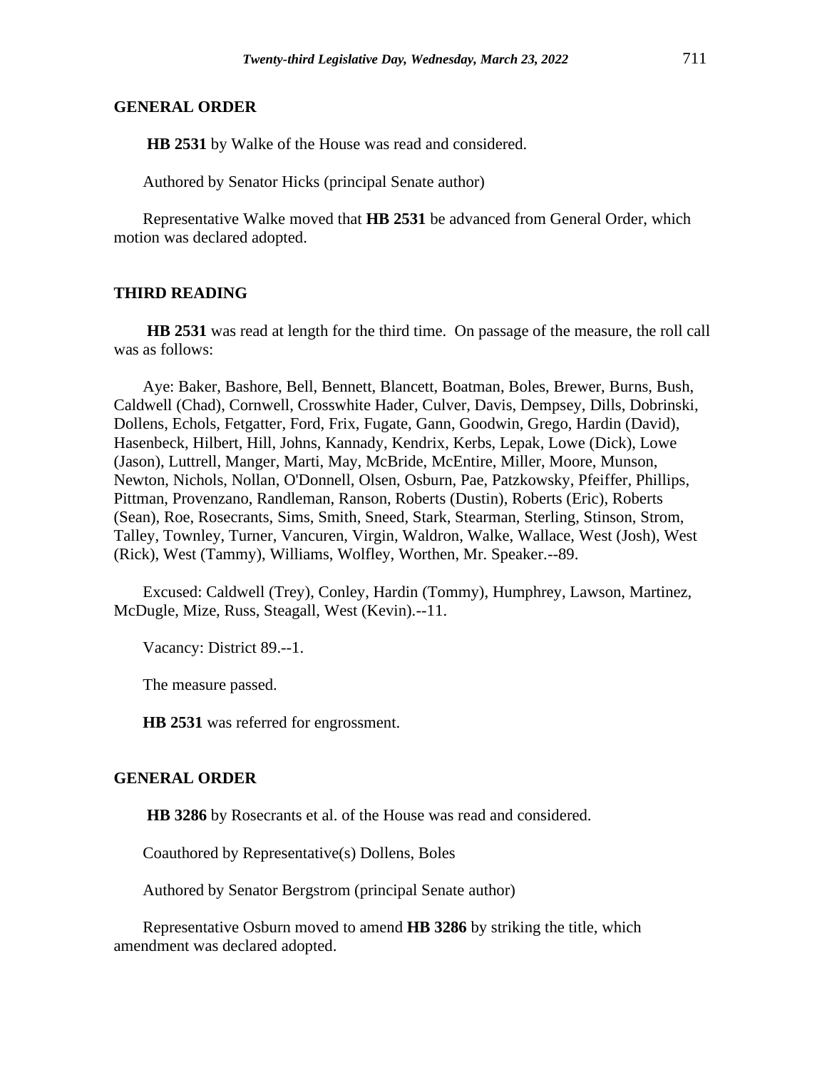## GENERAL ORDER

**HB 2531** by Walke of the House was read and considered.

Authored by Senator Hicks (principal Senate author)

Representative Walke moved that **HB 2531** be advanced from General Order, which motion was declared adopted.

## THIRD READING

**HB 2531** was read at length for the third time. On passage of the measure, the roll call was as follows:

Aye: Baker, Bashore, Bell, Bennett, Blancett, Boatman, Boles, Brewer, Burns, Bush, Caldwell (Chad), Cornwell, Crosswhite Hader, Culver, Davis, Dempsey, Dills, Dobrinski, Dollens, Echols, Fetgatter, Ford, Frix, Fugate, Gann, Goodwin, Grego, Hardin (David), Hasenbeck, Hilbert, Hill, Johns, Kannady, Kendrix, Kerbs, Lepak, Lowe (Dick), Lowe (Jason), Luttrell, Manger, Marti, May, McBride, McEntire, Miller, Moore, Munson, Newton, Nichols, Nollan, O'Donnell, Olsen, Osburn, Pae, Patzkowsky, Pfeiffer, Phillips, Pittman, Provenzano, Randleman, Ranson, Roberts (Dustin), Roberts (Eric), Roberts (Sean), Roe, Rosecrants, Sims, Smith, Sneed, Stark, Stearman, Sterling, Stinson, Strom, Talley, Townley, Turner, Vancuren, Virgin, Waldron, Walke, Wallace, West (Josh), West (Rick), West (Tammy), Williams, Wolfley, Worthen, Mr. Speaker.--89.

Excused: Caldwell (Trey), Conley, Hardin (Tommy), Humphrey, Lawson, Martinez, McDugle, Mize, Russ, Steagall, West (Kevin).--11.

Vacancy: District 89.--1.

The measure passed.

**HB 2531** was referred for engrossment.

## GENERAL ORDER

**HB 3286** by Rosecrants et al. of the House was read and considered.

Coauthored by Representative(s) Dollens, Boles

Authored by Senator Bergstrom (principal Senate author)

Representative Osburn moved to amend **HB 3286** by striking the title, which amendment was declared adopted.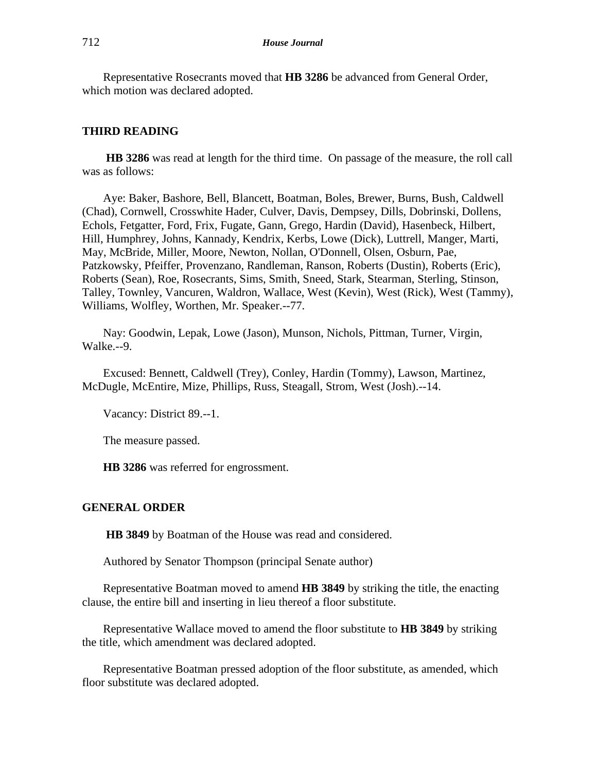Representative Rosecrants moved that **HB 3286** be advanced from General Order, which motion was declared adopted.

## THIRD READING

**HB 3286** was read at length for the third time. On passage of the measure, the roll call was as follows:

Aye: Baker, Bashore, Bell, Blancett, Boatman, Boles, Brewer, Burns, Bush, Caldwell (Chad), Cornwell, Crosswhite Hader, Culver, Davis, Dempsey, Dills, Dobrinski, Dollens, Echols, Fetgatter, Ford, Frix, Fugate, Gann, Grego, Hardin (David), Hasenbeck, Hilbert, Hill, Humphrey, Johns, Kannady, Kendrix, Kerbs, Lowe (Dick), Luttrell, Manger, Marti, May, McBride, Miller, Moore, Newton, Nollan, O'Donnell, Olsen, Osburn, Pae, Patzkowsky, Pfeiffer, Provenzano, Randleman, Ranson, Roberts (Dustin), Roberts (Eric), Roberts (Sean), Roe, Rosecrants, Sims, Smith, Sneed, Stark, Stearman, Sterling, Stinson, Talley, Townley, Vancuren, Waldron, Wallace, West (Kevin), West (Rick), West (Tammy), Williams, Wolfley, Worthen, Mr. Speaker.--77.

Nay: Goodwin, Lepak, Lowe (Jason), Munson, Nichols, Pittman, Turner, Virgin, Walke.--9.

Excused: Bennett, Caldwell (Trey), Conley, Hardin (Tommy), Lawson, Martinez, McDugle, McEntire, Mize, Phillips, Russ, Steagall, Strom, West (Josh).--14.

Vacancy: District 89.--1.

The measure passed.

**HB 3286** was referred for engrossment.

## GENERAL ORDER

**HB 3849** by Boatman of the House was read and considered.

Authored by Senator Thompson (principal Senate author)

Representative Boatman moved to amend **HB 3849** by striking the title, the enacting clause, the entire bill and inserting in lieu thereof a floor substitute.

Representative Wallace moved to amend the floor substitute to **HB 3849** by striking the title, which amendment was declared adopted.

Representative Boatman pressed adoption of the floor substitute, as amended, which floor substitute was declared adopted.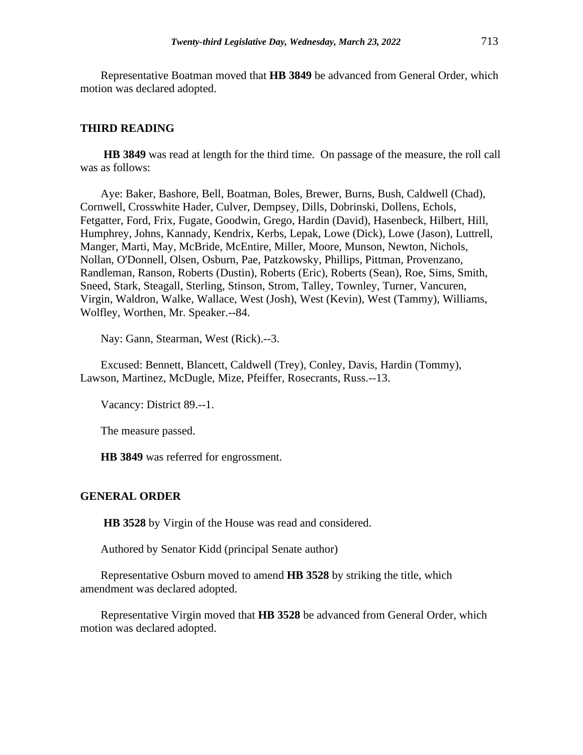Representative Boatman moved that **HB 3849** be advanced from General Order, which motion was declared adopted.

## THIRD READING

**HB 3849** was read at length for the third time. On passage of the measure, the roll call was as follows:

Aye: Baker, Bashore, Bell, Boatman, Boles, Brewer, Burns, Bush, Caldwell (Chad), Cornwell, Crosswhite Hader, Culver, Dempsey, Dills, Dobrinski, Dollens, Echols, Fetgatter, Ford, Frix, Fugate, Goodwin, Grego, Hardin (David), Hasenbeck, Hilbert, Hill, Humphrey, Johns, Kannady, Kendrix, Kerbs, Lepak, Lowe (Dick), Lowe (Jason), Luttrell, Manger, Marti, May, McBride, McEntire, Miller, Moore, Munson, Newton, Nichols, Nollan, O'Donnell, Olsen, Osburn, Pae, Patzkowsky, Phillips, Pittman, Provenzano, Randleman, Ranson, Roberts (Dustin), Roberts (Eric), Roberts (Sean), Roe, Sims, Smith, Sneed, Stark, Steagall, Sterling, Stinson, Strom, Talley, Townley, Turner, Vancuren, Virgin, Waldron, Walke, Wallace, West (Josh), West (Kevin), West (Tammy), Williams, Wolfley, Worthen, Mr. Speaker.--84.

Nay: Gann, Stearman, West (Rick).--3.

Excused: Bennett, Blancett, Caldwell (Trey), Conley, Davis, Hardin (Tommy), Lawson, Martinez, McDugle, Mize, Pfeiffer, Rosecrants, Russ.--13.

Vacancy: District 89.--1.

The measure passed.

**HB 3849** was referred for engrossment.

## GENERAL ORDER

**HB 3528** by Virgin of the House was read and considered.

Authored by Senator Kidd (principal Senate author)

Representative Osburn moved to amend **HB 3528** by striking the title, which amendment was declared adopted.

Representative Virgin moved that **HB 3528** be advanced from General Order, which motion was declared adopted.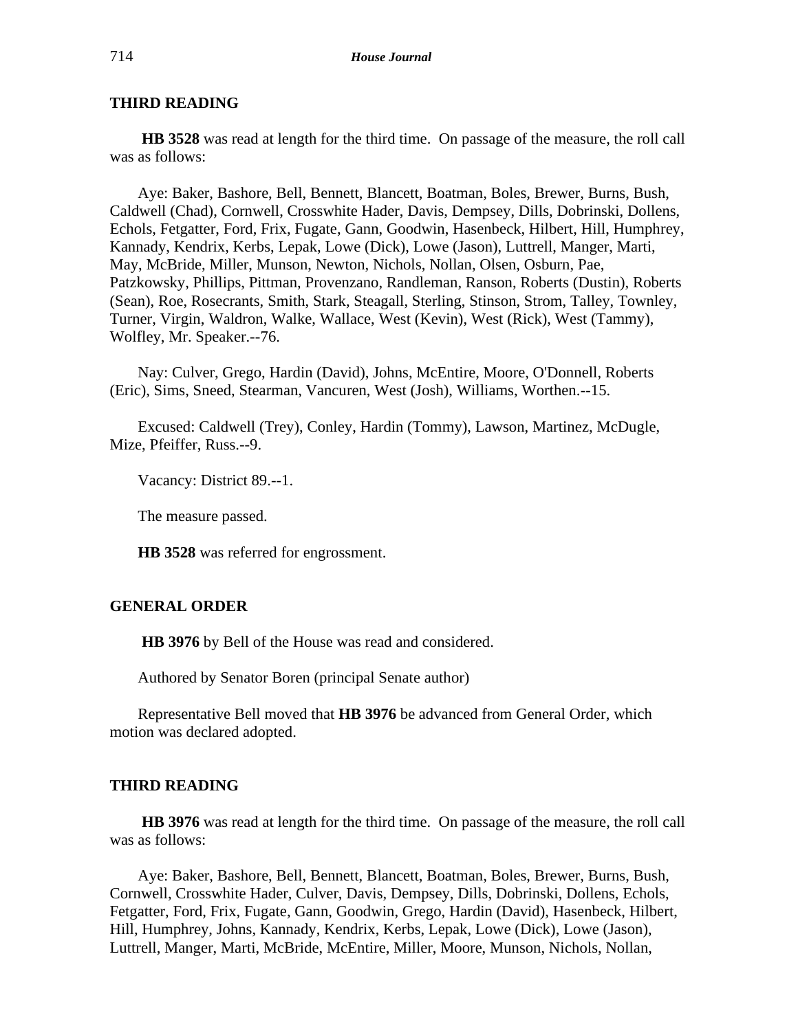## THIRD READING

**HB 3528** was read at length for the third time. On passage of the measure, the roll call was as follows:

Aye: Baker, Bashore, Bell, Bennett, Blancett, Boatman, Boles, Brewer, Burns, Bush, Caldwell (Chad), Cornwell, Crosswhite Hader, Davis, Dempsey, Dills, Dobrinski, Dollens, Echols, Fetgatter, Ford, Frix, Fugate, Gann, Goodwin, Hasenbeck, Hilbert, Hill, Humphrey, Kannady, Kendrix, Kerbs, Lepak, Lowe (Dick), Lowe (Jason), Luttrell, Manger, Marti, May, McBride, Miller, Munson, Newton, Nichols, Nollan, Olsen, Osburn, Pae, Patzkowsky, Phillips, Pittman, Provenzano, Randleman, Ranson, Roberts (Dustin), Roberts (Sean), Roe, Rosecrants, Smith, Stark, Steagall, Sterling, Stinson, Strom, Talley, Townley, Turner, Virgin, Waldron, Walke, Wallace, West (Kevin), West (Rick), West (Tammy), Wolfley, Mr. Speaker.--76.

Nay: Culver, Grego, Hardin (David), Johns, McEntire, Moore, O'Donnell, Roberts (Eric), Sims, Sneed, Stearman, Vancuren, West (Josh), Williams, Worthen.--15.

Excused: Caldwell (Trey), Conley, Hardin (Tommy), Lawson, Martinez, McDugle, Mize, Pfeiffer, Russ.--9.

Vacancy: District 89.--1.

The measure passed.

**HB 3528** was referred for engrossment.

## GENERAL ORDER

**HB 3976** by Bell of the House was read and considered.

Authored by Senator Boren (principal Senate author)

Representative Bell moved that **HB 3976** be advanced from General Order, which motion was declared adopted.

## THIRD READING

**HB 3976** was read at length for the third time. On passage of the measure, the roll call was as follows:

Aye: Baker, Bashore, Bell, Bennett, Blancett, Boatman, Boles, Brewer, Burns, Bush, Cornwell, Crosswhite Hader, Culver, Davis, Dempsey, Dills, Dobrinski, Dollens, Echols, Fetgatter, Ford, Frix, Fugate, Gann, Goodwin, Grego, Hardin (David), Hasenbeck, Hilbert, Hill, Humphrey, Johns, Kannady, Kendrix, Kerbs, Lepak, Lowe (Dick), Lowe (Jason), Luttrell, Manger, Marti, McBride, McEntire, Miller, Moore, Munson, Nichols, Nollan,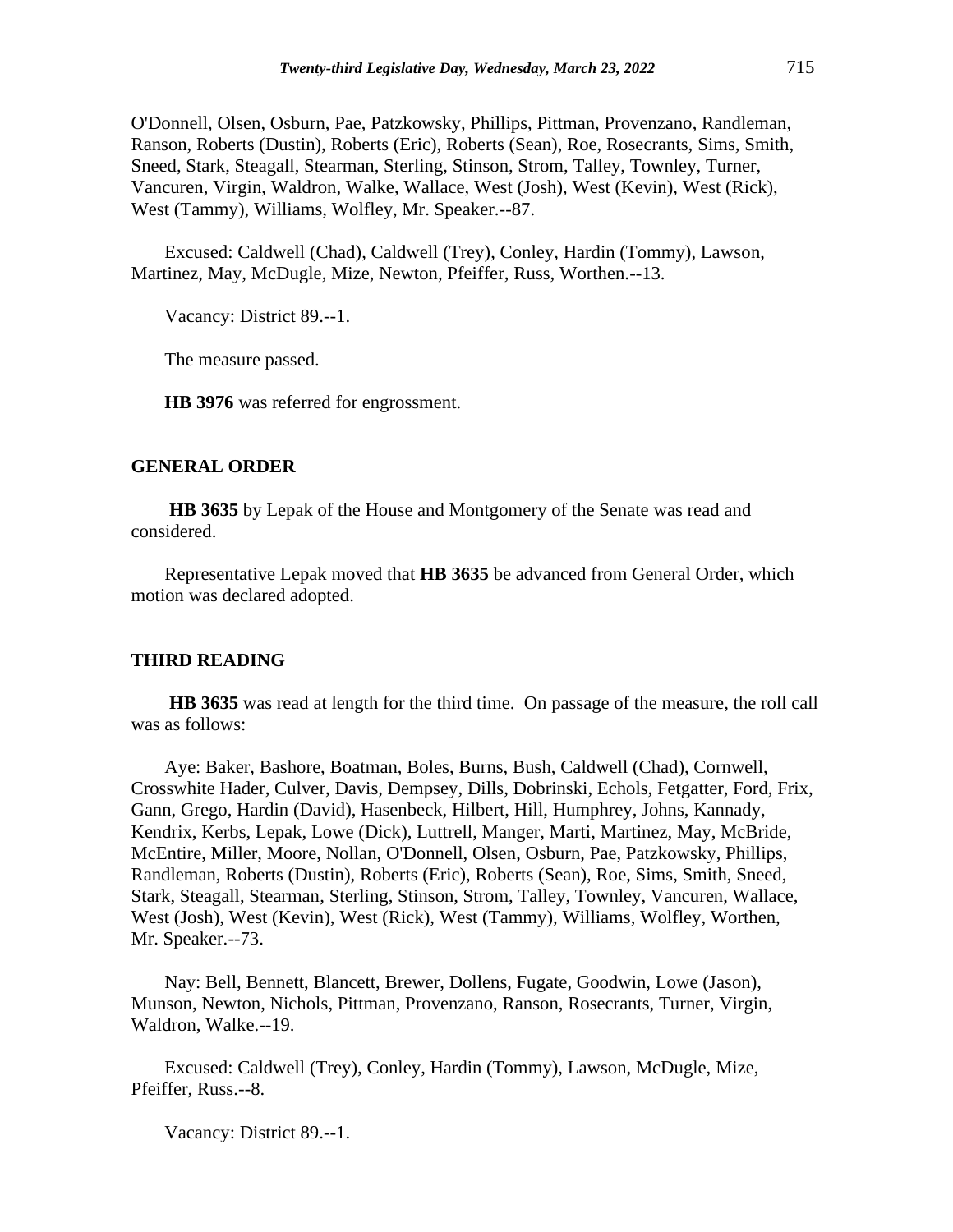O'Donnell, Olsen, Osburn, Pae, Patzkowsky, Phillips, Pittman, Provenzano, Randleman, Ranson, Roberts (Dustin), Roberts (Eric), Roberts (Sean), Roe, Rosecrants, Sims, Smith, Sneed, Stark, Steagall, Stearman, Sterling, Stinson, Strom, Talley, Townley, Turner, Vancuren, Virgin, Waldron, Walke, Wallace, West (Josh), West (Kevin), West (Rick), West (Tammy), Williams, Wolfley, Mr. Speaker.--87.

Excused: Caldwell (Chad), Caldwell (Trey), Conley, Hardin (Tommy), Lawson, Martinez, May, McDugle, Mize, Newton, Pfeiffer, Russ, Worthen.--13.

Vacancy: District 89.--1.

The measure passed.

**HB 3976** was referred for engrossment.

## GENERAL ORDER

**HB 3635** by Lepak of the House and Montgomery of the Senate was read and considered.

Representative Lepak moved that **HB 3635** be advanced from General Order, which motion was declared adopted.

## THIRD READING

**HB 3635** was read at length for the third time. On passage of the measure, the roll call was as follows:

Aye: Baker, Bashore, Boatman, Boles, Burns, Bush, Caldwell (Chad), Cornwell, Crosswhite Hader, Culver, Davis, Dempsey, Dills, Dobrinski, Echols, Fetgatter, Ford, Frix, Gann, Grego, Hardin (David), Hasenbeck, Hilbert, Hill, Humphrey, Johns, Kannady, Kendrix, Kerbs, Lepak, Lowe (Dick), Luttrell, Manger, Marti, Martinez, May, McBride, McEntire, Miller, Moore, Nollan, O'Donnell, Olsen, Osburn, Pae, Patzkowsky, Phillips, Randleman, Roberts (Dustin), Roberts (Eric), Roberts (Sean), Roe, Sims, Smith, Sneed, Stark, Steagall, Stearman, Sterling, Stinson, Strom, Talley, Townley, Vancuren, Wallace, West (Josh), West (Kevin), West (Rick), West (Tammy), Williams, Wolfley, Worthen, Mr. Speaker.--73.

Nay: Bell, Bennett, Blancett, Brewer, Dollens, Fugate, Goodwin, Lowe (Jason), Munson, Newton, Nichols, Pittman, Provenzano, Ranson, Rosecrants, Turner, Virgin, Waldron, Walke.--19.

Excused: Caldwell (Trey), Conley, Hardin (Tommy), Lawson, McDugle, Mize, Pfeiffer, Russ.--8.

Vacancy: District 89.--1.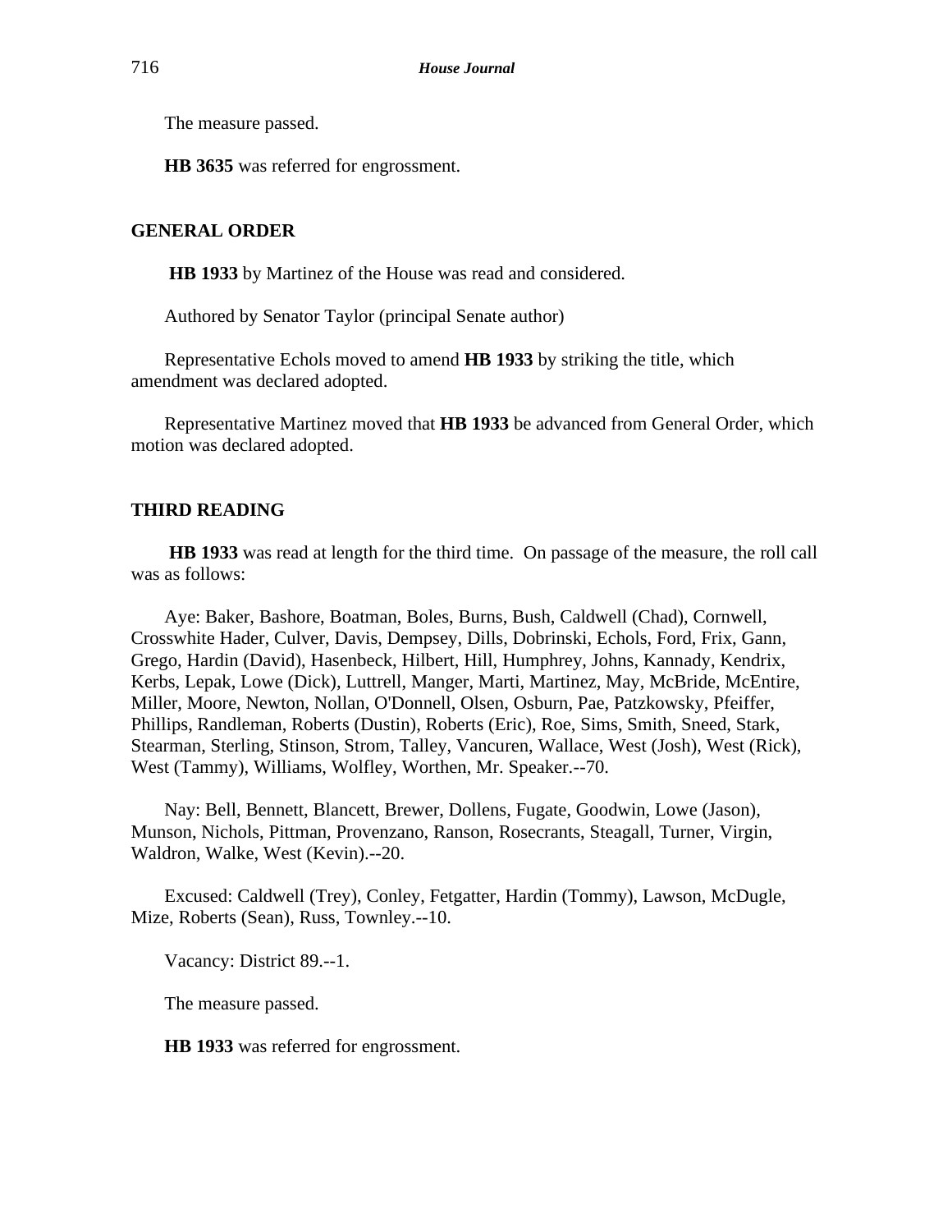The measure passed.

**HB 3635** was referred for engrossment.

## GENERAL ORDER

**HB 1933** by Martinez of the House was read and considered.

Authored by Senator Taylor (principal Senate author)

Representative Echols moved to amend **HB 1933** by striking the title, which amendment was declared adopted.

Representative Martinez moved that **HB 1933** be advanced from General Order, which motion was declared adopted.

## THIRD READING

**HB 1933** was read at length for the third time. On passage of the measure, the roll call was as follows:

Aye: Baker, Bashore, Boatman, Boles, Burns, Bush, Caldwell (Chad), Cornwell, Crosswhite Hader, Culver, Davis, Dempsey, Dills, Dobrinski, Echols, Ford, Frix, Gann, Grego, Hardin (David), Hasenbeck, Hilbert, Hill, Humphrey, Johns, Kannady, Kendrix, Kerbs, Lepak, Lowe (Dick), Luttrell, Manger, Marti, Martinez, May, McBride, McEntire, Miller, Moore, Newton, Nollan, O'Donnell, Olsen, Osburn, Pae, Patzkowsky, Pfeiffer, Phillips, Randleman, Roberts (Dustin), Roberts (Eric), Roe, Sims, Smith, Sneed, Stark, Stearman, Sterling, Stinson, Strom, Talley, Vancuren, Wallace, West (Josh), West (Rick), West (Tammy), Williams, Wolfley, Worthen, Mr. Speaker.--70.

Nay: Bell, Bennett, Blancett, Brewer, Dollens, Fugate, Goodwin, Lowe (Jason), Munson, Nichols, Pittman, Provenzano, Ranson, Rosecrants, Steagall, Turner, Virgin, Waldron, Walke, West (Kevin).--20.

Excused: Caldwell (Trey), Conley, Fetgatter, Hardin (Tommy), Lawson, McDugle, Mize, Roberts (Sean), Russ, Townley.--10.

Vacancy: District 89.--1.

The measure passed.

**HB 1933** was referred for engrossment.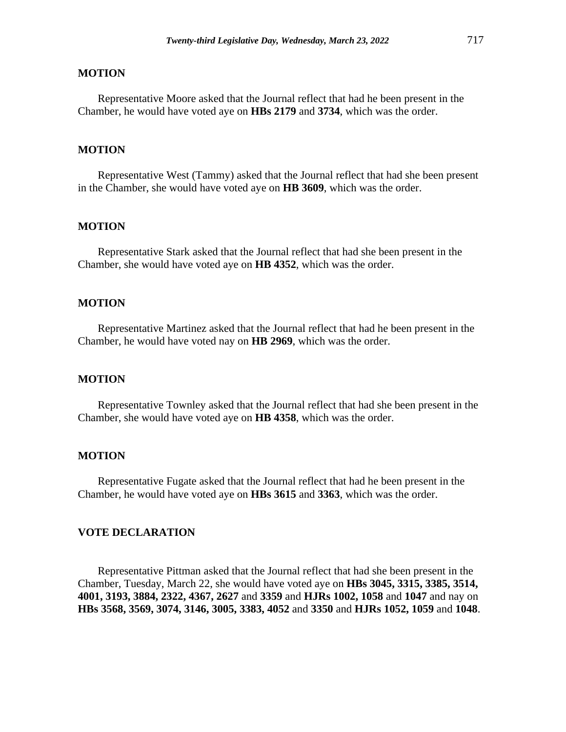## MOTION

Representative Moore asked that the Journal reflect that had he been present in the Chamber, he would have voted aye on **HBs 2179** and **3734**, which was the order.

## MOTION

Representative West (Tammy) asked that the Journal reflect that had she been present in the Chamber, she would have voted aye on **HB 3609**, which was the order.

## MOTION

Representative Stark asked that the Journal reflect that had she been present in the Chamber, she would have voted aye on **HB 4352**, which was the order.

## MOTION

Representative Martinez asked that the Journal reflect that had he been present in the Chamber, he would have voted nay on **HB 2969**, which was the order.

## MOTION

Representative Townley asked that the Journal reflect that had she been present in the Chamber, she would have voted aye on **HB 4358**, which was the order.

## MOTION

Representative Fugate asked that the Journal reflect that had he been present in the Chamber, he would have voted aye on **HBs 3615** and **3363**, which was the order.

## VOTE DECLARATION

Representative Pittman asked that the Journal reflect that had she been present in the Chamber, Tuesday, March 22, she would have voted aye on **HBs 3045, 3315, 3385, 3514, 4001, 3193, 3884, 2322, 4367, 2627** and **3359** and **HJRs 1002, 1058** and **1047** and nay on **HBs 3568, 3569, 3074, 3146, 3005, 3383, 4052** and **3350** and **HJRs 1052, 1059** and **1048**.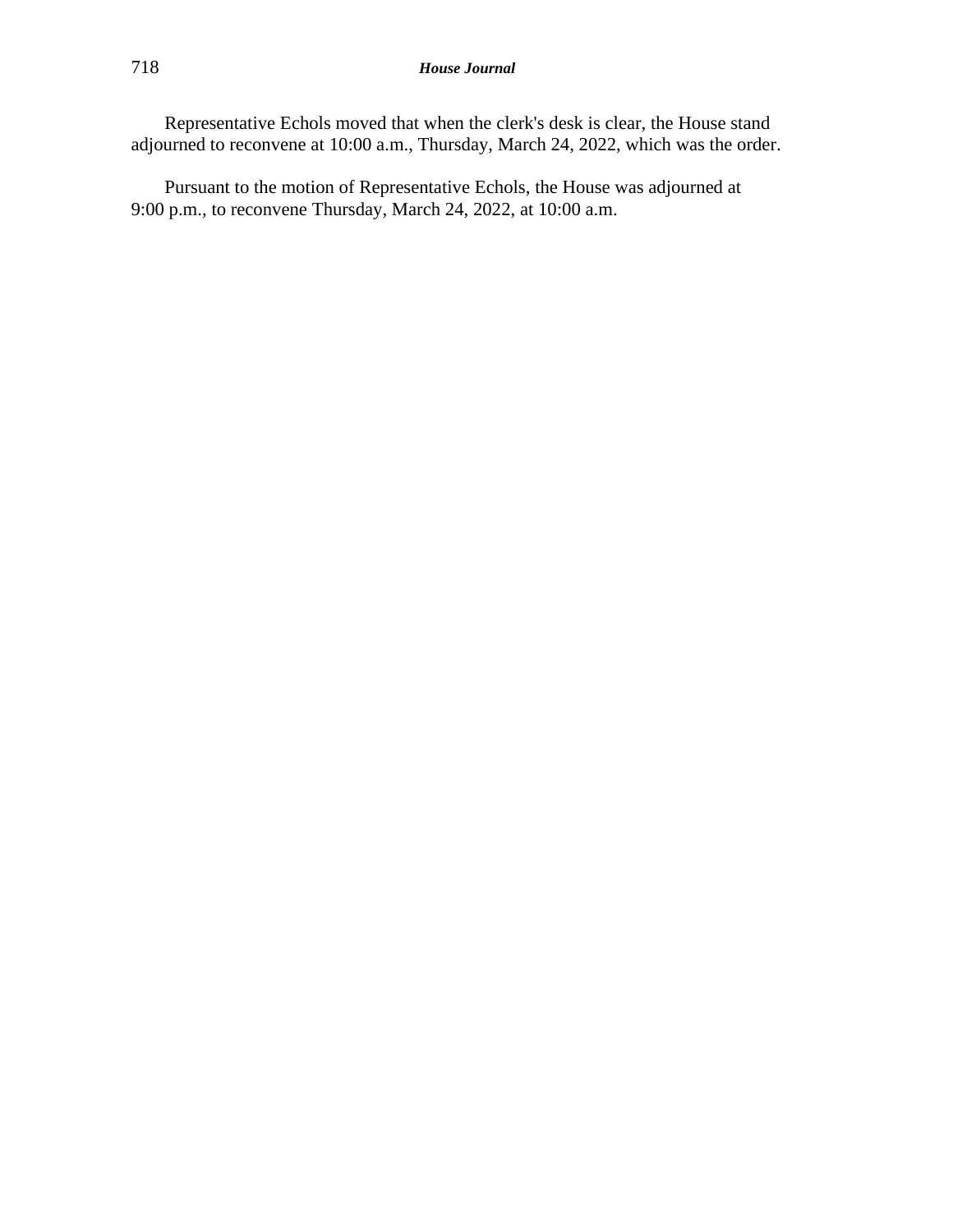Representative Echols moved that when the clerk's desk is clear, the House stand adjourned to reconvene at 10:00 a.m., Thursday, March 24, 2022, which was the order.

Pursuant to the motion of Representative Echols, the House was adjourned at 9:00 p.m., to reconvene Thursday, March 24, 2022, at 10:00 a.m.